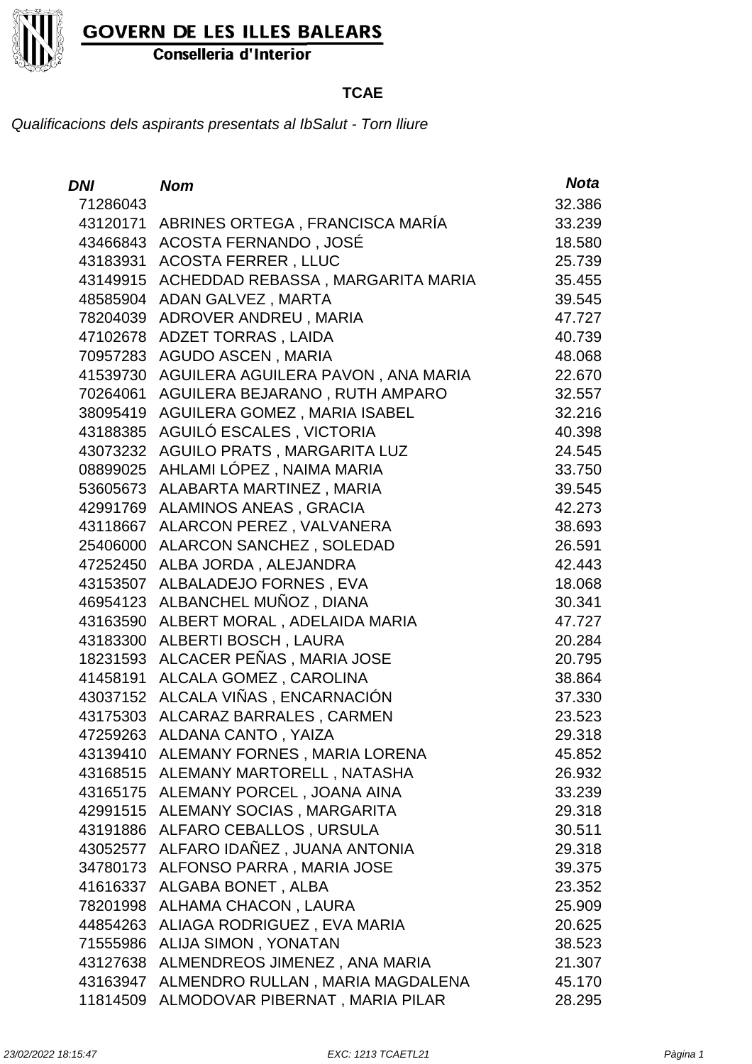GOVERN DE LES ILLES BALEARS

Conselleria d'Interior

**TCAE**

*Qualificacions dels aspirants presentats al IbSalut - Torn lliure*

| DNI | Nom | Nota |
|---|---|---|
| 71286043 | | 32.386 |
| 43120171 | ABRINES ORTEGA , FRANCISCA MARÍA | 33.239 |
| 43466843 | ACOSTA FERNANDO , JOSÉ | 18.580 |
| 43183931 | ACOSTA FERRER , LLUC | 25.739 |
| 43149915 | ACHEDDAD REBASSA , MARGARITA MARIA | 35.455 |
| 48585904 | ADAN GALVEZ , MARTA | 39.545 |
| 78204039 | ADROVER ANDREU , MARIA | 47.727 |
| 47102678 | ADZET TORRAS , LAIDA | 40.739 |
| 70957283 | AGUDO ASCEN , MARIA | 48.068 |
| 41539730 | AGUILERA AGUILERA PAVON , ANA MARIA | 22.670 |
| 70264061 | AGUILERA BEJARANO , RUTH AMPARO | 32.557 |
| 38095419 | AGUILERA GOMEZ , MARIA ISABEL | 32.216 |
| 43188385 | AGUILÓ ESCALES , VICTORIA | 40.398 |
| 43073232 | AGUILO PRATS , MARGARITA LUZ | 24.545 |
| 08899025 | AHLAMI LÓPEZ , NAIMA MARIA | 33.750 |
| 53605673 | ALABARTA MARTINEZ , MARIA | 39.545 |
| 42991769 | ALAMINOS ANEAS , GRACIA | 42.273 |
| 43118667 | ALARCON PEREZ , VALVANERA | 38.693 |
| 25406000 | ALARCON SANCHEZ , SOLEDAD | 26.591 |
| 47252450 | ALBA JORDA , ALEJANDRA | 42.443 |
| 43153507 | ALBALADEJO FORNES , EVA | 18.068 |
| 46954123 | ALBANCHEL MUÑOZ , DIANA | 30.341 |
| 43163590 | ALBERT MORAL , ADELAIDA MARIA | 47.727 |
| 43183300 | ALBERTI BOSCH , LAURA | 20.284 |
| 18231593 | ALCACER PEÑAS , MARIA JOSE | 20.795 |
| 41458191 | ALCALA GOMEZ , CAROLINA | 38.864 |
| 43037152 | ALCALA VIÑAS , ENCARNACIÓN | 37.330 |
| 43175303 | ALCARAZ BARRALES , CARMEN | 23.523 |
| 47259263 | ALDANA CANTO , YAIZA | 29.318 |
| 43139410 | ALEMANY FORNES , MARIA LORENA | 45.852 |
| 43168515 | ALEMANY MARTORELL , NATASHA | 26.932 |
| 43165175 | ALEMANY PORCEL , JOANA AINA | 33.239 |
| 42991515 | ALEMANY SOCIAS , MARGARITA | 29.318 |
| 43191886 | ALFARO CEBALLOS , URSULA | 30.511 |
| 43052577 | ALFARO IDAÑEZ , JUANA ANTONIA | 29.318 |
| 34780173 | ALFONSO PARRA , MARIA JOSE | 39.375 |
| 41616337 | ALGABA BONET , ALBA | 23.352 |
| 78201998 | ALHAMA CHACON , LAURA | 25.909 |
| 44854263 | ALIAGA RODRIGUEZ , EVA MARIA | 20.625 |
| 71555986 | ALIJA SIMON , YONATAN | 38.523 |
| 43127638 | ALMENDREOS JIMENEZ , ANA MARIA | 21.307 |
| 43163947 | ALMENDRO RULLAN , MARIA MAGDALENA | 45.170 |
| 11814509 | ALMODOVAR PIBERNAT , MARIA PILAR | 28.295 |

*23/02/2022 18:15:47* *EXC: 1213 TCAETL21*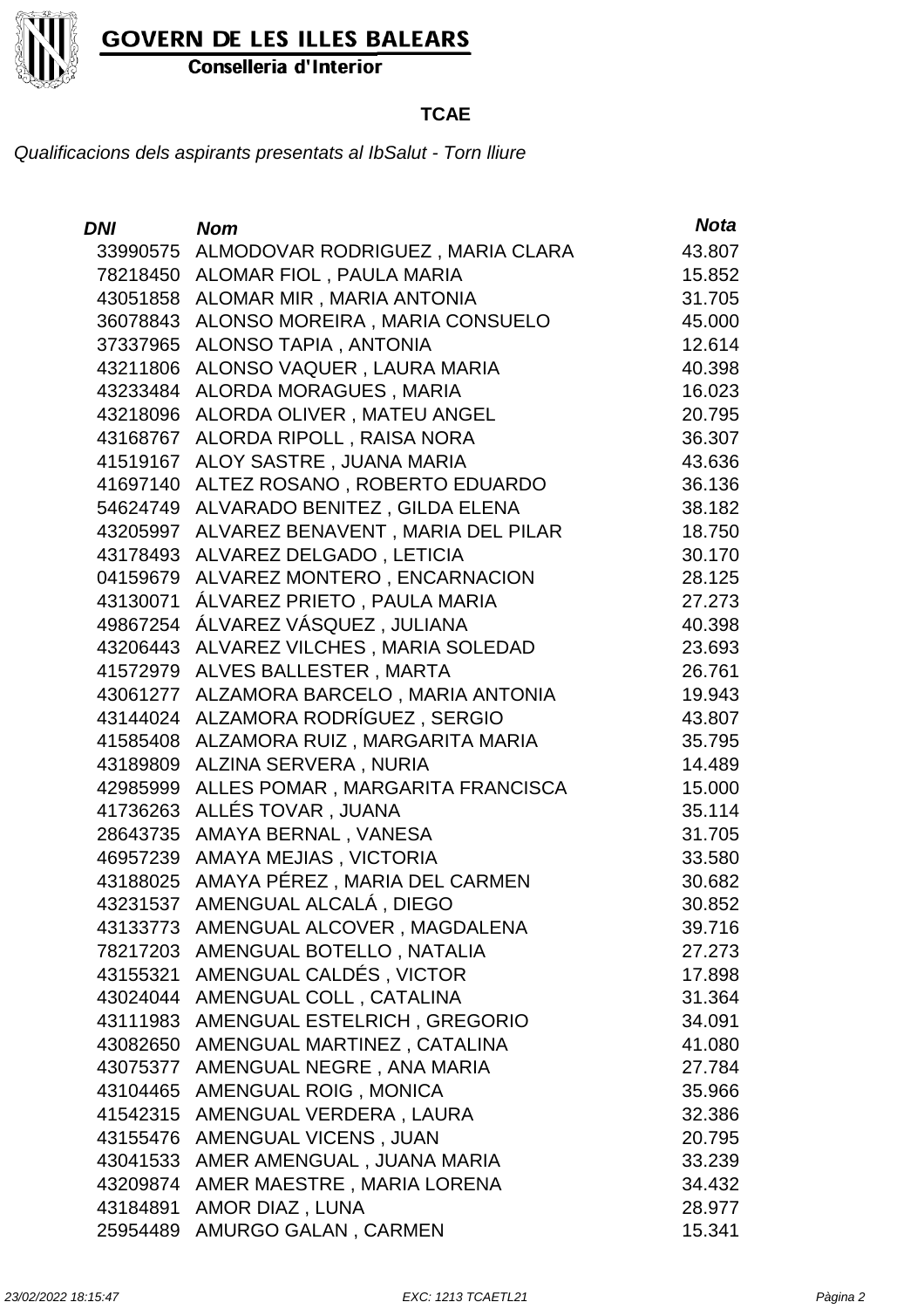**GOVERN DE LES ILLES BALEARS**
**Conselleria d'Interior**

**TCAE**

*Qualificacions dels aspirants presentats al IbSalut - Torn lliure*

| *DNI* | *Nom* | *Nota* |
|---|---|---|
| 33990575 | ALMODOVAR RODRIGUEZ , MARIA CLARA | 43.807 |
| 78218450 | ALOMAR FIOL , PAULA MARIA | 15.852 |
| 43051858 | ALOMAR MIR , MARIA ANTONIA | 31.705 |
| 36078843 | ALONSO MOREIRA , MARIA CONSUELO | 45.000 |
| 37337965 | ALONSO TAPIA , ANTONIA | 12.614 |
| 43211806 | ALONSO VAQUER , LAURA MARIA | 40.398 |
| 43233484 | ALORDA MORAGUES , MARIA | 16.023 |
| 43218096 | ALORDA OLIVER , MATEU ANGEL | 20.795 |
| 43168767 | ALORDA RIPOLL , RAISA NORA | 36.307 |
| 41519167 | ALOY SASTRE , JUANA MARIA | 43.636 |
| 41697140 | ALTEZ ROSANO , ROBERTO EDUARDO | 36.136 |
| 54624749 | ALVARADO BENITEZ , GILDA ELENA | 38.182 |
| 43205997 | ALVAREZ BENAVENT , MARIA DEL PILAR | 18.750 |
| 43178493 | ALVAREZ DELGADO , LETICIA | 30.170 |
| 04159679 | ALVAREZ MONTERO , ENCARNACION | 28.125 |
| 43130071 | ÁLVAREZ PRIETO , PAULA MARIA | 27.273 |
| 49867254 | ÁLVAREZ VÁSQUEZ , JULIANA | 40.398 |
| 43206443 | ALVAREZ VILCHES , MARIA SOLEDAD | 23.693 |
| 41572979 | ALVES BALLESTER , MARTA | 26.761 |
| 43061277 | ALZAMORA BARCELO , MARIA ANTONIA | 19.943 |
| 43144024 | ALZAMORA RODRÍGUEZ , SERGIO | 43.807 |
| 41585408 | ALZAMORA RUIZ , MARGARITA MARIA | 35.795 |
| 43189809 | ALZINA SERVERA , NURIA | 14.489 |
| 42985999 | ALLES POMAR , MARGARITA FRANCISCA | 15.000 |
| 41736263 | ALLÉS TOVAR , JUANA | 35.114 |
| 28643735 | AMAYA BERNAL , VANESA | 31.705 |
| 46957239 | AMAYA MEJIAS , VICTORIA | 33.580 |
| 43188025 | AMAYA PÉREZ , MARIA DEL CARMEN | 30.682 |
| 43231537 | AMENGUAL ALCALÁ , DIEGO | 30.852 |
| 43133773 | AMENGUAL ALCOVER , MAGDALENA | 39.716 |
| 78217203 | AMENGUAL BOTELLO , NATALIA | 27.273 |
| 43155321 | AMENGUAL CALDÉS , VICTOR | 17.898 |
| 43024044 | AMENGUAL COLL , CATALINA | 31.364 |
| 43111983 | AMENGUAL ESTELRICH , GREGORIO | 34.091 |
| 43082650 | AMENGUAL MARTINEZ , CATALINA | 41.080 |
| 43075377 | AMENGUAL NEGRE , ANA MARIA | 27.784 |
| 43104465 | AMENGUAL ROIG , MONICA | 35.966 |
| 41542315 | AMENGUAL VERDERA , LAURA | 32.386 |
| 43155476 | AMENGUAL VICENS , JUAN | 20.795 |
| 43041533 | AMER AMENGUAL , JUANA MARIA | 33.239 |
| 43209874 | AMER MAESTRE , MARIA LORENA | 34.432 |
| 43184891 | AMOR DIAZ , LUNA | 28.977 |
| 25954489 | AMURGO GALAN , CARMEN | 15.341 |

*23/02/2022 18:15:47* *EXC: 1213 TCAETL21*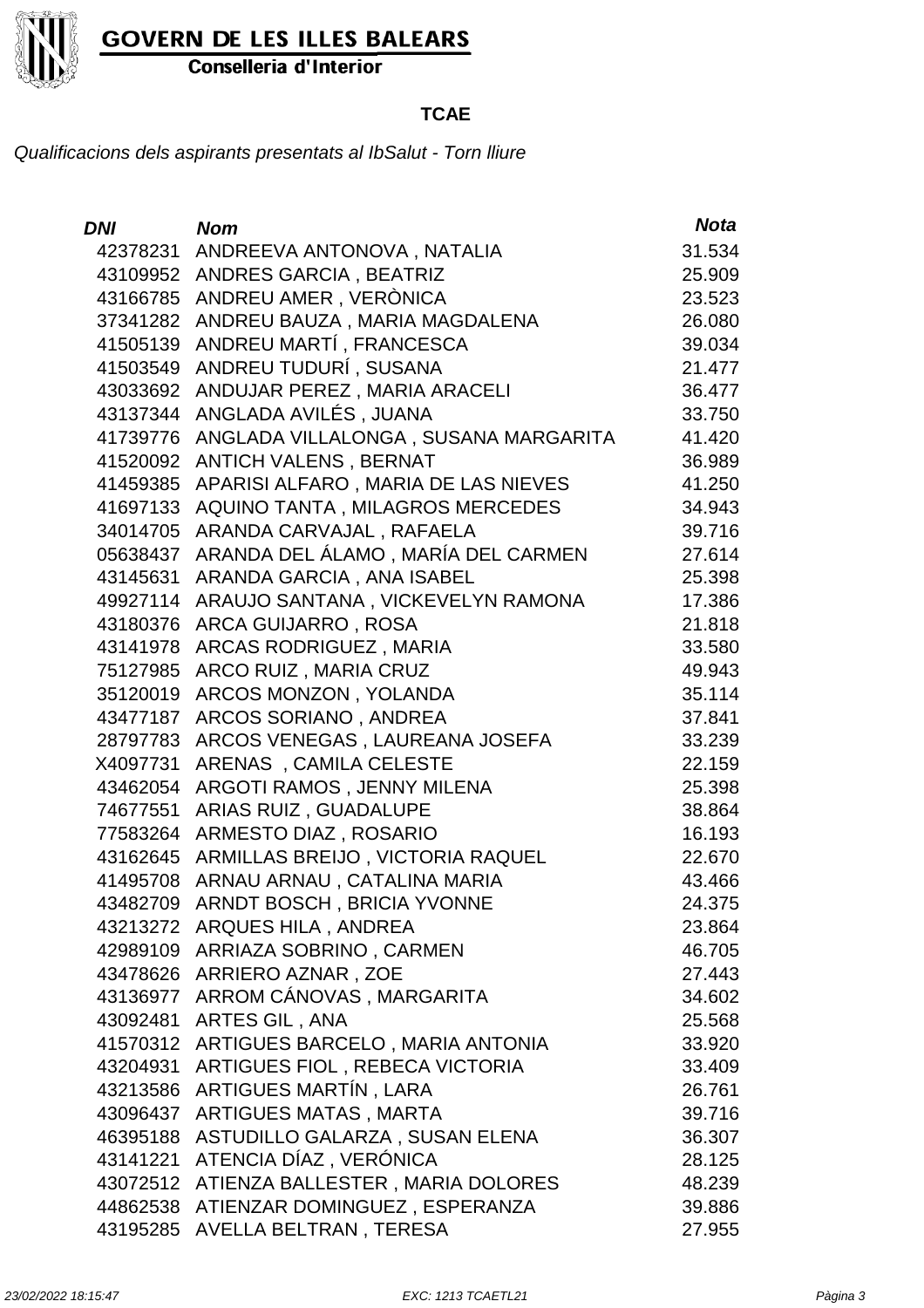**GOVERN DE LES ILLES BALEARS**
**Conselleria d'Interior**

**TCAE**

*Qualificacions dels aspirants presentats al IbSalut - Torn lliure*

| DNI | Nom | Nota |
|---|---|---|
| 42378231 | ANDREEVA ANTONOVA , NATALIA | 31.534 |
| 43109952 | ANDRES GARCIA , BEATRIZ | 25.909 |
| 43166785 | ANDREU AMER , VERÒNICA | 23.523 |
| 37341282 | ANDREU BAUZA , MARIA MAGDALENA | 26.080 |
| 41505139 | ANDREU MARTÍ , FRANCESCA | 39.034 |
| 41503549 | ANDREU TUDURÍ , SUSANA | 21.477 |
| 43033692 | ANDUJAR PEREZ , MARIA ARACELI | 36.477 |
| 43137344 | ANGLADA AVILÉS , JUANA | 33.750 |
| 41739776 | ANGLADA VILLALONGA , SUSANA MARGARITA | 41.420 |
| 41520092 | ANTICH VALENS , BERNAT | 36.989 |
| 41459385 | APARISI ALFARO , MARIA DE LAS NIEVES | 41.250 |
| 41697133 | AQUINO TANTA , MILAGROS MERCEDES | 34.943 |
| 34014705 | ARANDA CARVAJAL , RAFAELA | 39.716 |
| 05638437 | ARANDA DEL ÁLAMO , MARÍA DEL CARMEN | 27.614 |
| 43145631 | ARANDA GARCIA , ANA ISABEL | 25.398 |
| 49927114 | ARAUJO SANTANA , VICKEVELYN RAMONA | 17.386 |
| 43180376 | ARCA GUIJARRO , ROSA | 21.818 |
| 43141978 | ARCAS RODRIGUEZ , MARIA | 33.580 |
| 75127985 | ARCO RUIZ , MARIA CRUZ | 49.943 |
| 35120019 | ARCOS MONZON , YOLANDA | 35.114 |
| 43477187 | ARCOS SORIANO , ANDREA | 37.841 |
| 28797783 | ARCOS VENEGAS , LAUREANA JOSEFA | 33.239 |
| X4097731 | ARENAS , CAMILA CELESTE | 22.159 |
| 43462054 | ARGOTI RAMOS , JENNY MILENA | 25.398 |
| 74677551 | ARIAS RUIZ , GUADALUPE | 38.864 |
| 77583264 | ARMESTO DIAZ , ROSARIO | 16.193 |
| 43162645 | ARMILLAS BREIJO , VICTORIA RAQUEL | 22.670 |
| 41495708 | ARNAU ARNAU , CATALINA MARIA | 43.466 |
| 43482709 | ARNDT BOSCH , BRICIA YVONNE | 24.375 |
| 43213272 | ARQUES HILA , ANDREA | 23.864 |
| 42989109 | ARRIAZA SOBRINO , CARMEN | 46.705 |
| 43478626 | ARRIERO AZNAR , ZOE | 27.443 |
| 43136977 | ARROM CÁNOVAS , MARGARITA | 34.602 |
| 43092481 | ARTES GIL , ANA | 25.568 |
| 41570312 | ARTIGUES BARCELO , MARIA ANTONIA | 33.920 |
| 43204931 | ARTIGUES FIOL , REBECA VICTORIA | 33.409 |
| 43213586 | ARTIGUES MARTÍN , LARA | 26.761 |
| 43096437 | ARTIGUES MATAS , MARTA | 39.716 |
| 46395188 | ASTUDILLO GALARZA , SUSAN ELENA | 36.307 |
| 43141221 | ATENCIA DÍAZ , VERÓNICA | 28.125 |
| 43072512 | ATIENZA BALLESTER , MARIA DOLORES | 48.239 |
| 44862538 | ATIENZAR DOMINGUEZ , ESPERANZA | 39.886 |
| 43195285 | AVELLA BELTRAN , TERESA | 27.955 |

*23/02/2022 18:15:47* *EXC: 1213 TCAETL21*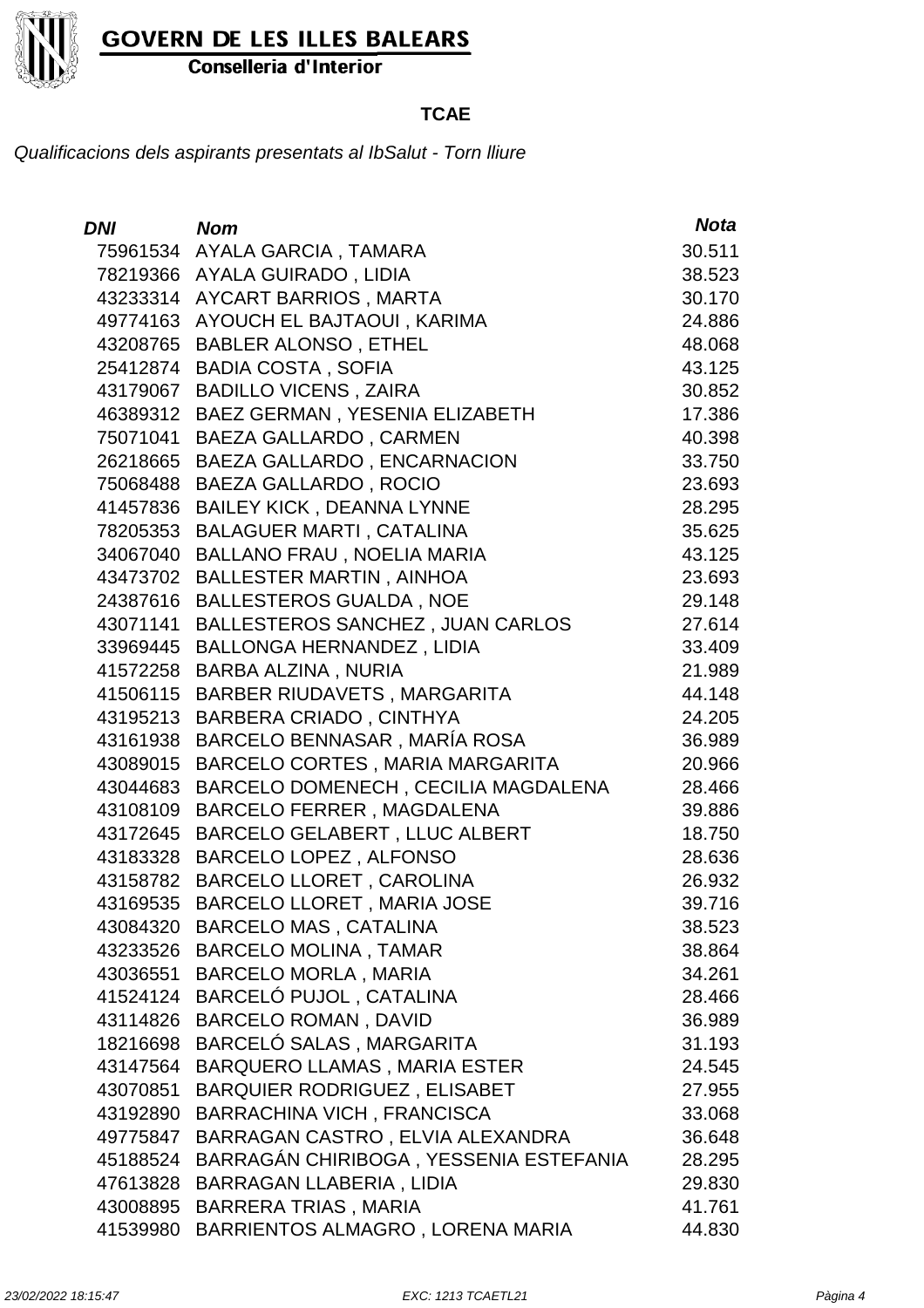GOVERN DE LES ILLES BALEARS

Conselleria d'Interior

**TCAE**

*Qualificacions dels aspirants presentats al IbSalut - Torn lliure*

| *DNI* | *Nom* | *Nota* |
|---|---|---|
| 75961534 | AYALA GARCIA , TAMARA | 30.511 |
| 78219366 | AYALA GUIRADO , LIDIA | 38.523 |
| 43233314 | AYCART BARRIOS , MARTA | 30.170 |
| 49774163 | AYOUCH EL BAJTAOUI , KARIMA | 24.886 |
| 43208765 | BABLER ALONSO , ETHEL | 48.068 |
| 25412874 | BADIA COSTA , SOFIA | 43.125 |
| 43179067 | BADILLO VICENS , ZAIRA | 30.852 |
| 46389312 | BAEZ GERMAN , YESENIA ELIZABETH | 17.386 |
| 75071041 | BAEZA GALLARDO , CARMEN | 40.398 |
| 26218665 | BAEZA GALLARDO , ENCARNACION | 33.750 |
| 75068488 | BAEZA GALLARDO , ROCIO | 23.693 |
| 41457836 | BAILEY KICK , DEANNA LYNNE | 28.295 |
| 78205353 | BALAGUER MARTI , CATALINA | 35.625 |
| 34067040 | BALLANO FRAU , NOELIA MARIA | 43.125 |
| 43473702 | BALLESTER MARTIN , AINHOA | 23.693 |
| 24387616 | BALLESTEROS GUALDA , NOE | 29.148 |
| 43071141 | BALLESTEROS SANCHEZ , JUAN CARLOS | 27.614 |
| 33969445 | BALLONGA HERNANDEZ , LIDIA | 33.409 |
| 41572258 | BARBA ALZINA , NURIA | 21.989 |
| 41506115 | BARBER RIUDAVETS , MARGARITA | 44.148 |
| 43195213 | BARBERA CRIADO , CINTHYA | 24.205 |
| 43161938 | BARCELO BENNASAR , MARÍA ROSA | 36.989 |
| 43089015 | BARCELO CORTES , MARIA MARGARITA | 20.966 |
| 43044683 | BARCELO DOMENECH , CECILIA MAGDALENA | 28.466 |
| 43108109 | BARCELO FERRER , MAGDALENA | 39.886 |
| 43172645 | BARCELO GELABERT , LLUC ALBERT | 18.750 |
| 43183328 | BARCELO LOPEZ , ALFONSO | 28.636 |
| 43158782 | BARCELO LLORET , CAROLINA | 26.932 |
| 43169535 | BARCELO LLORET , MARIA JOSE | 39.716 |
| 43084320 | BARCELO MAS , CATALINA | 38.523 |
| 43233526 | BARCELO MOLINA , TAMAR | 38.864 |
| 43036551 | BARCELO MORLA , MARIA | 34.261 |
| 41524124 | BARCELÓ PUJOL , CATALINA | 28.466 |
| 43114826 | BARCELO ROMAN , DAVID | 36.989 |
| 18216698 | BARCELÓ SALAS , MARGARITA | 31.193 |
| 43147564 | BARQUERO LLAMAS , MARIA ESTER | 24.545 |
| 43070851 | BARQUIER RODRIGUEZ , ELISABET | 27.955 |
| 43192890 | BARRACHINA VICH , FRANCISCA | 33.068 |
| 49775847 | BARRAGAN CASTRO , ELVIA ALEXANDRA | 36.648 |
| 45188524 | BARRAGÁN CHIRIBOGA , YESSENIA ESTEFANIA | 28.295 |
| 47613828 | BARRAGAN LLABERIA , LIDIA | 29.830 |
| 43008895 | BARRERA TRIAS , MARIA | 41.761 |
| 41539980 | BARRIENTOS ALMAGRO , LORENA MARIA | 44.830 |

*23/02/2022 18:15:47* *EXC: 1213 TCAETL21*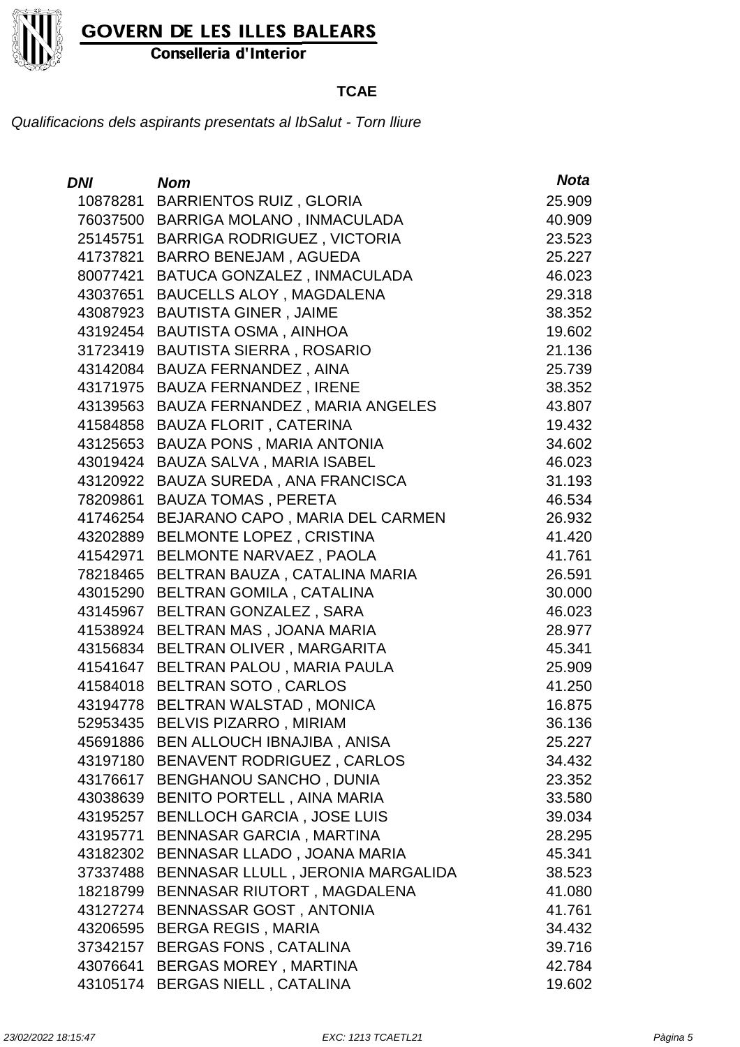**TCAE**

*Qualificacions dels aspirants presentats al IbSalut - Torn lliure*

| DNI | Nom | Nota |
|---|---|---|
| 10878281 | BARRIENTOS RUIZ , GLORIA | 25.909 |
| 76037500 | BARRIGA MOLANO , INMACULADA | 40.909 |
| 25145751 | BARRIGA RODRIGUEZ , VICTORIA | 23.523 |
| 41737821 | BARRO BENEJAM , AGUEDA | 25.227 |
| 80077421 | BATUCA GONZALEZ , INMACULADA | 46.023 |
| 43037651 | BAUCELLS ALOY , MAGDALENA | 29.318 |
| 43087923 | BAUTISTA GINER , JAIME | 38.352 |
| 43192454 | BAUTISTA OSMA , AINHOA | 19.602 |
| 31723419 | BAUTISTA SIERRA , ROSARIO | 21.136 |
| 43142084 | BAUZA FERNANDEZ , AINA | 25.739 |
| 43171975 | BAUZA FERNANDEZ , IRENE | 38.352 |
| 43139563 | BAUZA FERNANDEZ , MARIA ANGELES | 43.807 |
| 41584858 | BAUZA FLORIT , CATERINA | 19.432 |
| 43125653 | BAUZA PONS , MARIA ANTONIA | 34.602 |
| 43019424 | BAUZA SALVA , MARIA ISABEL | 46.023 |
| 43120922 | BAUZA SUREDA , ANA FRANCISCA | 31.193 |
| 78209861 | BAUZA TOMAS , PERETA | 46.534 |
| 41746254 | BEJARANO CAPO , MARIA DEL CARMEN | 26.932 |
| 43202889 | BELMONTE LOPEZ , CRISTINA | 41.420 |
| 41542971 | BELMONTE NARVAEZ , PAOLA | 41.761 |
| 78218465 | BELTRAN BAUZA , CATALINA MARIA | 26.591 |
| 43015290 | BELTRAN GOMILA , CATALINA | 30.000 |
| 43145967 | BELTRAN GONZALEZ , SARA | 46.023 |
| 41538924 | BELTRAN MAS , JOANA MARIA | 28.977 |
| 43156834 | BELTRAN OLIVER , MARGARITA | 45.341 |
| 41541647 | BELTRAN PALOU , MARIA PAULA | 25.909 |
| 41584018 | BELTRAN SOTO , CARLOS | 41.250 |
| 43194778 | BELTRAN WALSTAD , MONICA | 16.875 |
| 52953435 | BELVIS PIZARRO , MIRIAM | 36.136 |
| 45691886 | BEN ALLOUCH IBNAJIBA , ANISA | 25.227 |
| 43197180 | BENAVENT RODRIGUEZ , CARLOS | 34.432 |
| 43176617 | BENGHANOU SANCHO , DUNIA | 23.352 |
| 43038639 | BENITO PORTELL , AINA MARIA | 33.580 |
| 43195257 | BENLLOCH GARCIA , JOSE LUIS | 39.034 |
| 43195771 | BENNASAR GARCIA , MARTINA | 28.295 |
| 43182302 | BENNASAR LLADO , JOANA MARIA | 45.341 |
| 37337488 | BENNASAR LLULL , JERONIA MARGALIDA | 38.523 |
| 18218799 | BENNASAR RIUTORT , MAGDALENA | 41.080 |
| 43127274 | BENNASSAR GOST , ANTONIA | 41.761 |
| 43206595 | BERGA REGIS , MARIA | 34.432 |
| 37342157 | BERGAS FONS , CATALINA | 39.716 |
| 43076641 | BERGAS MOREY , MARTINA | 42.784 |
| 43105174 | BERGAS NIELL , CATALINA | 19.602 |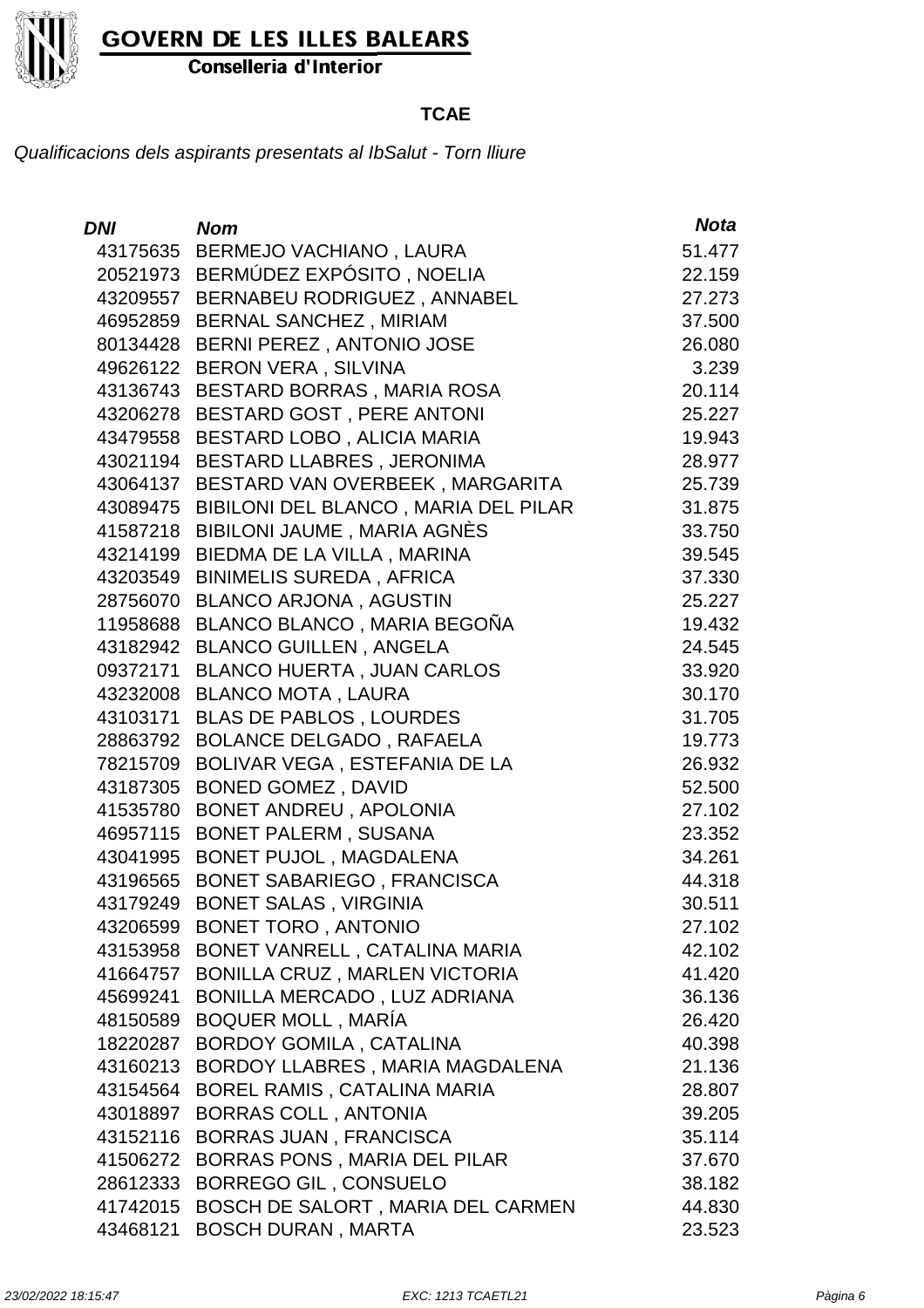**GOVERN DE LES ILLES BALEARS**
**Conselleria d'Interior**

**TCAE**

*Qualificacions dels aspirants presentats al IbSalut - Torn lliure*

| *DNI* | *Nom* | *Nota* |
|---|---|---|
| 43175635 | BERMEJO VACHIANO , LAURA | 51.477 |
| 20521973 | BERMÚDEZ EXPÓSITO , NOELIA | 22.159 |
| 43209557 | BERNABEU RODRIGUEZ , ANNABEL | 27.273 |
| 46952859 | BERNAL SANCHEZ , MIRIAM | 37.500 |
| 80134428 | BERNI PEREZ , ANTONIO JOSE | 26.080 |
| 49626122 | BERON VERA , SILVINA | 3.239 |
| 43136743 | BESTARD BORRAS , MARIA ROSA | 20.114 |
| 43206278 | BESTARD GOST , PERE ANTONI | 25.227 |
| 43479558 | BESTARD LOBO , ALICIA MARIA | 19.943 |
| 43021194 | BESTARD LLABRES , JERONIMA | 28.977 |
| 43064137 | BESTARD VAN OVERBEEK , MARGARITA | 25.739 |
| 43089475 | BIBILONI DEL BLANCO , MARIA DEL PILAR | 31.875 |
| 41587218 | BIBILONI JAUME , MARIA AGNÈS | 33.750 |
| 43214199 | BIEDMA DE LA VILLA , MARINA | 39.545 |
| 43203549 | BINIMELIS SUREDA , AFRICA | 37.330 |
| 28756070 | BLANCO ARJONA , AGUSTIN | 25.227 |
| 11958688 | BLANCO BLANCO , MARIA BEGOÑA | 19.432 |
| 43182942 | BLANCO GUILLEN , ANGELA | 24.545 |
| 09372171 | BLANCO HUERTA , JUAN CARLOS | 33.920 |
| 43232008 | BLANCO MOTA , LAURA | 30.170 |
| 43103171 | BLAS DE PABLOS , LOURDES | 31.705 |
| 28863792 | BOLANCE DELGADO , RAFAELA | 19.773 |
| 78215709 | BOLIVAR VEGA , ESTEFANIA DE LA | 26.932 |
| 43187305 | BONED GOMEZ , DAVID | 52.500 |
| 41535780 | BONET ANDREU , APOLONIA | 27.102 |
| 46957115 | BONET PALERM , SUSANA | 23.352 |
| 43041995 | BONET PUJOL , MAGDALENA | 34.261 |
| 43196565 | BONET SABARIEGO , FRANCISCA | 44.318 |
| 43179249 | BONET SALAS , VIRGINIA | 30.511 |
| 43206599 | BONET TORO , ANTONIO | 27.102 |
| 43153958 | BONET VANRELL , CATALINA MARIA | 42.102 |
| 41664757 | BONILLA CRUZ , MARLEN VICTORIA | 41.420 |
| 45699241 | BONILLA MERCADO , LUZ ADRIANA | 36.136 |
| 48150589 | BOQUER MOLL , MARÍA | 26.420 |
| 18220287 | BORDOY GOMILA , CATALINA | 40.398 |
| 43160213 | BORDOY LLABRES , MARIA MAGDALENA | 21.136 |
| 43154564 | BOREL RAMIS , CATALINA MARIA | 28.807 |
| 43018897 | BORRAS COLL , ANTONIA | 39.205 |
| 43152116 | BORRAS JUAN , FRANCISCA | 35.114 |
| 41506272 | BORRAS PONS , MARIA DEL PILAR | 37.670 |
| 28612333 | BORREGO GIL , CONSUELO | 38.182 |
| 41742015 | BOSCH DE SALORT , MARIA DEL CARMEN | 44.830 |
| 43468121 | BOSCH DURAN , MARTA | 23.523 |

*23/02/2022 18:15:47* *EXC: 1213 TCAETL21*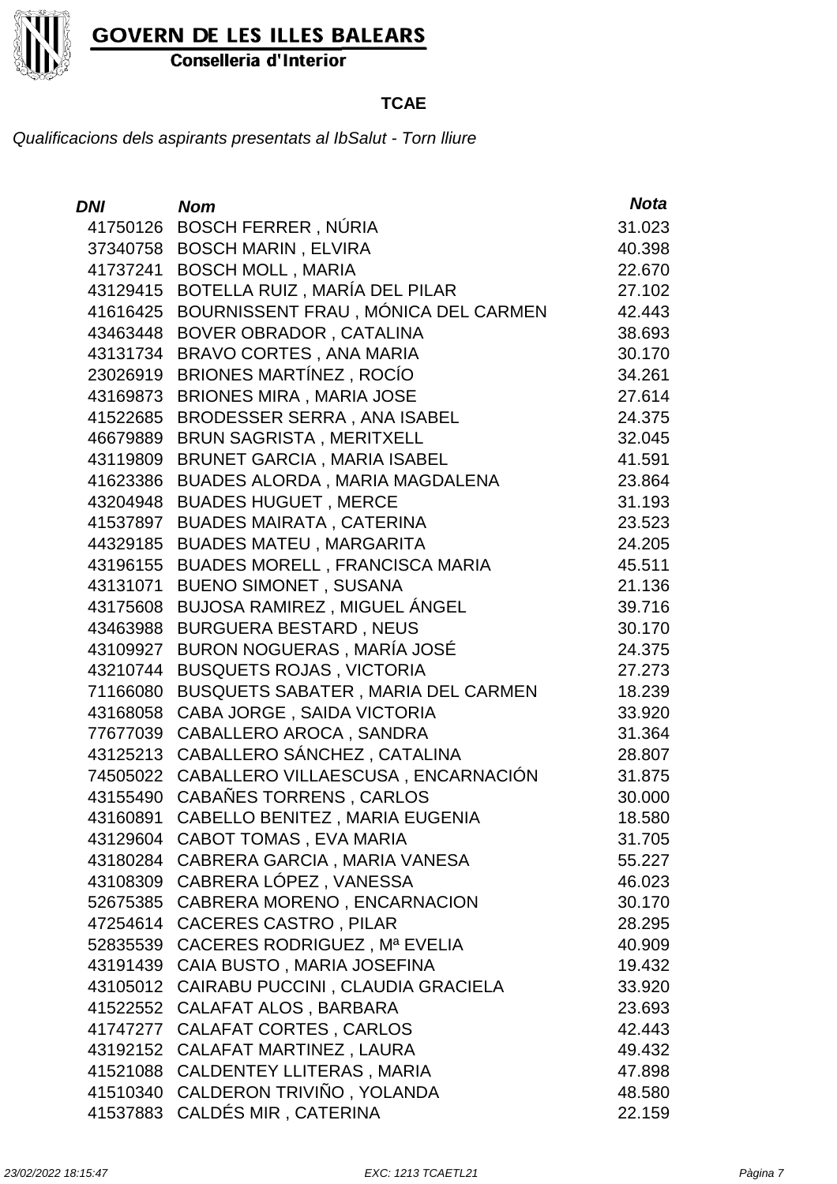**TCAE**

*Qualificacions dels aspirants presentats al IbSalut - Torn lliure*

| DNI | Nom | Nota |
| --- | --- | --- |
| 41750126 | BOSCH FERRER , NÚRIA | 31.023 |
| 37340758 | BOSCH MARIN , ELVIRA | 40.398 |
| 41737241 | BOSCH MOLL , MARIA | 22.670 |
| 43129415 | BOTELLA RUIZ , MARÍA DEL PILAR | 27.102 |
| 41616425 | BOURNISSENT FRAU , MÓNICA DEL CARMEN | 42.443 |
| 43463448 | BOVER OBRADOR , CATALINA | 38.693 |
| 43131734 | BRAVO CORTES , ANA MARIA | 30.170 |
| 23026919 | BRIONES MARTÍNEZ , ROCÍO | 34.261 |
| 43169873 | BRIONES MIRA , MARIA JOSE | 27.614 |
| 41522685 | BRODESSER SERRA , ANA ISABEL | 24.375 |
| 46679889 | BRUN SAGRISTA , MERITXELL | 32.045 |
| 43119809 | BRUNET GARCIA , MARIA ISABEL | 41.591 |
| 41623386 | BUADES ALORDA , MARIA MAGDALENA | 23.864 |
| 43204948 | BUADES HUGUET , MERCE | 31.193 |
| 41537897 | BUADES MAIRATA , CATERINA | 23.523 |
| 44329185 | BUADES MATEU , MARGARITA | 24.205 |
| 43196155 | BUADES MORELL , FRANCISCA MARIA | 45.511 |
| 43131071 | BUENO SIMONET , SUSANA | 21.136 |
| 43175608 | BUJOSA RAMIREZ , MIGUEL ÁNGEL | 39.716 |
| 43463988 | BURGUERA BESTARD , NEUS | 30.170 |
| 43109927 | BURON NOGUERAS , MARÍA JOSÉ | 24.375 |
| 43210744 | BUSQUETS ROJAS , VICTORIA | 27.273 |
| 71166080 | BUSQUETS SABATER , MARIA DEL CARMEN | 18.239 |
| 43168058 | CABA JORGE , SAIDA VICTORIA | 33.920 |
| 77677039 | CABALLERO AROCA , SANDRA | 31.364 |
| 43125213 | CABALLERO SÁNCHEZ , CATALINA | 28.807 |
| 74505022 | CABALLERO VILLAESCUSA , ENCARNACIÓN | 31.875 |
| 43155490 | CABAÑES TORRENS , CARLOS | 30.000 |
| 43160891 | CABELLO BENITEZ , MARIA EUGENIA | 18.580 |
| 43129604 | CABOT TOMAS , EVA MARIA | 31.705 |
| 43180284 | CABRERA GARCIA , MARIA VANESA | 55.227 |
| 43108309 | CABRERA LÓPEZ , VANESSA | 46.023 |
| 52675385 | CABRERA MORENO , ENCARNACION | 30.170 |
| 47254614 | CACERES CASTRO , PILAR | 28.295 |
| 52835539 | CACERES RODRIGUEZ , Mª EVELIA | 40.909 |
| 43191439 | CAIA BUSTO , MARIA JOSEFINA | 19.432 |
| 43105012 | CAIRABU PUCCINI , CLAUDIA GRACIELA | 33.920 |
| 41522552 | CALAFAT ALOS , BARBARA | 23.693 |
| 41747277 | CALAFAT CORTES , CARLOS | 42.443 |
| 43192152 | CALAFAT MARTINEZ , LAURA | 49.432 |
| 41521088 | CALDENTEY LLITERAS , MARIA | 47.898 |
| 41510340 | CALDERON TRIVIÑO , YOLANDA | 48.580 |
| 41537883 | CALDÉS MIR , CATERINA | 22.159 |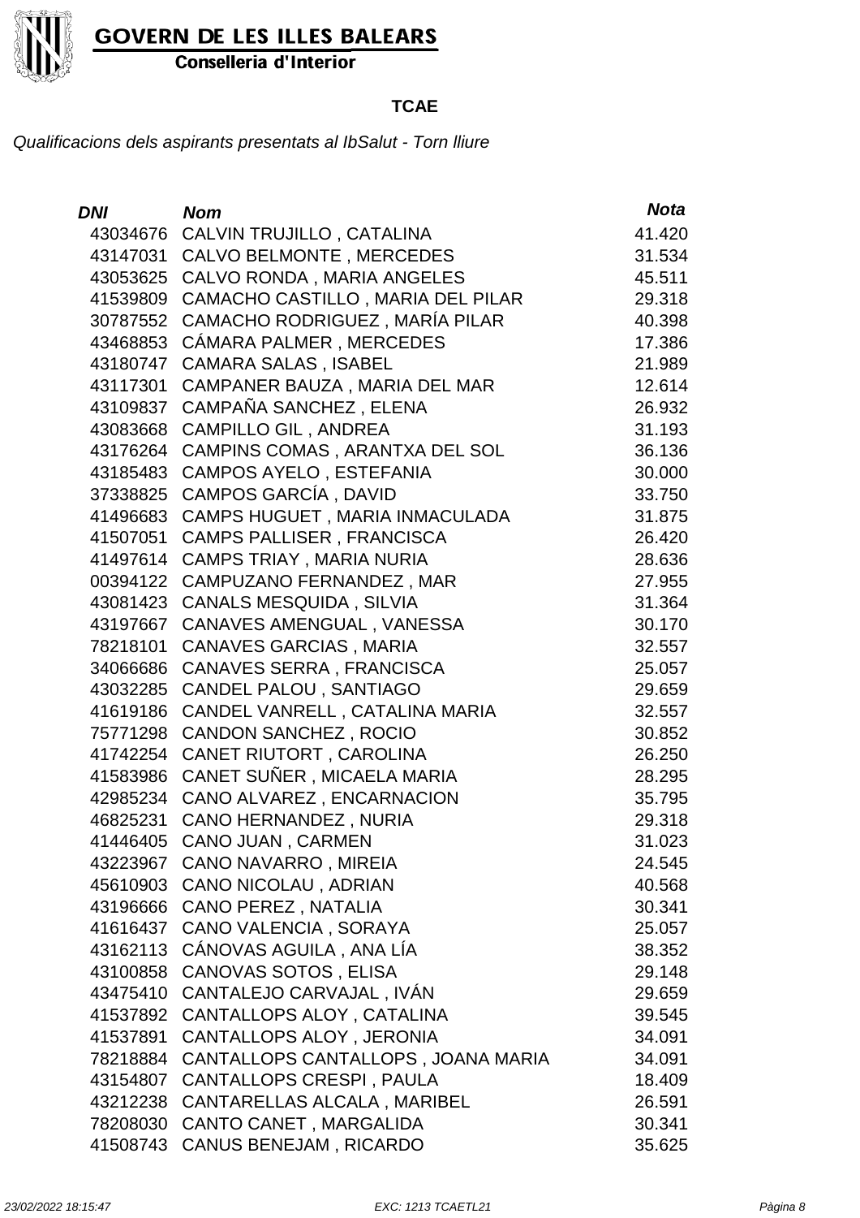**GOVERN DE LES ILLES BALEARS**
**Conselleria d'Interior**

**TCAE**

*Qualificacions dels aspirants presentats al IbSalut - Torn lliure*

| *DNI* | *Nom* | *Nota* |
|---|---|---|
| 43034676 | CALVIN TRUJILLO , CATALINA | 41.420 |
| 43147031 | CALVO BELMONTE , MERCEDES | 31.534 |
| 43053625 | CALVO RONDA , MARIA ANGELES | 45.511 |
| 41539809 | CAMACHO CASTILLO , MARIA DEL PILAR | 29.318 |
| 30787552 | CAMACHO RODRIGUEZ , MARÍA PILAR | 40.398 |
| 43468853 | CÁMARA PALMER , MERCEDES | 17.386 |
| 43180747 | CAMARA SALAS , ISABEL | 21.989 |
| 43117301 | CAMPANER BAUZA , MARIA DEL MAR | 12.614 |
| 43109837 | CAMPAÑA SANCHEZ , ELENA | 26.932 |
| 43083668 | CAMPILLO GIL , ANDREA | 31.193 |
| 43176264 | CAMPINS COMAS , ARANTXA DEL SOL | 36.136 |
| 43185483 | CAMPOS AYELO , ESTEFANIA | 30.000 |
| 37338825 | CAMPOS GARCÍA , DAVID | 33.750 |
| 41496683 | CAMPS HUGUET , MARIA INMACULADA | 31.875 |
| 41507051 | CAMPS PALLISER , FRANCISCA | 26.420 |
| 41497614 | CAMPS TRIAY , MARIA NURIA | 28.636 |
| 00394122 | CAMPUZANO FERNANDEZ , MAR | 27.955 |
| 43081423 | CANALS MESQUIDA , SILVIA | 31.364 |
| 43197667 | CANAVES AMENGUAL , VANESSA | 30.170 |
| 78218101 | CANAVES GARCIAS , MARIA | 32.557 |
| 34066686 | CANAVES SERRA , FRANCISCA | 25.057 |
| 43032285 | CANDEL PALOU , SANTIAGO | 29.659 |
| 41619186 | CANDEL VANRELL , CATALINA MARIA | 32.557 |
| 75771298 | CANDON SANCHEZ , ROCIO | 30.852 |
| 41742254 | CANET RIUTORT , CAROLINA | 26.250 |
| 41583986 | CANET SUÑER , MICAELA MARIA | 28.295 |
| 42985234 | CANO ALVAREZ , ENCARNACION | 35.795 |
| 46825231 | CANO HERNANDEZ , NURIA | 29.318 |
| 41446405 | CANO JUAN , CARMEN | 31.023 |
| 43223967 | CANO NAVARRO , MIREIA | 24.545 |
| 45610903 | CANO NICOLAU , ADRIAN | 40.568 |
| 43196666 | CANO PEREZ , NATALIA | 30.341 |
| 41616437 | CANO VALENCIA , SORAYA | 25.057 |
| 43162113 | CÁNOVAS AGUILA , ANA LÍA | 38.352 |
| 43100858 | CANOVAS SOTOS , ELISA | 29.148 |
| 43475410 | CANTALEJO CARVAJAL , IVÁN | 29.659 |
| 41537892 | CANTALLOPS ALOY , CATALINA | 39.545 |
| 41537891 | CANTALLOPS ALOY , JERONIA | 34.091 |
| 78218884 | CANTALLOPS CANTALLOPS , JOANA MARIA | 34.091 |
| 43154807 | CANTALLOPS CRESPI , PAULA | 18.409 |
| 43212238 | CANTARELLAS ALCALA , MARIBEL | 26.591 |
| 78208030 | CANTO CANET , MARGALIDA | 30.341 |
| 41508743 | CANUS BENEJAM , RICARDO | 35.625 |

*23/02/2022 18:15:47* *EXC: 1213 TCAETL21*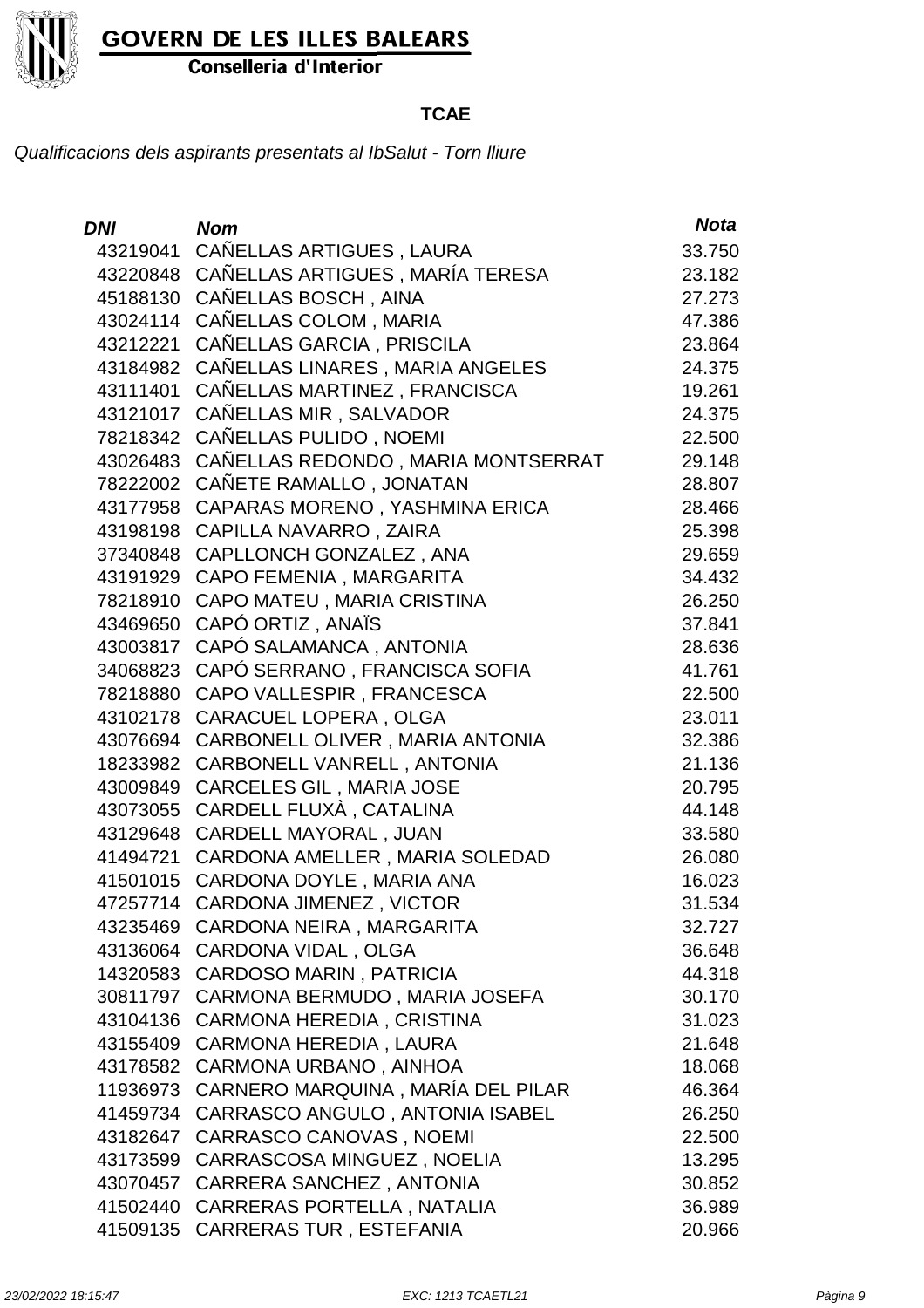**TCAE**

*Qualificacions dels aspirants presentats al IbSalut - Torn lliure*

| DNI | Nom | Nota |
|---|---|---|
| 43219041 | CAÑELLAS ARTIGUES , LAURA | 33.750 |
| 43220848 | CAÑELLAS ARTIGUES , MARÍA TERESA | 23.182 |
| 45188130 | CAÑELLAS BOSCH , AINA | 27.273 |
| 43024114 | CAÑELLAS COLOM , MARIA | 47.386 |
| 43212221 | CAÑELLAS GARCIA , PRISCILA | 23.864 |
| 43184982 | CAÑELLAS LINARES , MARIA ANGELES | 24.375 |
| 43111401 | CAÑELLAS MARTINEZ , FRANCISCA | 19.261 |
| 43121017 | CAÑELLAS MIR , SALVADOR | 24.375 |
| 78218342 | CAÑELLAS PULIDO , NOEMI | 22.500 |
| 43026483 | CAÑELLAS REDONDO , MARIA MONTSERRAT | 29.148 |
| 78222002 | CAÑETE RAMALLO , JONATAN | 28.807 |
| 43177958 | CAPARAS MORENO , YASHMINA ERICA | 28.466 |
| 43198198 | CAPILLA NAVARRO , ZAIRA | 25.398 |
| 37340848 | CAPLLONCH GONZALEZ , ANA | 29.659 |
| 43191929 | CAPO FEMENIA , MARGARITA | 34.432 |
| 78218910 | CAPO MATEU , MARIA CRISTINA | 26.250 |
| 43469650 | CAPÓ ORTIZ , ANAÏS | 37.841 |
| 43003817 | CAPÓ SALAMANCA , ANTONIA | 28.636 |
| 34068823 | CAPÓ SERRANO , FRANCISCA SOFIA | 41.761 |
| 78218880 | CAPO VALLESPIR , FRANCESCA | 22.500 |
| 43102178 | CARACUEL LOPERA , OLGA | 23.011 |
| 43076694 | CARBONELL OLIVER , MARIA ANTONIA | 32.386 |
| 18233982 | CARBONELL VANRELL , ANTONIA | 21.136 |
| 43009849 | CARCELES GIL , MARIA JOSE | 20.795 |
| 43073055 | CARDELL FLUXÀ , CATALINA | 44.148 |
| 43129648 | CARDELL MAYORAL , JUAN | 33.580 |
| 41494721 | CARDONA AMELLER , MARIA SOLEDAD | 26.080 |
| 41501015 | CARDONA DOYLE , MARIA ANA | 16.023 |
| 47257714 | CARDONA JIMENEZ , VICTOR | 31.534 |
| 43235469 | CARDONA NEIRA , MARGARITA | 32.727 |
| 43136064 | CARDONA VIDAL , OLGA | 36.648 |
| 14320583 | CARDOSO MARIN , PATRICIA | 44.318 |
| 30811797 | CARMONA BERMUDO , MARIA JOSEFA | 30.170 |
| 43104136 | CARMONA HEREDIA , CRISTINA | 31.023 |
| 43155409 | CARMONA HEREDIA , LAURA | 21.648 |
| 43178582 | CARMONA URBANO , AINHOA | 18.068 |
| 11936973 | CARNERO MARQUINA , MARÍA DEL PILAR | 46.364 |
| 41459734 | CARRASCO ANGULO , ANTONIA ISABEL | 26.250 |
| 43182647 | CARRASCO CANOVAS , NOEMI | 22.500 |
| 43173599 | CARRASCOSA MINGUEZ , NOELIA | 13.295 |
| 43070457 | CARRERA SANCHEZ , ANTONIA | 30.852 |
| 41502440 | CARRERAS PORTELLA , NATALIA | 36.989 |
| 41509135 | CARRERAS TUR , ESTEFANIA | 20.966 |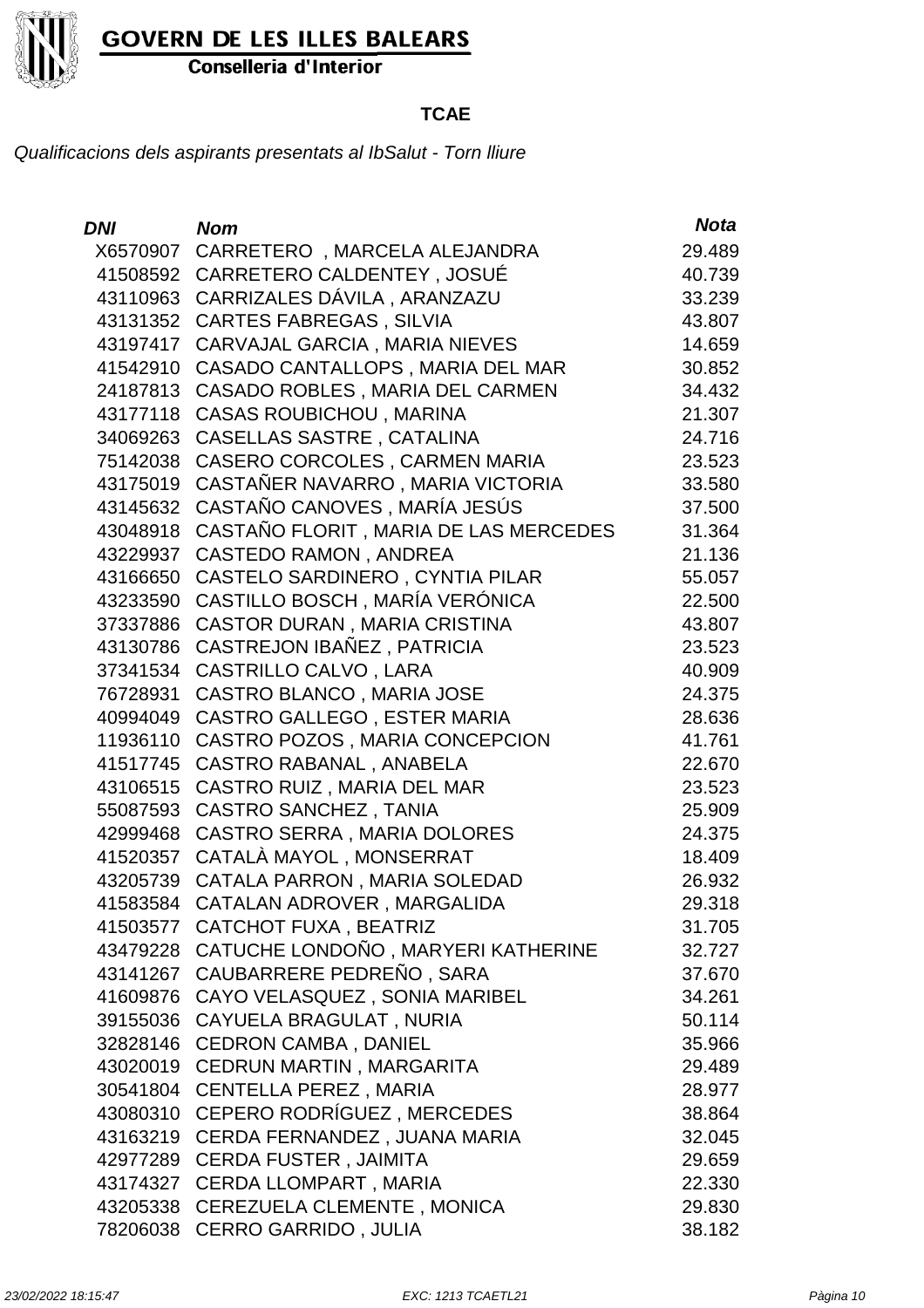**GOVERN DE LES ILLES BALEARS**
**Conselleria d'Interior**

## TCAE

*Qualificacions dels aspirants presentats al IbSalut - Torn lliure*

| *DNI* | *Nom* | *Nota* |
|---|---|---|
| X6570907 | CARRETERO , MARCELA ALEJANDRA | 29.489 |
| 41508592 | CARRETERO CALDENTEY , JOSUÉ | 40.739 |
| 43110963 | CARRIZALES DÁVILA , ARANZAZU | 33.239 |
| 43131352 | CARTES FABREGAS , SILVIA | 43.807 |
| 43197417 | CARVAJAL GARCIA , MARIA NIEVES | 14.659 |
| 41542910 | CASADO CANTALLOPS , MARIA DEL MAR | 30.852 |
| 24187813 | CASADO ROBLES , MARIA DEL CARMEN | 34.432 |
| 43177118 | CASAS ROUBICHOU , MARINA | 21.307 |
| 34069263 | CASELLAS SASTRE , CATALINA | 24.716 |
| 75142038 | CASERO CORCOLES , CARMEN MARIA | 23.523 |
| 43175019 | CASTAÑER NAVARRO , MARIA VICTORIA | 33.580 |
| 43145632 | CASTAÑO CANOVES , MARÍA JESÚS | 37.500 |
| 43048918 | CASTAÑO FLORIT , MARIA DE LAS MERCEDES | 31.364 |
| 43229937 | CASTEDO RAMON , ANDREA | 21.136 |
| 43166650 | CASTELO SARDINERO , CYNTIA PILAR | 55.057 |
| 43233590 | CASTILLO BOSCH , MARÍA VERÓNICA | 22.500 |
| 37337886 | CASTOR DURAN , MARIA CRISTINA | 43.807 |
| 43130786 | CASTREJON IBAÑEZ , PATRICIA | 23.523 |
| 37341534 | CASTRILLO CALVO , LARA | 40.909 |
| 76728931 | CASTRO BLANCO , MARIA JOSE | 24.375 |
| 40994049 | CASTRO GALLEGO , ESTER MARIA | 28.636 |
| 11936110 | CASTRO POZOS , MARIA CONCEPCION | 41.761 |
| 41517745 | CASTRO RABANAL , ANABELA | 22.670 |
| 43106515 | CASTRO RUIZ , MARIA DEL MAR | 23.523 |
| 55087593 | CASTRO SANCHEZ , TANIA | 25.909 |
| 42999468 | CASTRO SERRA , MARIA DOLORES | 24.375 |
| 41520357 | CATALÀ MAYOL , MONSERRAT | 18.409 |
| 43205739 | CATALA PARRON , MARIA SOLEDAD | 26.932 |
| 41583584 | CATALAN ADROVER , MARGALIDA | 29.318 |
| 41503577 | CATCHOT FUXA , BEATRIZ | 31.705 |
| 43479228 | CATUCHE LONDOÑO , MARYERI KATHERINE | 32.727 |
| 43141267 | CAUBARRERE PEDREÑO , SARA | 37.670 |
| 41609876 | CAYO VELASQUEZ , SONIA MARIBEL | 34.261 |
| 39155036 | CAYUELA BRAGULAT , NURIA | 50.114 |
| 32828146 | CEDRON CAMBA , DANIEL | 35.966 |
| 43020019 | CEDRUN MARTIN , MARGARITA | 29.489 |
| 30541804 | CENTELLA PEREZ , MARIA | 28.977 |
| 43080310 | CEPERO RODRÍGUEZ , MERCEDES | 38.864 |
| 43163219 | CERDA FERNANDEZ , JUANA MARIA | 32.045 |
| 42977289 | CERDA FUSTER , JAIMITA | 29.659 |
| 43174327 | CERDA LLOMPART , MARIA | 22.330 |
| 43205338 | CEREZUELA CLEMENTE , MONICA | 29.830 |
| 78206038 | CERRO GARRIDO , JULIA | 38.182 |

*23/02/2022 18:15:47* *EXC: 1213 TCAETL21*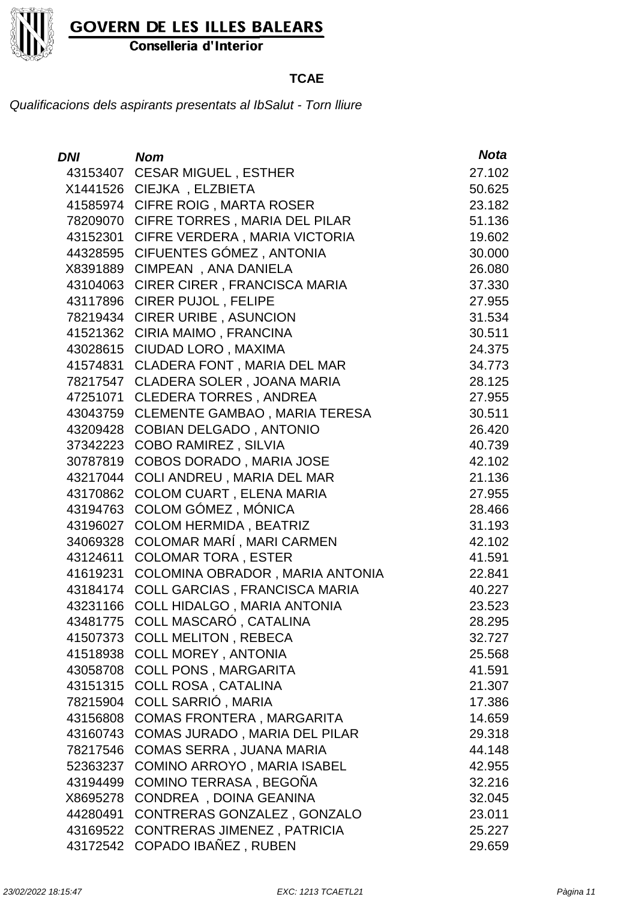**GOVERN DE LES ILLES BALEARS**
**Conselleria d'Interior**

**TCAE**

*Qualificacions dels aspirants presentats al IbSalut - Torn lliure*

| *DNI* | *Nom* | *Nota* |
|---|---|---|
| 43153407 | CESAR MIGUEL , ESTHER | 27.102 |
| X1441526 | CIEJKA , ELZBIETA | 50.625 |
| 41585974 | CIFRE ROIG , MARTA ROSER | 23.182 |
| 78209070 | CIFRE TORRES , MARIA DEL PILAR | 51.136 |
| 43152301 | CIFRE VERDERA , MARIA VICTORIA | 19.602 |
| 44328595 | CIFUENTES GÓMEZ , ANTONIA | 30.000 |
| X8391889 | CIMPEAN , ANA DANIELA | 26.080 |
| 43104063 | CIRER CIRER , FRANCISCA MARIA | 37.330 |
| 43117896 | CIRER PUJOL , FELIPE | 27.955 |
| 78219434 | CIRER URIBE , ASUNCION | 31.534 |
| 41521362 | CIRIA MAIMO , FRANCINA | 30.511 |
| 43028615 | CIUDAD LORO , MAXIMA | 24.375 |
| 41574831 | CLADERA FONT , MARIA DEL MAR | 34.773 |
| 78217547 | CLADERA SOLER , JOANA MARIA | 28.125 |
| 47251071 | CLEDERA TORRES , ANDREA | 27.955 |
| 43043759 | CLEMENTE GAMBAO , MARIA TERESA | 30.511 |
| 43209428 | COBIAN DELGADO , ANTONIO | 26.420 |
| 37342223 | COBO RAMIREZ , SILVIA | 40.739 |
| 30787819 | COBOS DORADO , MARIA JOSE | 42.102 |
| 43217044 | COLI ANDREU , MARIA DEL MAR | 21.136 |
| 43170862 | COLOM CUART , ELENA MARIA | 27.955 |
| 43194763 | COLOM GÓMEZ , MÓNICA | 28.466 |
| 43196027 | COLOM HERMIDA , BEATRIZ | 31.193 |
| 34069328 | COLOMAR MARÍ , MARI CARMEN | 42.102 |
| 43124611 | COLOMAR TORA , ESTER | 41.591 |
| 41619231 | COLOMINA OBRADOR , MARIA ANTONIA | 22.841 |
| 43184174 | COLL GARCIAS , FRANCISCA MARIA | 40.227 |
| 43231166 | COLL HIDALGO , MARIA ANTONIA | 23.523 |
| 43481775 | COLL MASCARÓ , CATALINA | 28.295 |
| 41507373 | COLL MELITON , REBECA | 32.727 |
| 41518938 | COLL MOREY , ANTONIA | 25.568 |
| 43058708 | COLL PONS , MARGARITA | 41.591 |
| 43151315 | COLL ROSA , CATALINA | 21.307 |
| 78215904 | COLL SARRIÓ , MARIA | 17.386 |
| 43156808 | COMAS FRONTERA , MARGARITA | 14.659 |
| 43160743 | COMAS JURADO , MARIA DEL PILAR | 29.318 |
| 78217546 | COMAS SERRA , JUANA MARIA | 44.148 |
| 52363237 | COMINO ARROYO , MARIA ISABEL | 42.955 |
| 43194499 | COMINO TERRASA , BEGOÑA | 32.216 |
| X8695278 | CONDREA , DOINA GEANINA | 32.045 |
| 44280491 | CONTRERAS GONZALEZ , GONZALO | 23.011 |
| 43169522 | CONTRERAS JIMENEZ , PATRICIA | 25.227 |
| 43172542 | COPADO IBAÑEZ , RUBEN | 29.659 |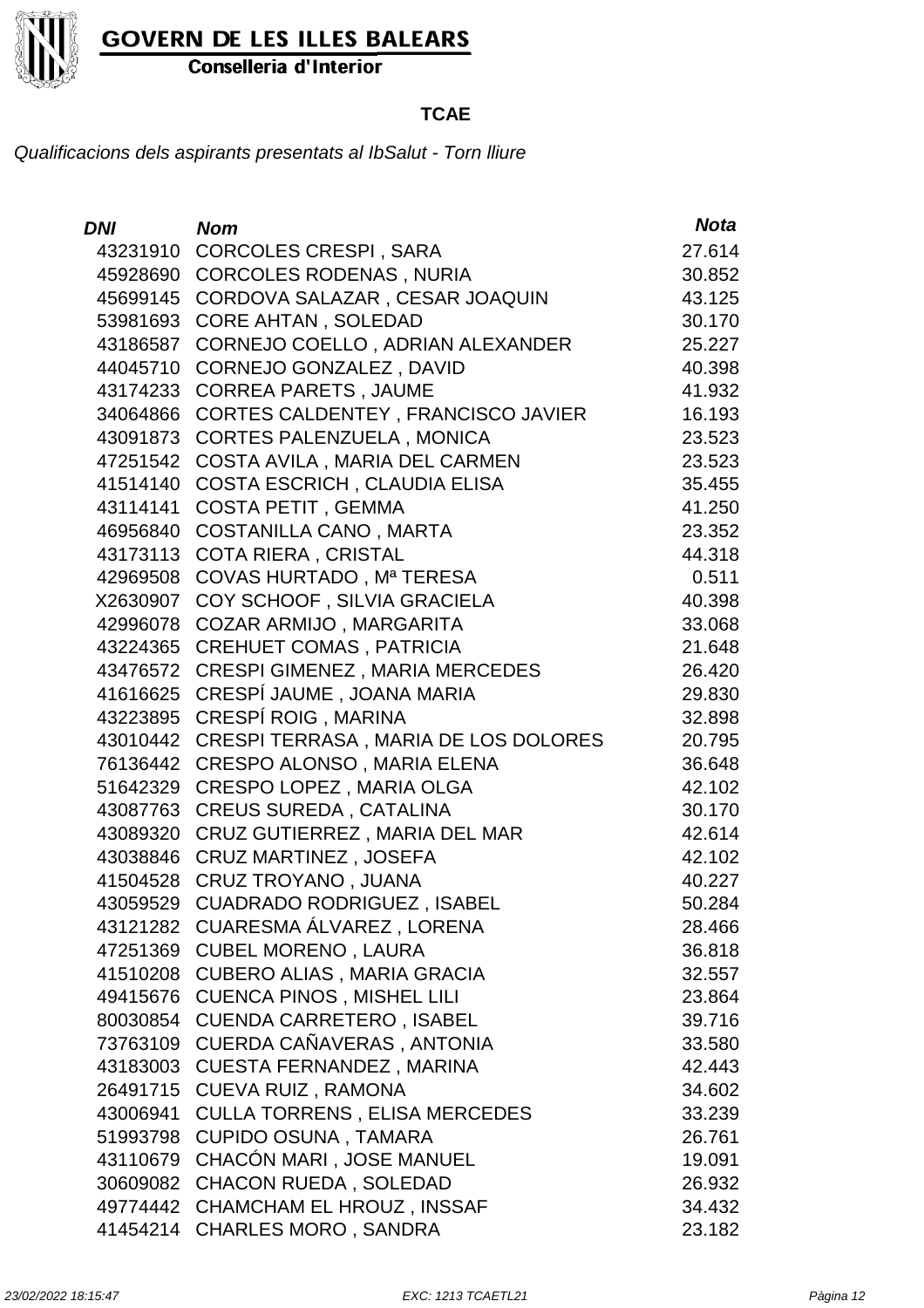**GOVERN DE LES ILLES BALEARS**

**Conselleria d'Interior**

## TCAE

*Qualificacions dels aspirants presentats al IbSalut - Torn lliure*

| DNI | Nom | Nota |
|---|---|---|
| 43231910 | CORCOLES CRESPI , SARA | 27.614 |
| 45928690 | CORCOLES RODENAS , NURIA | 30.852 |
| 45699145 | CORDOVA SALAZAR , CESAR JOAQUIN | 43.125 |
| 53981693 | CORE AHTAN , SOLEDAD | 30.170 |
| 43186587 | CORNEJO COELLO , ADRIAN ALEXANDER | 25.227 |
| 44045710 | CORNEJO GONZALEZ , DAVID | 40.398 |
| 43174233 | CORREA PARETS , JAUME | 41.932 |
| 34064866 | CORTES CALDENTEY , FRANCISCO JAVIER | 16.193 |
| 43091873 | CORTES PALENZUELA , MONICA | 23.523 |
| 47251542 | COSTA AVILA , MARIA DEL CARMEN | 23.523 |
| 41514140 | COSTA ESCRICH , CLAUDIA ELISA | 35.455 |
| 43114141 | COSTA PETIT , GEMMA | 41.250 |
| 46956840 | COSTANILLA CANO , MARTA | 23.352 |
| 43173113 | COTA RIERA , CRISTAL | 44.318 |
| 42969508 | COVAS HURTADO , Mª TERESA | 0.511 |
| X2630907 | COY SCHOOF , SILVIA GRACIELA | 40.398 |
| 42996078 | COZAR ARMIJO , MARGARITA | 33.068 |
| 43224365 | CREHUET COMAS , PATRICIA | 21.648 |
| 43476572 | CRESPI GIMENEZ , MARIA MERCEDES | 26.420 |
| 41616625 | CRESPÍ JAUME , JOANA MARIA | 29.830 |
| 43223895 | CRESPÍ ROIG , MARINA | 32.898 |
| 43010442 | CRESPI TERRASA , MARIA DE LOS DOLORES | 20.795 |
| 76136442 | CRESPO ALONSO , MARIA ELENA | 36.648 |
| 51642329 | CRESPO LOPEZ , MARIA OLGA | 42.102 |
| 43087763 | CREUS SUREDA , CATALINA | 30.170 |
| 43089320 | CRUZ GUTIERREZ , MARIA DEL MAR | 42.614 |
| 43038846 | CRUZ MARTINEZ , JOSEFA | 42.102 |
| 41504528 | CRUZ TROYANO , JUANA | 40.227 |
| 43059529 | CUADRADO RODRIGUEZ , ISABEL | 50.284 |
| 43121282 | CUARESMA ÁLVAREZ , LORENA | 28.466 |
| 47251369 | CUBEL MORENO , LAURA | 36.818 |
| 41510208 | CUBERO ALIAS , MARIA GRACIA | 32.557 |
| 49415676 | CUENCA PINOS , MISHEL LILI | 23.864 |
| 80030854 | CUENDA CARRETERO , ISABEL | 39.716 |
| 73763109 | CUERDA CAÑAVERAS , ANTONIA | 33.580 |
| 43183003 | CUESTA FERNANDEZ , MARINA | 42.443 |
| 26491715 | CUEVA RUIZ , RAMONA | 34.602 |
| 43006941 | CULLA TORRENS , ELISA MERCEDES | 33.239 |
| 51993798 | CUPIDO OSUNA , TAMARA | 26.761 |
| 43110679 | CHACÓN MARI , JOSE MANUEL | 19.091 |
| 30609082 | CHACON RUEDA , SOLEDAD | 26.932 |
| 49774442 | CHAMCHAM EL HROUZ , INSSAF | 34.432 |
| 41454214 | CHARLES MORO , SANDRA | 23.182 |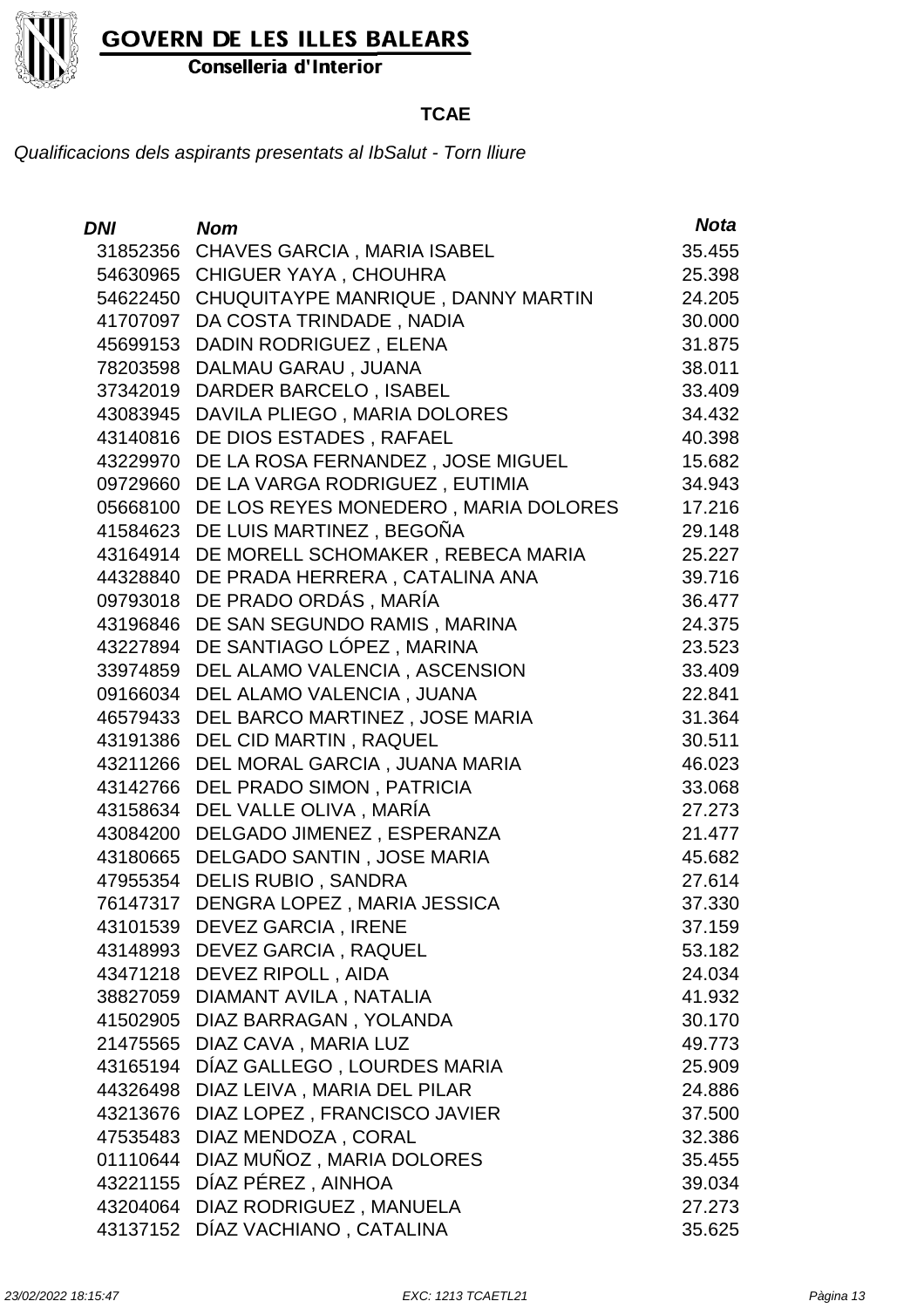**GOVERN DE LES ILLES BALEARS**

**Conselleria d'Interior**

**TCAE**

*Qualificacions dels aspirants presentats al IbSalut - Torn lliure*

| *DNI* | *Nom* | *Nota* |
|---|---|---|
| 31852356 | CHAVES GARCIA , MARIA ISABEL | 35.455 |
| 54630965 | CHIGUER YAYA , CHOUHRA | 25.398 |
| 54622450 | CHUQUITAYPE MANRIQUE , DANNY MARTIN | 24.205 |
| 41707097 | DA COSTA TRINDADE , NADIA | 30.000 |
| 45699153 | DADIN RODRIGUEZ , ELENA | 31.875 |
| 78203598 | DALMAU GARAU , JUANA | 38.011 |
| 37342019 | DARDER BARCELO , ISABEL | 33.409 |
| 43083945 | DAVILA PLIEGO , MARIA DOLORES | 34.432 |
| 43140816 | DE DIOS ESTADES , RAFAEL | 40.398 |
| 43229970 | DE LA ROSA FERNANDEZ , JOSE MIGUEL | 15.682 |
| 09729660 | DE LA VARGA RODRIGUEZ , EUTIMIA | 34.943 |
| 05668100 | DE LOS REYES MONEDERO , MARIA DOLORES | 17.216 |
| 41584623 | DE LUIS MARTINEZ , BEGOÑA | 29.148 |
| 43164914 | DE MORELL SCHOMAKER , REBECA MARIA | 25.227 |
| 44328840 | DE PRADA HERRERA , CATALINA ANA | 39.716 |
| 09793018 | DE PRADO ORDÁS , MARÍA | 36.477 |
| 43196846 | DE SAN SEGUNDO RAMIS , MARINA | 24.375 |
| 43227894 | DE SANTIAGO LÓPEZ , MARINA | 23.523 |
| 33974859 | DEL ALAMO VALENCIA , ASCENSION | 33.409 |
| 09166034 | DEL ALAMO VALENCIA , JUANA | 22.841 |
| 46579433 | DEL BARCO MARTINEZ , JOSE MARIA | 31.364 |
| 43191386 | DEL CID MARTIN , RAQUEL | 30.511 |
| 43211266 | DEL MORAL GARCIA , JUANA MARIA | 46.023 |
| 43142766 | DEL PRADO SIMON , PATRICIA | 33.068 |
| 43158634 | DEL VALLE OLIVA , MARÍA | 27.273 |
| 43084200 | DELGADO JIMENEZ , ESPERANZA | 21.477 |
| 43180665 | DELGADO SANTIN , JOSE MARIA | 45.682 |
| 47955354 | DELIS RUBIO , SANDRA | 27.614 |
| 76147317 | DENGRA LOPEZ , MARIA JESSICA | 37.330 |
| 43101539 | DEVEZ GARCIA , IRENE | 37.159 |
| 43148993 | DEVEZ GARCIA , RAQUEL | 53.182 |
| 43471218 | DEVEZ RIPOLL , AIDA | 24.034 |
| 38827059 | DIAMANT AVILA , NATALIA | 41.932 |
| 41502905 | DIAZ BARRAGAN , YOLANDA | 30.170 |
| 21475565 | DIAZ CAVA , MARIA LUZ | 49.773 |
| 43165194 | DÍAZ GALLEGO , LOURDES MARIA | 25.909 |
| 44326498 | DIAZ LEIVA , MARIA DEL PILAR | 24.886 |
| 43213676 | DIAZ LOPEZ , FRANCISCO JAVIER | 37.500 |
| 47535483 | DIAZ MENDOZA , CORAL | 32.386 |
| 01110644 | DIAZ MUÑOZ , MARIA DOLORES | 35.455 |
| 43221155 | DÍAZ PÉREZ , AINHOA | 39.034 |
| 43204064 | DIAZ RODRIGUEZ , MANUELA | 27.273 |
| 43137152 | DÍAZ VACHIANO , CATALINA | 35.625 |

*23/02/2022 18:15:47* *EXC: 1213 TCAETL21*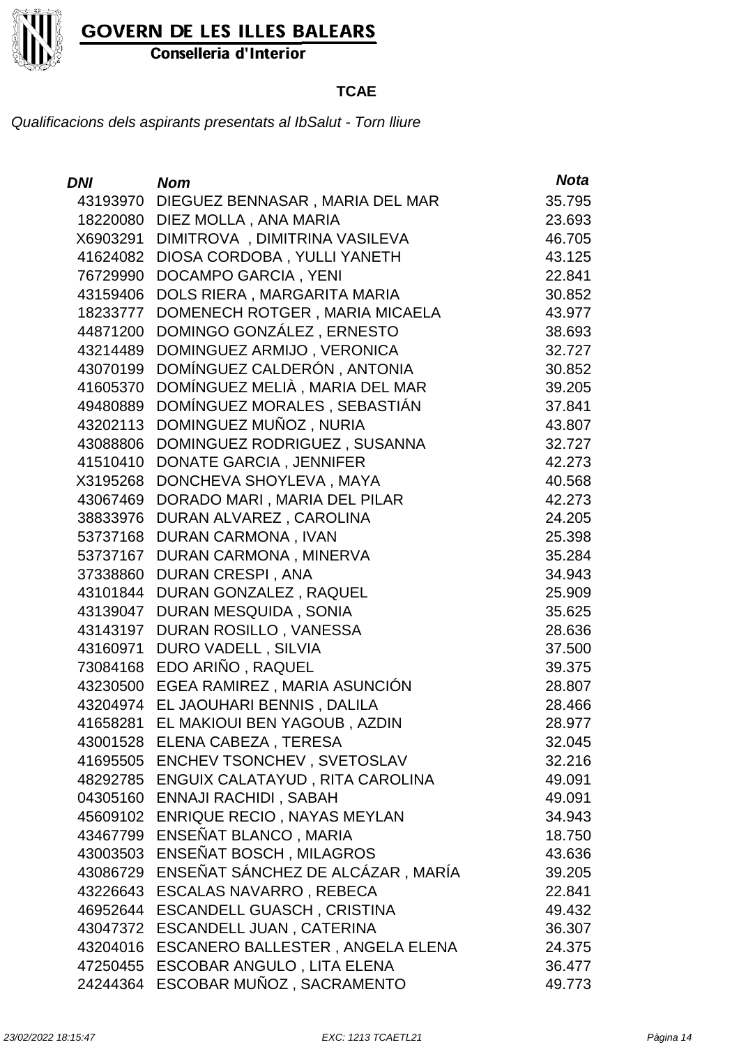**GOVERN DE LES ILLES BALEARS**
**Conselleria d'Interior**

**TCAE**

*Qualificacions dels aspirants presentats al IbSalut - Torn lliure*

| *DNI* | *Nom* | *Nota* |
|---|---|---|
| 43193970 | DIEGUEZ BENNASAR , MARIA DEL MAR | 35.795 |
| 18220080 | DIEZ MOLLA , ANA MARIA | 23.693 |
| X6903291 | DIMITROVA , DIMITRINA VASILEVA | 46.705 |
| 41624082 | DIOSA CORDOBA , YULLI YANETH | 43.125 |
| 76729990 | DOCAMPO GARCIA , YENI | 22.841 |
| 43159406 | DOLS RIERA , MARGARITA MARIA | 30.852 |
| 18233777 | DOMENECH ROTGER , MARIA MICAELA | 43.977 |
| 44871200 | DOMINGO GONZÁLEZ , ERNESTO | 38.693 |
| 43214489 | DOMINGUEZ ARMIJO , VERONICA | 32.727 |
| 43070199 | DOMÍNGUEZ CALDERÓN , ANTONIA | 30.852 |
| 41605370 | DOMÍNGUEZ MELIÀ , MARIA DEL MAR | 39.205 |
| 49480889 | DOMÍNGUEZ MORALES , SEBASTIÁN | 37.841 |
| 43202113 | DOMINGUEZ MUÑOZ , NURIA | 43.807 |
| 43088806 | DOMINGUEZ RODRIGUEZ , SUSANNA | 32.727 |
| 41510410 | DONATE GARCIA , JENNIFER | 42.273 |
| X3195268 | DONCHEVA SHOYLEVA , MAYA | 40.568 |
| 43067469 | DORADO MARI , MARIA DEL PILAR | 42.273 |
| 38833976 | DURAN ALVAREZ , CAROLINA | 24.205 |
| 53737168 | DURAN CARMONA , IVAN | 25.398 |
| 53737167 | DURAN CARMONA , MINERVA | 35.284 |
| 37338860 | DURAN CRESPI , ANA | 34.943 |
| 43101844 | DURAN GONZALEZ , RAQUEL | 25.909 |
| 43139047 | DURAN MESQUIDA , SONIA | 35.625 |
| 43143197 | DURAN ROSILLO , VANESSA | 28.636 |
| 43160971 | DURO VADELL , SILVIA | 37.500 |
| 73084168 | EDO ARIÑO , RAQUEL | 39.375 |
| 43230500 | EGEA RAMIREZ , MARIA ASUNCIÓN | 28.807 |
| 43204974 | EL JAOUHARI BENNIS , DALILA | 28.466 |
| 41658281 | EL MAKIOUI BEN YAGOUB , AZDIN | 28.977 |
| 43001528 | ELENA CABEZA , TERESA | 32.045 |
| 41695505 | ENCHEV TSONCHEV , SVETOSLAV | 32.216 |
| 48292785 | ENGUIX CALATAYUD , RITA CAROLINA | 49.091 |
| 04305160 | ENNAJI RACHIDI , SABAH | 49.091 |
| 45609102 | ENRIQUE RECIO , NAYAS MEYLAN | 34.943 |
| 43467799 | ENSEÑAT BLANCO , MARIA | 18.750 |
| 43003503 | ENSEÑAT BOSCH , MILAGROS | 43.636 |
| 43086729 | ENSEÑAT SÁNCHEZ DE ALCÁZAR , MARÍA | 39.205 |
| 43226643 | ESCALAS NAVARRO , REBECA | 22.841 |
| 46952644 | ESCANDELL GUASCH , CRISTINA | 49.432 |
| 43047372 | ESCANDELL JUAN , CATERINA | 36.307 |
| 43204016 | ESCANERO BALLESTER , ANGELA ELENA | 24.375 |
| 47250455 | ESCOBAR ANGULO , LITA ELENA | 36.477 |
| 24244364 | ESCOBAR MUÑOZ , SACRAMENTO | 49.773 |

*23/02/2022 18:15:47* *EXC: 1213 TCAETL21*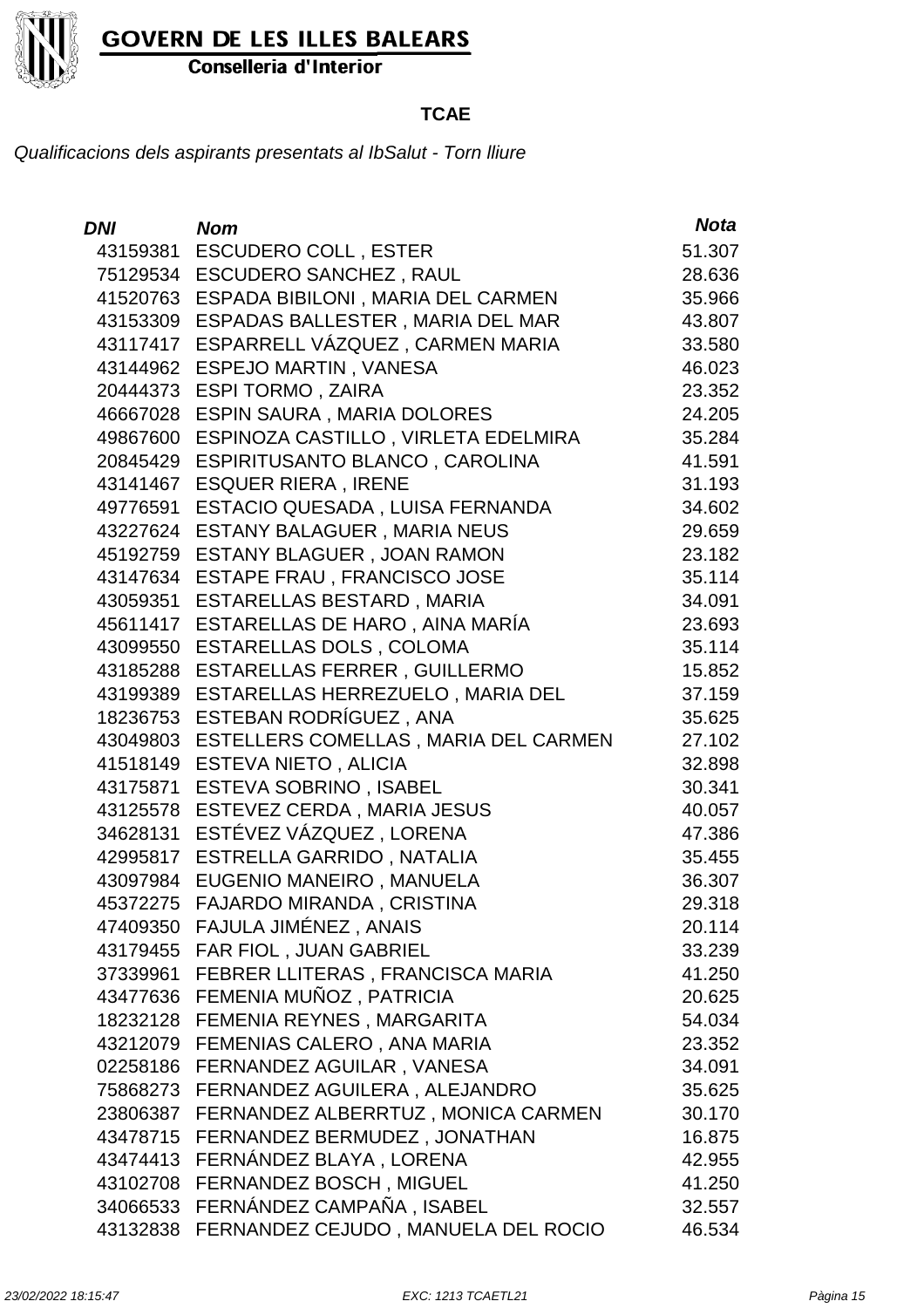**GOVERN DE LES ILLES BALEARS**
**Conselleria d'Interior**

**TCAE**

*Qualificacions dels aspirants presentats al IbSalut - Torn lliure*

| *DNI* | *Nom* | *Nota* |
|---|---|---|
| 43159381 | ESCUDERO COLL , ESTER | 51.307 |
| 75129534 | ESCUDERO SANCHEZ , RAUL | 28.636 |
| 41520763 | ESPADA BIBILONI , MARIA DEL CARMEN | 35.966 |
| 43153309 | ESPADAS BALLESTER , MARIA DEL MAR | 43.807 |
| 43117417 | ESPARRELL VÁZQUEZ , CARMEN MARIA | 33.580 |
| 43144962 | ESPEJO MARTIN , VANESA | 46.023 |
| 20444373 | ESPI TORMO , ZAIRA | 23.352 |
| 46667028 | ESPIN SAURA , MARIA DOLORES | 24.205 |
| 49867600 | ESPINOZA CASTILLO , VIRLETA EDELMIRA | 35.284 |
| 20845429 | ESPIRITUSANTO BLANCO , CAROLINA | 41.591 |
| 43141467 | ESQUER RIERA , IRENE | 31.193 |
| 49776591 | ESTACIO QUESADA , LUISA FERNANDA | 34.602 |
| 43227624 | ESTANY BALAGUER , MARIA NEUS | 29.659 |
| 45192759 | ESTANY BLAGUER , JOAN RAMON | 23.182 |
| 43147634 | ESTAPE FRAU , FRANCISCO JOSE | 35.114 |
| 43059351 | ESTARELLAS BESTARD , MARIA | 34.091 |
| 45611417 | ESTARELLAS DE HARO , AINA MARÍA | 23.693 |
| 43099550 | ESTARELLAS DOLS , COLOMA | 35.114 |
| 43185288 | ESTARELLAS FERRER , GUILLERMO | 15.852 |
| 43199389 | ESTARELLAS HERREZUELO , MARIA DEL | 37.159 |
| 18236753 | ESTEBAN RODRÍGUEZ , ANA | 35.625 |
| 43049803 | ESTELLERS COMELLAS , MARIA DEL CARMEN | 27.102 |
| 41518149 | ESTEVA NIETO , ALICIA | 32.898 |
| 43175871 | ESTEVA SOBRINO , ISABEL | 30.341 |
| 43125578 | ESTEVEZ CERDA , MARIA JESUS | 40.057 |
| 34628131 | ESTÉVEZ VÁZQUEZ , LORENA | 47.386 |
| 42995817 | ESTRELLA GARRIDO , NATALIA | 35.455 |
| 43097984 | EUGENIO MANEIRO , MANUELA | 36.307 |
| 45372275 | FAJARDO MIRANDA , CRISTINA | 29.318 |
| 47409350 | FAJULA JIMÉNEZ , ANAIS | 20.114 |
| 43179455 | FAR FIOL , JUAN GABRIEL | 33.239 |
| 37339961 | FEBRER LLITERAS , FRANCISCA MARIA | 41.250 |
| 43477636 | FEMENIA MUÑOZ , PATRICIA | 20.625 |
| 18232128 | FEMENIA REYNES , MARGARITA | 54.034 |
| 43212079 | FEMENIAS CALERO , ANA MARIA | 23.352 |
| 02258186 | FERNANDEZ AGUILAR , VANESA | 34.091 |
| 75868273 | FERNANDEZ AGUILERA , ALEJANDRO | 35.625 |
| 23806387 | FERNANDEZ ALBERRTUZ , MONICA CARMEN | 30.170 |
| 43478715 | FERNANDEZ BERMUDEZ , JONATHAN | 16.875 |
| 43474413 | FERNÁNDEZ BLAYA , LORENA | 42.955 |
| 43102708 | FERNANDEZ BOSCH , MIGUEL | 41.250 |
| 34066533 | FERNÁNDEZ CAMPAÑA , ISABEL | 32.557 |
| 43132838 | FERNANDEZ CEJUDO , MANUELA DEL ROCIO | 46.534 |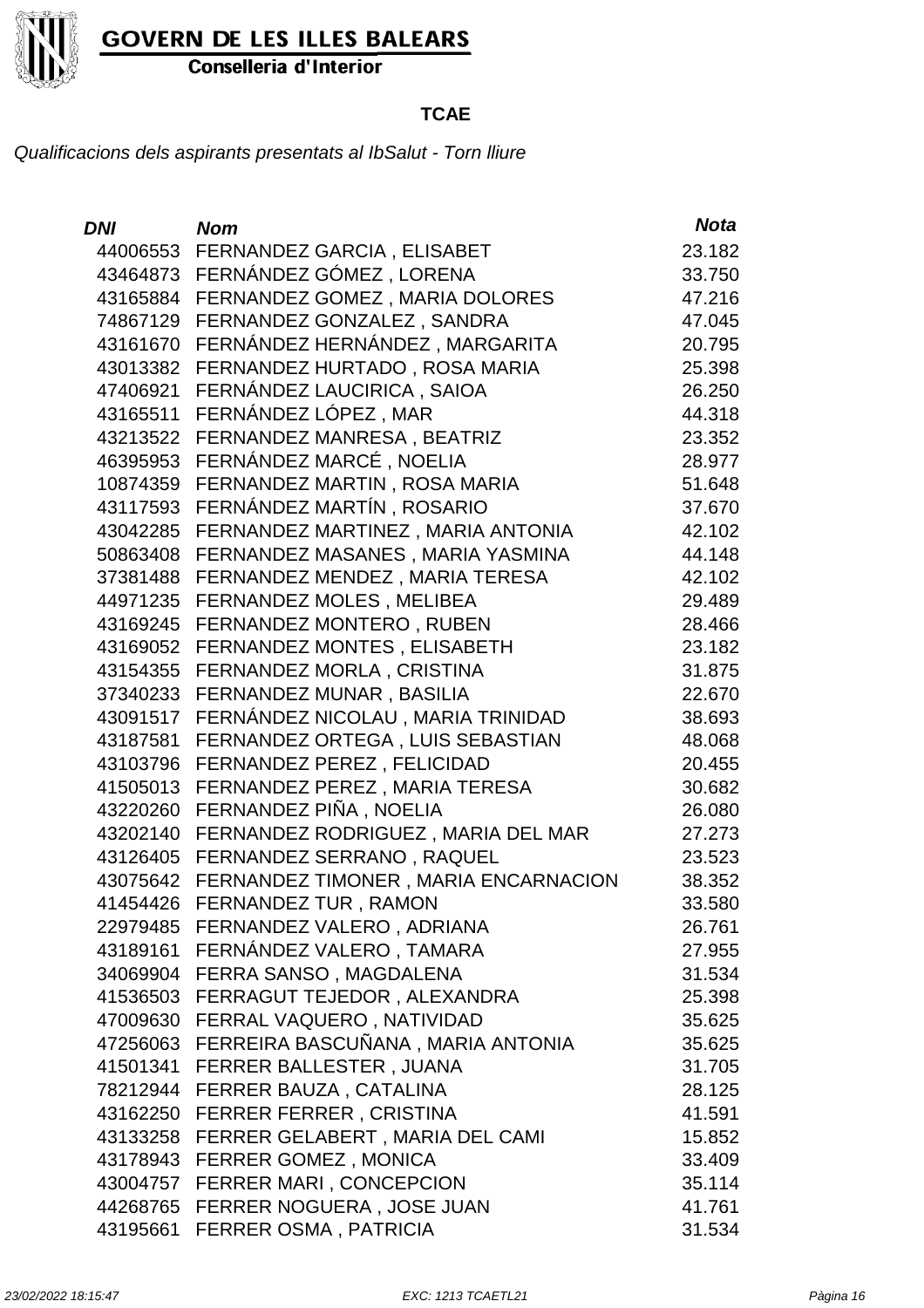**TCAE**

*Qualificacions dels aspirants presentats al IbSalut - Torn lliure*

| DNI | Nom | Nota |
|---|---|---|
| 44006553 | FERNANDEZ GARCIA , ELISABET | 23.182 |
| 43464873 | FERNÁNDEZ GÓMEZ , LORENA | 33.750 |
| 43165884 | FERNANDEZ GOMEZ , MARIA DOLORES | 47.216 |
| 74867129 | FERNANDEZ GONZALEZ , SANDRA | 47.045 |
| 43161670 | FERNÁNDEZ HERNÁNDEZ , MARGARITA | 20.795 |
| 43013382 | FERNANDEZ HURTADO , ROSA MARIA | 25.398 |
| 47406921 | FERNÁNDEZ LAUCIRICA , SAIOA | 26.250 |
| 43165511 | FERNÁNDEZ LÓPEZ , MAR | 44.318 |
| 43213522 | FERNANDEZ MANRESA , BEATRIZ | 23.352 |
| 46395953 | FERNÁNDEZ MARCÉ , NOELIA | 28.977 |
| 10874359 | FERNANDEZ MARTIN , ROSA MARIA | 51.648 |
| 43117593 | FERNÁNDEZ MARTÍN , ROSARIO | 37.670 |
| 43042285 | FERNANDEZ MARTINEZ , MARIA ANTONIA | 42.102 |
| 50863408 | FERNANDEZ MASANES , MARIA YASMINA | 44.148 |
| 37381488 | FERNANDEZ MENDEZ , MARIA TERESA | 42.102 |
| 44971235 | FERNANDEZ MOLES , MELIBEA | 29.489 |
| 43169245 | FERNANDEZ MONTERO , RUBEN | 28.466 |
| 43169052 | FERNANDEZ MONTES , ELISABETH | 23.182 |
| 43154355 | FERNANDEZ MORLA , CRISTINA | 31.875 |
| 37340233 | FERNANDEZ MUNAR , BASILIA | 22.670 |
| 43091517 | FERNÁNDEZ NICOLAU , MARIA TRINIDAD | 38.693 |
| 43187581 | FERNANDEZ ORTEGA , LUIS SEBASTIAN | 48.068 |
| 43103796 | FERNANDEZ PEREZ , FELICIDAD | 20.455 |
| 41505013 | FERNANDEZ PEREZ , MARIA TERESA | 30.682 |
| 43220260 | FERNANDEZ PIÑA , NOELIA | 26.080 |
| 43202140 | FERNANDEZ RODRIGUEZ , MARIA DEL MAR | 27.273 |
| 43126405 | FERNANDEZ SERRANO , RAQUEL | 23.523 |
| 43075642 | FERNANDEZ TIMONER , MARIA ENCARNACION | 38.352 |
| 41454426 | FERNANDEZ TUR , RAMON | 33.580 |
| 22979485 | FERNANDEZ VALERO , ADRIANA | 26.761 |
| 43189161 | FERNÁNDEZ VALERO , TAMARA | 27.955 |
| 34069904 | FERRA SANSO , MAGDALENA | 31.534 |
| 41536503 | FERRAGUT TEJEDOR , ALEXANDRA | 25.398 |
| 47009630 | FERRAL VAQUERO , NATIVIDAD | 35.625 |
| 47256063 | FERREIRA BASCUÑANA , MARIA ANTONIA | 35.625 |
| 41501341 | FERRER BALLESTER , JUANA | 31.705 |
| 78212944 | FERRER BAUZA , CATALINA | 28.125 |
| 43162250 | FERRER FERRER , CRISTINA | 41.591 |
| 43133258 | FERRER GELABERT , MARIA DEL CAMI | 15.852 |
| 43178943 | FERRER GOMEZ , MONICA | 33.409 |
| 43004757 | FERRER MARI , CONCEPCION | 35.114 |
| 44268765 | FERRER NOGUERA , JOSE JUAN | 41.761 |
| 43195661 | FERRER OSMA , PATRICIA | 31.534 |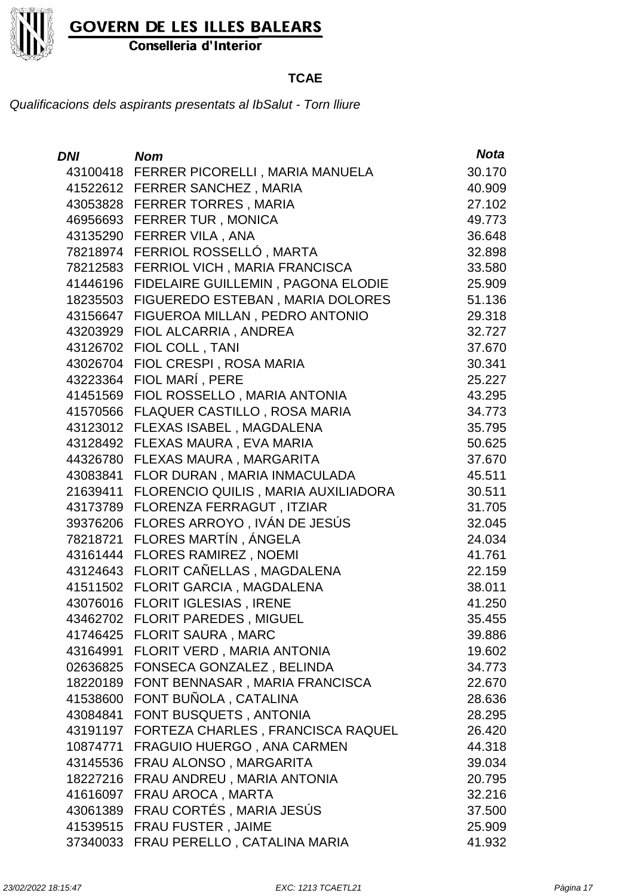**GOVERN DE LES ILLES BALEARS**

**Conselleria d'Interior**

**TCAE**

*Qualificacions dels aspirants presentats al IbSalut - Torn lliure*

| *DNI* | *Nom* | *Nota* |
|---|---|---|
| 43100418 | FERRER PICORELLI , MARIA MANUELA | 30.170 |
| 41522612 | FERRER SANCHEZ , MARIA | 40.909 |
| 43053828 | FERRER TORRES , MARIA | 27.102 |
| 46956693 | FERRER TUR , MONICA | 49.773 |
| 43135290 | FERRER VILA , ANA | 36.648 |
| 78218974 | FERRIOL ROSSELLÓ , MARTA | 32.898 |
| 78212583 | FERRIOL VICH , MARIA FRANCISCA | 33.580 |
| 41446196 | FIDELAIRE GUILLEMIN , PAGONA ELODIE | 25.909 |
| 18235503 | FIGUEREDO ESTEBAN , MARIA DOLORES | 51.136 |
| 43156647 | FIGUEROA MILLAN , PEDRO ANTONIO | 29.318 |
| 43203929 | FIOL ALCARRIA , ANDREA | 32.727 |
| 43126702 | FIOL COLL , TANI | 37.670 |
| 43026704 | FIOL CRESPI , ROSA MARIA | 30.341 |
| 43223364 | FIOL MARÍ , PERE | 25.227 |
| 41451569 | FIOL ROSSELLO , MARIA ANTONIA | 43.295 |
| 41570566 | FLAQUER CASTILLO , ROSA MARIA | 34.773 |
| 43123012 | FLEXAS ISABEL , MAGDALENA | 35.795 |
| 43128492 | FLEXAS MAURA , EVA MARIA | 50.625 |
| 44326780 | FLEXAS MAURA , MARGARITA | 37.670 |
| 43083841 | FLOR DURAN , MARIA INMACULADA | 45.511 |
| 21639411 | FLORENCIO QUILIS , MARIA AUXILIADORA | 30.511 |
| 43173789 | FLORENZA FERRAGUT , ITZIAR | 31.705 |
| 39376206 | FLORES ARROYO , IVÁN DE JESÚS | 32.045 |
| 78218721 | FLORES MARTÍN , ÁNGELA | 24.034 |
| 43161444 | FLORES RAMIREZ , NOEMI | 41.761 |
| 43124643 | FLORIT CAÑELLAS , MAGDALENA | 22.159 |
| 41511502 | FLORIT GARCIA , MAGDALENA | 38.011 |
| 43076016 | FLORIT IGLESIAS , IRENE | 41.250 |
| 43462702 | FLORIT PAREDES , MIGUEL | 35.455 |
| 41746425 | FLORIT SAURA , MARC | 39.886 |
| 43164991 | FLORIT VERD , MARIA ANTONIA | 19.602 |
| 02636825 | FONSECA GONZALEZ , BELINDA | 34.773 |
| 18220189 | FONT BENNASAR , MARIA FRANCISCA | 22.670 |
| 41538600 | FONT BUÑOLA , CATALINA | 28.636 |
| 43084841 | FONT BUSQUETS , ANTONIA | 28.295 |
| 43191197 | FORTEZA CHARLES , FRANCISCA RAQUEL | 26.420 |
| 10874771 | FRAGUIO HUERGO , ANA CARMEN | 44.318 |
| 43145536 | FRAU ALONSO , MARGARITA | 39.034 |
| 18227216 | FRAU ANDREU , MARIA ANTONIA | 20.795 |
| 41616097 | FRAU AROCA , MARTA | 32.216 |
| 43061389 | FRAU CORTÉS , MARIA JESÚS | 37.500 |
| 41539515 | FRAU FUSTER , JAIME | 25.909 |
| 37340033 | FRAU PERELLO , CATALINA MARIA | 41.932 |

*23/02/2022 18:15:47* *EXC: 1213 TCAETL21*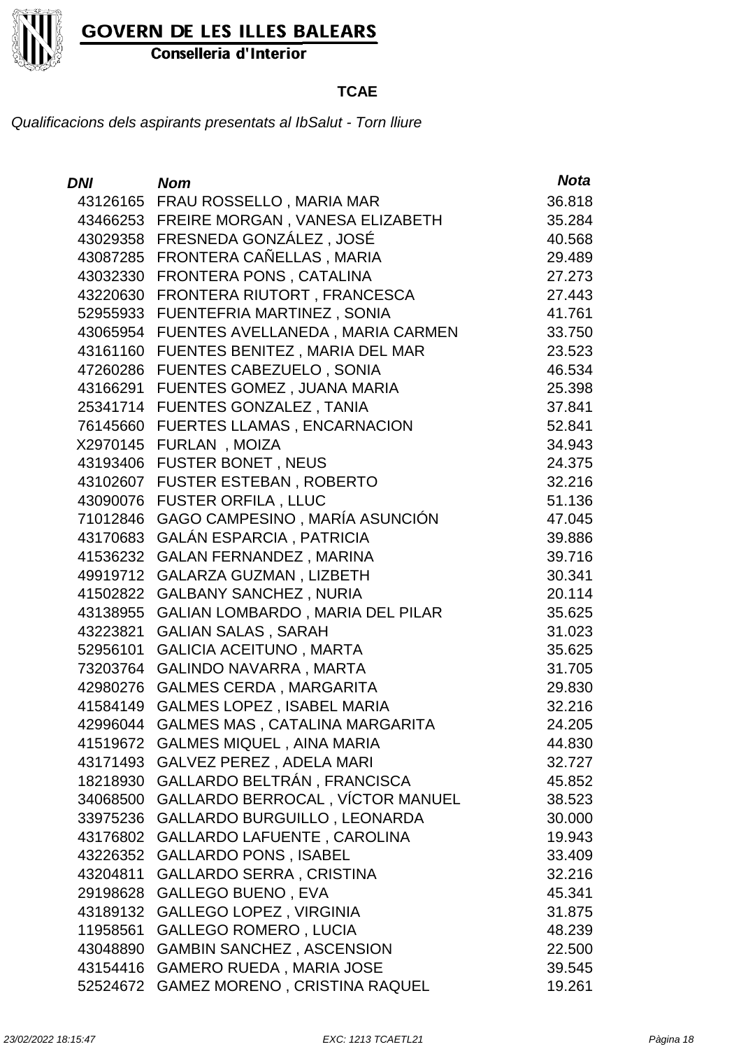GOVERN DE LES ILLES BALEARS

Conselleria d'Interior

**TCAE**

*Qualificacions dels aspirants presentats al IbSalut - Torn lliure*

| DNI | Nom | Nota |
|---|---|---|
| 43126165 | FRAU ROSSELLO , MARIA MAR | 36.818 |
| 43466253 | FREIRE MORGAN , VANESA ELIZABETH | 35.284 |
| 43029358 | FRESNEDA GONZÁLEZ , JOSÉ | 40.568 |
| 43087285 | FRONTERA CAÑELLAS , MARIA | 29.489 |
| 43032330 | FRONTERA PONS , CATALINA | 27.273 |
| 43220630 | FRONTERA RIUTORT , FRANCESCA | 27.443 |
| 52955933 | FUENTEFRIA MARTINEZ , SONIA | 41.761 |
| 43065954 | FUENTES AVELLANEDA , MARIA CARMEN | 33.750 |
| 43161160 | FUENTES BENITEZ , MARIA DEL MAR | 23.523 |
| 47260286 | FUENTES CABEZUELO , SONIA | 46.534 |
| 43166291 | FUENTES GOMEZ , JUANA MARIA | 25.398 |
| 25341714 | FUENTES GONZALEZ , TANIA | 37.841 |
| 76145660 | FUERTES LLAMAS , ENCARNACION | 52.841 |
| X2970145 | FURLAN , MOIZA | 34.943 |
| 43193406 | FUSTER BONET , NEUS | 24.375 |
| 43102607 | FUSTER ESTEBAN , ROBERTO | 32.216 |
| 43090076 | FUSTER ORFILA , LLUC | 51.136 |
| 71012846 | GAGO CAMPESINO , MARÍA ASUNCIÓN | 47.045 |
| 43170683 | GALÁN ESPARCIA , PATRICIA | 39.886 |
| 41536232 | GALAN FERNANDEZ , MARINA | 39.716 |
| 49919712 | GALARZA GUZMAN , LIZBETH | 30.341 |
| 41502822 | GALBANY SANCHEZ , NURIA | 20.114 |
| 43138955 | GALIAN LOMBARDO , MARIA DEL PILAR | 35.625 |
| 43223821 | GALIAN SALAS , SARAH | 31.023 |
| 52956101 | GALICIA ACEITUNO , MARTA | 35.625 |
| 73203764 | GALINDO NAVARRA , MARTA | 31.705 |
| 42980276 | GALMES CERDA , MARGARITA | 29.830 |
| 41584149 | GALMES LOPEZ , ISABEL MARIA | 32.216 |
| 42996044 | GALMES MAS , CATALINA MARGARITA | 24.205 |
| 41519672 | GALMES MIQUEL , AINA MARIA | 44.830 |
| 43171493 | GALVEZ PEREZ , ADELA MARI | 32.727 |
| 18218930 | GALLARDO BELTRÁN , FRANCISCA | 45.852 |
| 34068500 | GALLARDO BERROCAL , VÍCTOR MANUEL | 38.523 |
| 33975236 | GALLARDO BURGUILLO , LEONARDA | 30.000 |
| 43176802 | GALLARDO LAFUENTE , CAROLINA | 19.943 |
| 43226352 | GALLARDO PONS , ISABEL | 33.409 |
| 43204811 | GALLARDO SERRA , CRISTINA | 32.216 |
| 29198628 | GALLEGO BUENO , EVA | 45.341 |
| 43189132 | GALLEGO LOPEZ , VIRGINIA | 31.875 |
| 11958561 | GALLEGO ROMERO , LUCIA | 48.239 |
| 43048890 | GAMBIN SANCHEZ , ASCENSION | 22.500 |
| 43154416 | GAMERO RUEDA , MARIA JOSE | 39.545 |
| 52524672 | GAMEZ MORENO , CRISTINA RAQUEL | 19.261 |

23/02/2022 18:15:47 EXC: 1213 TCAETL21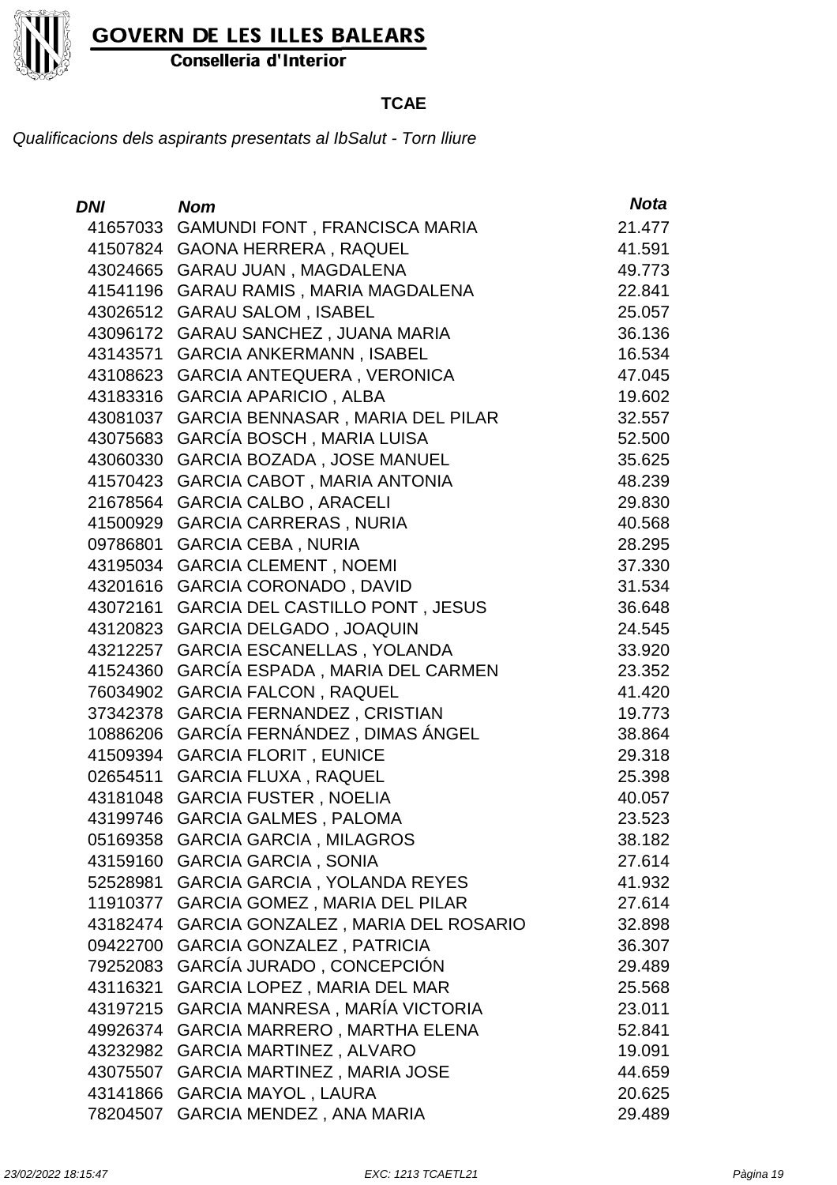**GOVERN DE LES ILLES BALEARS**
**Conselleria d'Interior**

## TCAE

*Qualificacions dels aspirants presentats al IbSalut - Torn lliure*

| *DNI* | *Nom* | *Nota* |
|---|---|---|
| 41657033 | GAMUNDI FONT , FRANCISCA MARIA | 21.477 |
| 41507824 | GAONA HERRERA , RAQUEL | 41.591 |
| 43024665 | GARAU JUAN , MAGDALENA | 49.773 |
| 41541196 | GARAU RAMIS , MARIA MAGDALENA | 22.841 |
| 43026512 | GARAU SALOM , ISABEL | 25.057 |
| 43096172 | GARAU SANCHEZ , JUANA MARIA | 36.136 |
| 43143571 | GARCIA ANKERMANN , ISABEL | 16.534 |
| 43108623 | GARCIA ANTEQUERA , VERONICA | 47.045 |
| 43183316 | GARCIA APARICIO , ALBA | 19.602 |
| 43081037 | GARCIA BENNASAR , MARIA DEL PILAR | 32.557 |
| 43075683 | GARCÍA BOSCH , MARIA LUISA | 52.500 |
| 43060330 | GARCIA BOZADA , JOSE MANUEL | 35.625 |
| 41570423 | GARCIA CABOT , MARIA ANTONIA | 48.239 |
| 21678564 | GARCIA CALBO , ARACELI | 29.830 |
| 41500929 | GARCIA CARRERAS , NURIA | 40.568 |
| 09786801 | GARCIA CEBA , NURIA | 28.295 |
| 43195034 | GARCIA CLEMENT , NOEMI | 37.330 |
| 43201616 | GARCIA CORONADO , DAVID | 31.534 |
| 43072161 | GARCIA DEL CASTILLO PONT , JESUS | 36.648 |
| 43120823 | GARCIA DELGADO , JOAQUIN | 24.545 |
| 43212257 | GARCIA ESCANELLAS , YOLANDA | 33.920 |
| 41524360 | GARCÍA ESPADA , MARIA DEL CARMEN | 23.352 |
| 76034902 | GARCIA FALCON , RAQUEL | 41.420 |
| 37342378 | GARCIA FERNANDEZ , CRISTIAN | 19.773 |
| 10886206 | GARCÍA FERNÁNDEZ , DIMAS ÁNGEL | 38.864 |
| 41509394 | GARCIA FLORIT , EUNICE | 29.318 |
| 02654511 | GARCIA FLUXA , RAQUEL | 25.398 |
| 43181048 | GARCIA FUSTER , NOELIA | 40.057 |
| 43199746 | GARCIA GALMES , PALOMA | 23.523 |
| 05169358 | GARCIA GARCIA , MILAGROS | 38.182 |
| 43159160 | GARCIA GARCIA , SONIA | 27.614 |
| 52528981 | GARCIA GARCIA , YOLANDA REYES | 41.932 |
| 11910377 | GARCIA GOMEZ , MARIA DEL PILAR | 27.614 |
| 43182474 | GARCIA GONZALEZ , MARIA DEL ROSARIO | 32.898 |
| 09422700 | GARCIA GONZALEZ , PATRICIA | 36.307 |
| 79252083 | GARCÍA JURADO , CONCEPCIÓN | 29.489 |
| 43116321 | GARCIA LOPEZ , MARIA DEL MAR | 25.568 |
| 43197215 | GARCIA MANRESA , MARÍA VICTORIA | 23.011 |
| 49926374 | GARCIA MARRERO , MARTHA ELENA | 52.841 |
| 43232982 | GARCIA MARTINEZ , ALVARO | 19.091 |
| 43075507 | GARCIA MARTINEZ , MARIA JOSE | 44.659 |
| 43141866 | GARCIA MAYOL , LAURA | 20.625 |
| 78204507 | GARCIA MENDEZ , ANA MARIA | 29.489 |

*23/02/2022 18:15:47* *EXC: 1213 TCAETL21*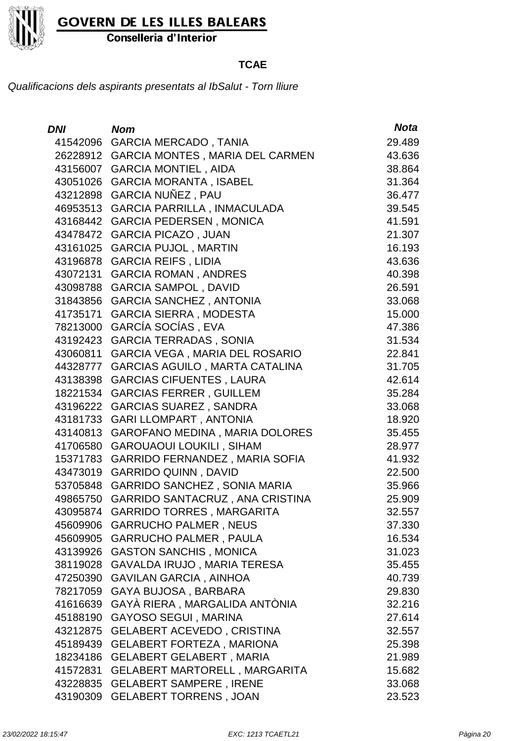**GOVERN DE LES ILLES BALEARS**
**Conselleria d'Interior**

**TCAE**

*Qualificacions dels aspirants presentats al IbSalut - Torn lliure*

| DNI | Nom | Nota |
|---|---|---|
| 41542096 | GARCIA MERCADO , TANIA | 29.489 |
| 26228912 | GARCIA MONTES , MARIA DEL CARMEN | 43.636 |
| 43156007 | GARCIA MONTIEL , AIDA | 38.864 |
| 43051026 | GARCIA MORANTA , ISABEL | 31.364 |
| 43212898 | GARCIA NUÑEZ , PAU | 36.477 |
| 46953513 | GARCIA PARRILLA , INMACULADA | 39.545 |
| 43168442 | GARCIA PEDERSEN , MONICA | 41.591 |
| 43478472 | GARCIA PICAZO , JUAN | 21.307 |
| 43161025 | GARCIA PUJOL , MARTIN | 16.193 |
| 43196878 | GARCIA REIFS , LIDIA | 43.636 |
| 43072131 | GARCIA ROMAN , ANDRES | 40.398 |
| 43098788 | GARCIA SAMPOL , DAVID | 26.591 |
| 31843856 | GARCIA SANCHEZ , ANTONIA | 33.068 |
| 41735171 | GARCIA SIERRA , MODESTA | 15.000 |
| 78213000 | GARCÍA SOCÍAS , EVA | 47.386 |
| 43192423 | GARCIA TERRADAS , SONIA | 31.534 |
| 43060811 | GARCIA VEGA , MARIA DEL ROSARIO | 22.841 |
| 44328777 | GARCIAS AGUILO , MARTA CATALINA | 31.705 |
| 43138398 | GARCIAS CIFUENTES , LAURA | 42.614 |
| 18221534 | GARCIAS FERRER , GUILLEM | 35.284 |
| 43196222 | GARCIAS SUAREZ , SANDRA | 33.068 |
| 43181733 | GARI LLOMPART , ANTONIA | 18.920 |
| 43140813 | GAROFANO MEDINA , MARIA DOLORES | 35.455 |
| 41706580 | GAROUAOUI LOUKILI , SIHAM | 28.977 |
| 15371783 | GARRIDO FERNANDEZ , MARIA SOFIA | 41.932 |
| 43473019 | GARRIDO QUINN , DAVID | 22.500 |
| 53705848 | GARRIDO SANCHEZ , SONIA MARIA | 35.966 |
| 49865750 | GARRIDO SANTACRUZ , ANA CRISTINA | 25.909 |
| 43095874 | GARRIDO TORRES , MARGARITA | 32.557 |
| 45609906 | GARRUCHO PALMER , NEUS | 37.330 |
| 45609905 | GARRUCHO PALMER , PAULA | 16.534 |
| 43139926 | GASTON SANCHIS , MONICA | 31.023 |
| 38119028 | GAVALDA IRUJO , MARIA TERESA | 35.455 |
| 47250390 | GAVILAN GARCIA , AINHOA | 40.739 |
| 78217059 | GAYA BUJOSA , BARBARA | 29.830 |
| 41616639 | GAYÀ RIERA , MARGALIDA ANTÒNIA | 32.216 |
| 45188190 | GAYOSO SEGUI , MARINA | 27.614 |
| 43212875 | GELABERT ACEVEDO , CRISTINA | 32.557 |
| 45189439 | GELABERT FORTEZA , MARIONA | 25.398 |
| 18234186 | GELABERT GELABERT , MARIA | 21.989 |
| 41572831 | GELABERT MARTORELL , MARGARITA | 15.682 |
| 43228835 | GELABERT SAMPERE , IRENE | 33.068 |
| 43190309 | GELABERT TORRENS , JOAN | 23.523 |

*23/02/2022 18:15:47* *EXC: 1213 TCAETL21*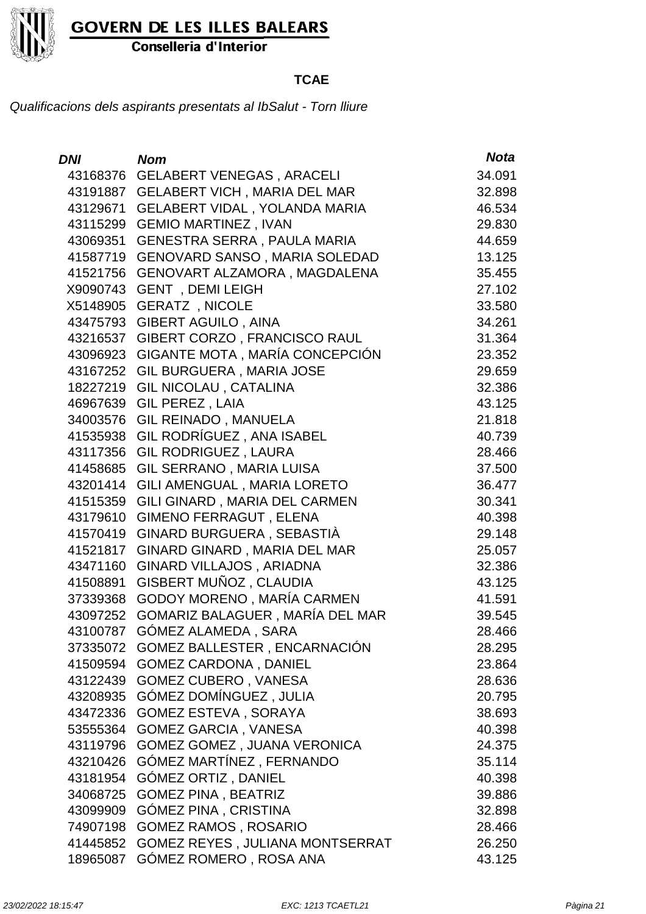GOVERN DE LES ILLES BALEARS

Conselleria d'Interior

**TCAE**

*Qualificacions dels aspirants presentats al IbSalut - Torn lliure*

| DNI | Nom | Nota |
|---|---|---|
| 43168376 | GELABERT VENEGAS , ARACELI | 34.091 |
| 43191887 | GELABERT VICH , MARIA DEL MAR | 32.898 |
| 43129671 | GELABERT VIDAL , YOLANDA MARIA | 46.534 |
| 43115299 | GEMIO MARTINEZ , IVAN | 29.830 |
| 43069351 | GENESTRA SERRA , PAULA MARIA | 44.659 |
| 41587719 | GENOVARD SANSO , MARIA SOLEDAD | 13.125 |
| 41521756 | GENOVART ALZAMORA , MAGDALENA | 35.455 |
| X9090743 | GENT , DEMI LEIGH | 27.102 |
| X5148905 | GERATZ , NICOLE | 33.580 |
| 43475793 | GIBERT AGUILO , AINA | 34.261 |
| 43216537 | GIBERT CORZO , FRANCISCO RAUL | 31.364 |
| 43096923 | GIGANTE MOTA , MARÍA CONCEPCIÓN | 23.352 |
| 43167252 | GIL BURGUERA , MARIA JOSE | 29.659 |
| 18227219 | GIL NICOLAU , CATALINA | 32.386 |
| 46967639 | GIL PEREZ , LAIA | 43.125 |
| 34003576 | GIL REINADO , MANUELA | 21.818 |
| 41535938 | GIL RODRÍGUEZ , ANA ISABEL | 40.739 |
| 43117356 | GIL RODRIGUEZ , LAURA | 28.466 |
| 41458685 | GIL SERRANO , MARIA LUISA | 37.500 |
| 43201414 | GILI AMENGUAL , MARIA LORETO | 36.477 |
| 41515359 | GILI GINARD , MARIA DEL CARMEN | 30.341 |
| 43179610 | GIMENO FERRAGUT , ELENA | 40.398 |
| 41570419 | GINARD BURGUERA , SEBASTIÀ | 29.148 |
| 41521817 | GINARD GINARD , MARIA DEL MAR | 25.057 |
| 43471160 | GINARD VILLAJOS , ARIADNA | 32.386 |
| 41508891 | GISBERT MUÑOZ , CLAUDIA | 43.125 |
| 37339368 | GODOY MORENO , MARÍA CARMEN | 41.591 |
| 43097252 | GOMARIZ BALAGUER , MARÍA DEL MAR | 39.545 |
| 43100787 | GÓMEZ ALAMEDA , SARA | 28.466 |
| 37335072 | GOMEZ BALLESTER , ENCARNACIÓN | 28.295 |
| 41509594 | GOMEZ CARDONA , DANIEL | 23.864 |
| 43122439 | GOMEZ CUBERO , VANESA | 28.636 |
| 43208935 | GÓMEZ DOMÍNGUEZ , JULIA | 20.795 |
| 43472336 | GOMEZ ESTEVA , SORAYA | 38.693 |
| 53555364 | GOMEZ GARCIA , VANESA | 40.398 |
| 43119796 | GOMEZ GOMEZ , JUANA VERONICA | 24.375 |
| 43210426 | GÓMEZ MARTÍNEZ , FERNANDO | 35.114 |
| 43181954 | GÓMEZ ORTIZ , DANIEL | 40.398 |
| 34068725 | GOMEZ PINA , BEATRIZ | 39.886 |
| 43099909 | GÓMEZ PINA , CRISTINA | 32.898 |
| 74907198 | GOMEZ RAMOS , ROSARIO | 28.466 |
| 41445852 | GOMEZ REYES , JULIANA MONTSERRAT | 26.250 |
| 18965087 | GÓMEZ ROMERO , ROSA ANA | 43.125 |

*23/02/2022 18:15:47* *EXC: 1213 TCAETL21*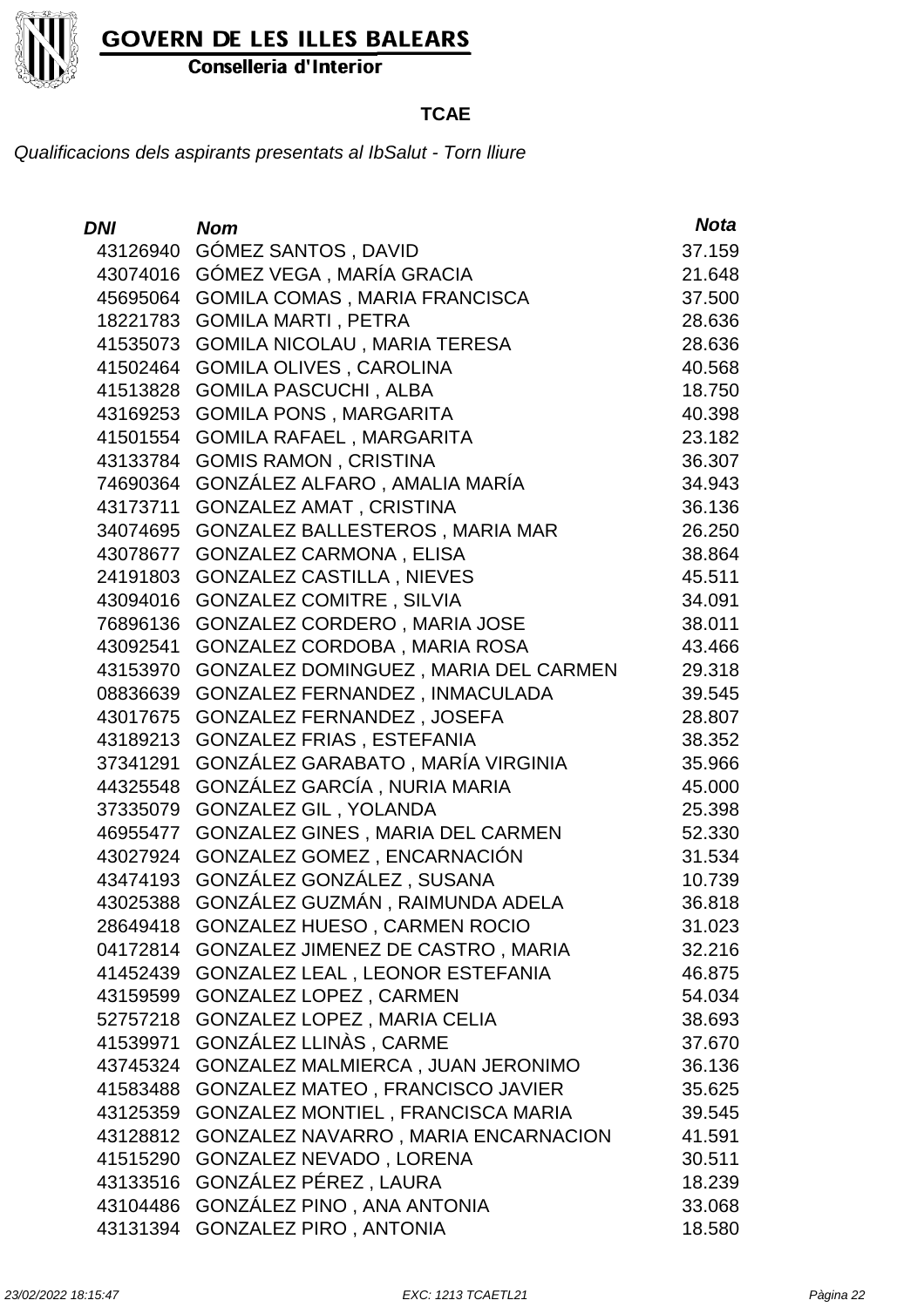GOVERN DE LES ILLES BALEARS

Conselleria d'Interior

**TCAE**

*Qualificacions dels aspirants presentats al IbSalut - Torn lliure*

| *DNI* | *Nom* | *Nota* |
|---|---|---|
| 43126940 | GÓMEZ SANTOS , DAVID | 37.159 |
| 43074016 | GÓMEZ VEGA , MARÍA GRACIA | 21.648 |
| 45695064 | GOMILA COMAS , MARIA FRANCISCA | 37.500 |
| 18221783 | GOMILA MARTI , PETRA | 28.636 |
| 41535073 | GOMILA NICOLAU , MARIA TERESA | 28.636 |
| 41502464 | GOMILA OLIVES , CAROLINA | 40.568 |
| 41513828 | GOMILA PASCUCHI , ALBA | 18.750 |
| 43169253 | GOMILA PONS , MARGARITA | 40.398 |
| 41501554 | GOMILA RAFAEL , MARGARITA | 23.182 |
| 43133784 | GOMIS RAMON , CRISTINA | 36.307 |
| 74690364 | GONZÁLEZ ALFARO , AMALIA MARÍA | 34.943 |
| 43173711 | GONZALEZ AMAT , CRISTINA | 36.136 |
| 34074695 | GONZALEZ BALLESTEROS , MARIA MAR | 26.250 |
| 43078677 | GONZALEZ CARMONA , ELISA | 38.864 |
| 24191803 | GONZALEZ CASTILLA , NIEVES | 45.511 |
| 43094016 | GONZALEZ COMITRE , SILVIA | 34.091 |
| 76896136 | GONZALEZ CORDERO , MARIA JOSE | 38.011 |
| 43092541 | GONZALEZ CORDOBA , MARIA ROSA | 43.466 |
| 43153970 | GONZALEZ DOMINGUEZ , MARIA DEL CARMEN | 29.318 |
| 08836639 | GONZALEZ FERNANDEZ , INMACULADA | 39.545 |
| 43017675 | GONZALEZ FERNANDEZ , JOSEFA | 28.807 |
| 43189213 | GONZALEZ FRIAS , ESTEFANIA | 38.352 |
| 37341291 | GONZÁLEZ GARABATO , MARÍA VIRGINIA | 35.966 |
| 44325548 | GONZÁLEZ GARCÍA , NURIA MARIA | 45.000 |
| 37335079 | GONZALEZ GIL , YOLANDA | 25.398 |
| 46955477 | GONZALEZ GINES , MARIA DEL CARMEN | 52.330 |
| 43027924 | GONZALEZ GOMEZ , ENCARNACIÓN | 31.534 |
| 43474193 | GONZÁLEZ GONZÁLEZ , SUSANA | 10.739 |
| 43025388 | GONZÁLEZ GUZMÁN , RAIMUNDA ADELA | 36.818 |
| 28649418 | GONZALEZ HUESO , CARMEN ROCIO | 31.023 |
| 04172814 | GONZALEZ JIMENEZ DE CASTRO , MARIA | 32.216 |
| 41452439 | GONZALEZ LEAL , LEONOR ESTEFANIA | 46.875 |
| 43159599 | GONZALEZ LOPEZ , CARMEN | 54.034 |
| 52757218 | GONZALEZ LOPEZ , MARIA CELIA | 38.693 |
| 41539971 | GONZÁLEZ LLINÀS , CARME | 37.670 |
| 43745324 | GONZALEZ MALMIERCA , JUAN JERONIMO | 36.136 |
| 41583488 | GONZALEZ MATEO , FRANCISCO JAVIER | 35.625 |
| 43125359 | GONZALEZ MONTIEL , FRANCISCA MARIA | 39.545 |
| 43128812 | GONZALEZ NAVARRO , MARIA ENCARNACION | 41.591 |
| 41515290 | GONZALEZ NEVADO , LORENA | 30.511 |
| 43133516 | GONZÁLEZ PÉREZ , LAURA | 18.239 |
| 43104486 | GONZÁLEZ PINO , ANA ANTONIA | 33.068 |
| 43131394 | GONZALEZ PIRO , ANTONIA | 18.580 |

23/02/2022 18:15:47 EXC: 1213 TCAETL21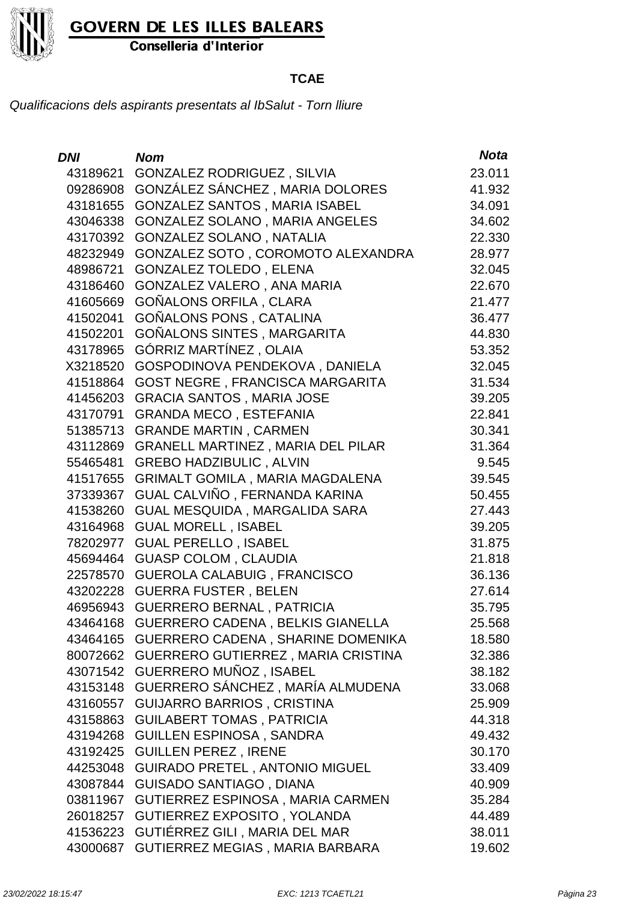# GOVERN DE LES ILLES BALEARS

**Conselleria d'Interior**

**TCAE**

*Qualificacions dels aspirants presentats al IbSalut - Torn lliure*

| *DNI* | *Nom* | *Nota* |
|---|---|---|
| 43189621 | GONZALEZ RODRIGUEZ , SILVIA | 23.011 |
| 09286908 | GONZÁLEZ SÁNCHEZ , MARIA DOLORES | 41.932 |
| 43181655 | GONZALEZ SANTOS , MARIA ISABEL | 34.091 |
| 43046338 | GONZALEZ SOLANO , MARIA ANGELES | 34.602 |
| 43170392 | GONZALEZ SOLANO , NATALIA | 22.330 |
| 48232949 | GONZALEZ SOTO , COROMOTO ALEXANDRA | 28.977 |
| 48986721 | GONZALEZ TOLEDO , ELENA | 32.045 |
| 43186460 | GONZALEZ VALERO , ANA MARIA | 22.670 |
| 41605669 | GOÑALONS ORFILA , CLARA | 21.477 |
| 41502041 | GOÑALONS PONS , CATALINA | 36.477 |
| 41502201 | GOÑALONS SINTES , MARGARITA | 44.830 |
| 43178965 | GÓRRIZ MARTÍNEZ , OLAIA | 53.352 |
| X3218520 | GOSPODINOVA PENDEKOVA , DANIELA | 32.045 |
| 41518864 | GOST NEGRE , FRANCISCA MARGARITA | 31.534 |
| 41456203 | GRACIA SANTOS , MARIA JOSE | 39.205 |
| 43170791 | GRANDA MECO , ESTEFANIA | 22.841 |
| 51385713 | GRANDE MARTIN , CARMEN | 30.341 |
| 43112869 | GRANELL MARTINEZ , MARIA DEL PILAR | 31.364 |
| 55465481 | GREBO HADZIBULIC , ALVIN | 9.545 |
| 41517655 | GRIMALT GOMILA , MARIA MAGDALENA | 39.545 |
| 37339367 | GUAL CALVIÑO , FERNANDA KARINA | 50.455 |
| 41538260 | GUAL MESQUIDA , MARGALIDA SARA | 27.443 |
| 43164968 | GUAL MORELL , ISABEL | 39.205 |
| 78202977 | GUAL PERELLO , ISABEL | 31.875 |
| 45694464 | GUASP COLOM , CLAUDIA | 21.818 |
| 22578570 | GUEROLA CALABUIG , FRANCISCO | 36.136 |
| 43202228 | GUERRA FUSTER , BELEN | 27.614 |
| 46956943 | GUERRERO BERNAL , PATRICIA | 35.795 |
| 43464168 | GUERRERO CADENA , BELKIS GIANELLA | 25.568 |
| 43464165 | GUERRERO CADENA , SHARINE DOMENIKA | 18.580 |
| 80072662 | GUERRERO GUTIERREZ , MARIA CRISTINA | 32.386 |
| 43071542 | GUERRERO MUÑOZ , ISABEL | 38.182 |
| 43153148 | GUERRERO SÁNCHEZ , MARÍA ALMUDENA | 33.068 |
| 43160557 | GUIJARRO BARRIOS , CRISTINA | 25.909 |
| 43158863 | GUILABERT TOMAS , PATRICIA | 44.318 |
| 43194268 | GUILLEN ESPINOSA , SANDRA | 49.432 |
| 43192425 | GUILLEN PEREZ , IRENE | 30.170 |
| 44253048 | GUIRADO PRETEL , ANTONIO MIGUEL | 33.409 |
| 43087844 | GUISADO SANTIAGO , DIANA | 40.909 |
| 03811967 | GUTIERREZ ESPINOSA , MARIA CARMEN | 35.284 |
| 26018257 | GUTIERREZ EXPOSITO , YOLANDA | 44.489 |
| 41536223 | GUTIÉRREZ GILI , MARIA DEL MAR | 38.011 |
| 43000687 | GUTIERREZ MEGIAS , MARIA BARBARA | 19.602 |

*23/02/2022 18:15:47* *EXC: 1213 TCAETL21*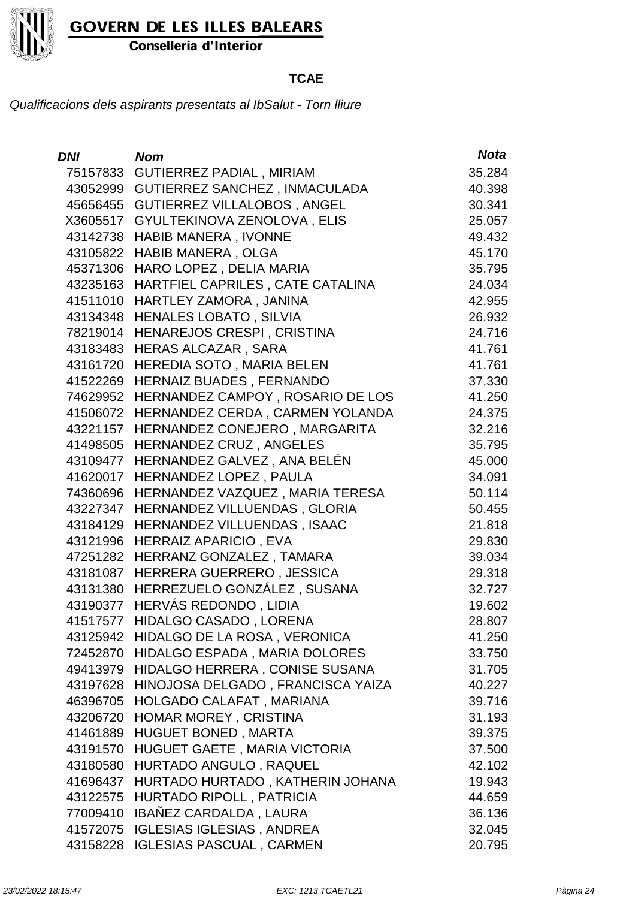**GOVERN DE LES ILLES BALEARS**

**Conselleria d'Interior**

## TCAE

*Qualificacions dels aspirants presentats al IbSalut - Torn lliure*

| DNI | Nom | Nota |
|---|---|---|
| 75157833 | GUTIERREZ PADIAL , MIRIAM | 35.284 |
| 43052999 | GUTIERREZ SANCHEZ , INMACULADA | 40.398 |
| 45656455 | GUTIERREZ VILLALOBOS , ANGEL | 30.341 |
| X3605517 | GYULTEKINOVA ZENOLOVA , ELIS | 25.057 |
| 43142738 | HABIB MANERA , IVONNE | 49.432 |
| 43105822 | HABIB MANERA , OLGA | 45.170 |
| 45371306 | HARO LOPEZ , DELIA MARIA | 35.795 |
| 43235163 | HARTFIEL CAPRILES , CATE CATALINA | 24.034 |
| 41511010 | HARTLEY ZAMORA , JANINA | 42.955 |
| 43134348 | HENALES LOBATO , SILVIA | 26.932 |
| 78219014 | HENAREJOS CRESPI , CRISTINA | 24.716 |
| 43183483 | HERAS ALCAZAR , SARA | 41.761 |
| 43161720 | HEREDIA SOTO , MARIA BELEN | 41.761 |
| 41522269 | HERNAIZ BUADES , FERNANDO | 37.330 |
| 74629952 | HERNANDEZ CAMPOY , ROSARIO DE LOS | 41.250 |
| 41506072 | HERNANDEZ CERDA , CARMEN YOLANDA | 24.375 |
| 43221157 | HERNANDEZ CONEJERO , MARGARITA | 32.216 |
| 41498505 | HERNANDEZ CRUZ , ANGELES | 35.795 |
| 43109477 | HERNANDEZ GALVEZ , ANA BELÉN | 45.000 |
| 41620017 | HERNANDEZ LOPEZ , PAULA | 34.091 |
| 74360696 | HERNANDEZ VAZQUEZ , MARIA TERESA | 50.114 |
| 43227347 | HERNANDEZ VILLUENDAS , GLORIA | 50.455 |
| 43184129 | HERNANDEZ VILLUENDAS , ISAAC | 21.818 |
| 43121996 | HERRAIZ APARICIO , EVA | 29.830 |
| 47251282 | HERRANZ GONZALEZ , TAMARA | 39.034 |
| 43181087 | HERRERA GUERRERO , JESSICA | 29.318 |
| 43131380 | HERREZUELO GONZÁLEZ , SUSANA | 32.727 |
| 43190377 | HERVÁS REDONDO , LIDIA | 19.602 |
| 41517577 | HIDALGO CASADO , LORENA | 28.807 |
| 43125942 | HIDALGO DE LA ROSA , VERONICA | 41.250 |
| 72452870 | HIDALGO ESPADA , MARIA DOLORES | 33.750 |
| 49413979 | HIDALGO HERRERA , CONISE SUSANA | 31.705 |
| 43197628 | HINOJOSA DELGADO , FRANCISCA YAIZA | 40.227 |
| 46396705 | HOLGADO CALAFAT , MARIANA | 39.716 |
| 43206720 | HOMAR MOREY , CRISTINA | 31.193 |
| 41461889 | HUGUET BONED , MARTA | 39.375 |
| 43191570 | HUGUET GAETE , MARIA VICTORIA | 37.500 |
| 43180580 | HURTADO ANGULO , RAQUEL | 42.102 |
| 41696437 | HURTADO HURTADO , KATHERIN JOHANA | 19.943 |
| 43122575 | HURTADO RIPOLL , PATRICIA | 44.659 |
| 77009410 | IBAÑEZ CARDALDA , LAURA | 36.136 |
| 41572075 | IGLESIAS IGLESIAS , ANDREA | 32.045 |
| 43158228 | IGLESIAS PASCUAL , CARMEN | 20.795 |

*23/02/2022 18:15:47* *EXC: 1213 TCAETL21*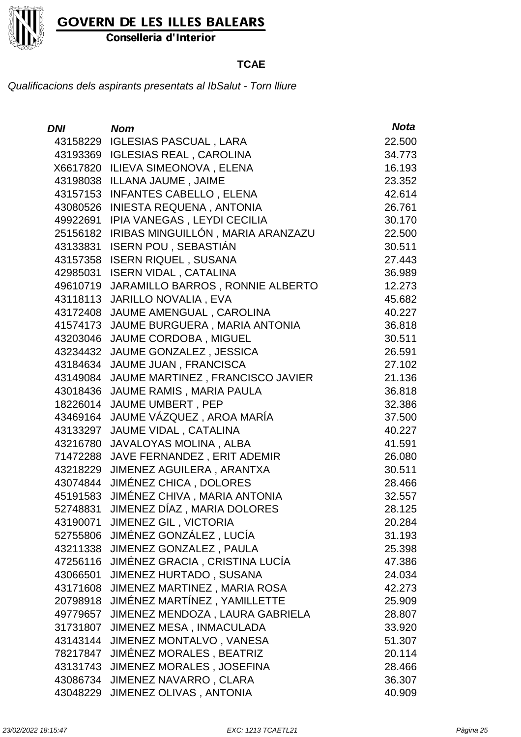**GOVERN DE LES ILLES BALEARS**
**Conselleria d'Interior**

## TCAE

*Qualificacions dels aspirants presentats al IbSalut - Torn lliure*

| *DNI* | *Nom* | *Nota* |
|---|---|---|
| 43158229 | IGLESIAS PASCUAL , LARA | 22.500 |
| 43193369 | IGLESIAS REAL , CAROLINA | 34.773 |
| X6617820 | ILIEVA SIMEONOVA , ELENA | 16.193 |
| 43198038 | ILLANA JAUME , JAIME | 23.352 |
| 43157153 | INFANTES CABELLO , ELENA | 42.614 |
| 43080526 | INIESTA REQUENA , ANTONIA | 26.761 |
| 49922691 | IPIA VANEGAS , LEYDI CECILIA | 30.170 |
| 25156182 | IRIBAS MINGUILLÓN , MARIA ARANZAZU | 22.500 |
| 43133831 | ISERN POU , SEBASTIÁN | 30.511 |
| 43157358 | ISERN RIQUEL , SUSANA | 27.443 |
| 42985031 | ISERN VIDAL , CATALINA | 36.989 |
| 49610719 | JARAMILLO BARROS , RONNIE ALBERTO | 12.273 |
| 43118113 | JARILLO NOVALIA , EVA | 45.682 |
| 43172408 | JAUME AMENGUAL , CAROLINA | 40.227 |
| 41574173 | JAUME BURGUERA , MARIA ANTONIA | 36.818 |
| 43203046 | JAUME CORDOBA , MIGUEL | 30.511 |
| 43234432 | JAUME GONZALEZ , JESSICA | 26.591 |
| 43184634 | JAUME JUAN , FRANCISCA | 27.102 |
| 43149084 | JAUME MARTINEZ , FRANCISCO JAVIER | 21.136 |
| 43018436 | JAUME RAMIS , MARIA PAULA | 36.818 |
| 18226014 | JAUME UMBERT , PEP | 32.386 |
| 43469164 | JAUME VÁZQUEZ , AROA MARÍA | 37.500 |
| 43133297 | JAUME VIDAL , CATALINA | 40.227 |
| 43216780 | JAVALOYAS MOLINA , ALBA | 41.591 |
| 71472288 | JAVE FERNANDEZ , ERIT ADEMIR | 26.080 |
| 43218229 | JIMENEZ AGUILERA , ARANTXA | 30.511 |
| 43074844 | JIMÉNEZ CHICA , DOLORES | 28.466 |
| 45191583 | JIMÉNEZ CHIVA , MARIA ANTONIA | 32.557 |
| 52748831 | JIMENEZ DÍAZ , MARIA DOLORES | 28.125 |
| 43190071 | JIMENEZ GIL , VICTORIA | 20.284 |
| 52755806 | JIMÉNEZ GONZÁLEZ , LUCÍA | 31.193 |
| 43211338 | JIMENEZ GONZALEZ , PAULA | 25.398 |
| 47256116 | JIMÉNEZ GRACIA , CRISTINA LUCÍA | 47.386 |
| 43066501 | JIMENEZ HURTADO , SUSANA | 24.034 |
| 43171608 | JIMENEZ MARTINEZ , MARIA ROSA | 42.273 |
| 20798918 | JIMÉNEZ MARTÍNEZ , YAMILLETTE | 25.909 |
| 49779657 | JIMENEZ MENDOZA , LAURA GABRIELA | 28.807 |
| 31731807 | JIMENEZ MESA , INMACULADA | 33.920 |
| 43143144 | JIMENEZ MONTALVO , VANESA | 51.307 |
| 78217847 | JIMÉNEZ MORALES , BEATRIZ | 20.114 |
| 43131743 | JIMENEZ MORALES , JOSEFINA | 28.466 |
| 43086734 | JIMENEZ NAVARRO , CLARA | 36.307 |
| 43048229 | JIMENEZ OLIVAS , ANTONIA | 40.909 |

*23/02/2022 18:15:47* *EXC: 1213 TCAETL21*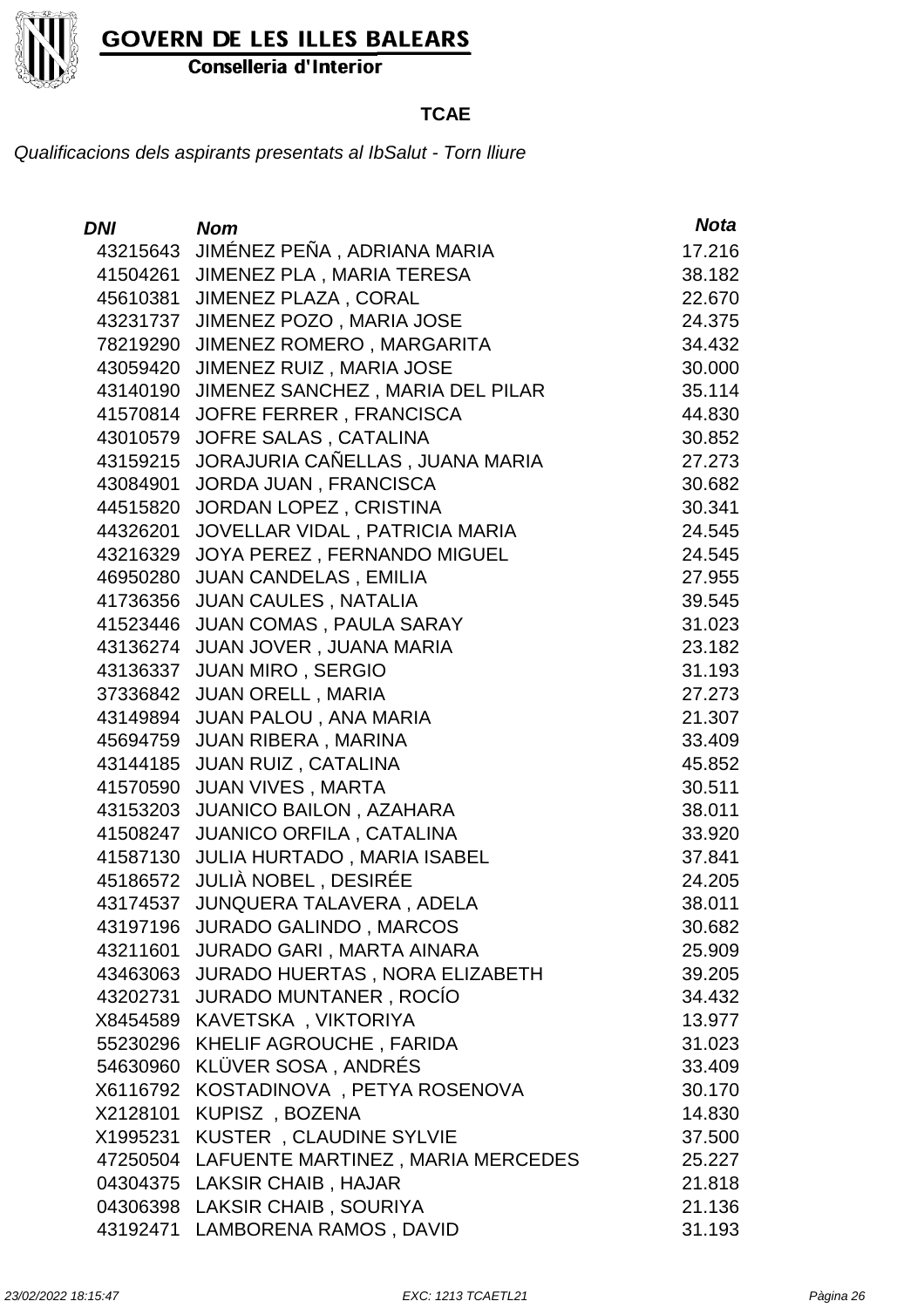GOVERN DE LES ILLES BALEARS

Conselleria d'Interior

**TCAE**

*Qualificacions dels aspirants presentats al IbSalut - Torn lliure*

| *DNI* | *Nom* | *Nota* |
|---|---|---|
| 43215643 | JIMÉNEZ PEÑA , ADRIANA MARIA | 17.216 |
| 41504261 | JIMENEZ PLA , MARIA TERESA | 38.182 |
| 45610381 | JIMENEZ PLAZA , CORAL | 22.670 |
| 43231737 | JIMENEZ POZO , MARIA JOSE | 24.375 |
| 78219290 | JIMENEZ ROMERO , MARGARITA | 34.432 |
| 43059420 | JIMENEZ RUIZ , MARIA JOSE | 30.000 |
| 43140190 | JIMENEZ SANCHEZ , MARIA DEL PILAR | 35.114 |
| 41570814 | JOFRE FERRER , FRANCISCA | 44.830 |
| 43010579 | JOFRE SALAS , CATALINA | 30.852 |
| 43159215 | JORAJURIA CAÑELLAS , JUANA MARIA | 27.273 |
| 43084901 | JORDA JUAN , FRANCISCA | 30.682 |
| 44515820 | JORDAN LOPEZ , CRISTINA | 30.341 |
| 44326201 | JOVELLAR VIDAL , PATRICIA MARIA | 24.545 |
| 43216329 | JOYA PEREZ , FERNANDO MIGUEL | 24.545 |
| 46950280 | JUAN CANDELAS , EMILIA | 27.955 |
| 41736356 | JUAN CAULES , NATALIA | 39.545 |
| 41523446 | JUAN COMAS , PAULA SARAY | 31.023 |
| 43136274 | JUAN JOVER , JUANA MARIA | 23.182 |
| 43136337 | JUAN MIRO , SERGIO | 31.193 |
| 37336842 | JUAN ORELL , MARIA | 27.273 |
| 43149894 | JUAN PALOU , ANA MARIA | 21.307 |
| 45694759 | JUAN RIBERA , MARINA | 33.409 |
| 43144185 | JUAN RUIZ , CATALINA | 45.852 |
| 41570590 | JUAN VIVES , MARTA | 30.511 |
| 43153203 | JUANICO BAILON , AZAHARA | 38.011 |
| 41508247 | JUANICO ORFILA , CATALINA | 33.920 |
| 41587130 | JULIA HURTADO , MARIA ISABEL | 37.841 |
| 45186572 | JULIÀ NOBEL , DESIRÉE | 24.205 |
| 43174537 | JUNQUERA TALAVERA , ADELA | 38.011 |
| 43197196 | JURADO GALINDO , MARCOS | 30.682 |
| 43211601 | JURADO GARI , MARTA AINARA | 25.909 |
| 43463063 | JURADO HUERTAS , NORA ELIZABETH | 39.205 |
| 43202731 | JURADO MUNTANER , ROCÍO | 34.432 |
| X8454589 | KAVETSKA , VIKTORIYA | 13.977 |
| 55230296 | KHELIF AGROUCHE , FARIDA | 31.023 |
| 54630960 | KLÜVER SOSA , ANDRÉS | 33.409 |
| X6116792 | KOSTADINOVA , PETYA ROSENOVA | 30.170 |
| X2128101 | KUPISZ , BOZENA | 14.830 |
| X1995231 | KUSTER , CLAUDINE SYLVIE | 37.500 |
| 47250504 | LAFUENTE MARTINEZ , MARIA MERCEDES | 25.227 |
| 04304375 | LAKSIR CHAIB , HAJAR | 21.818 |
| 04306398 | LAKSIR CHAIB , SOURIYA | 21.136 |
| 43192471 | LAMBORENA RAMOS , DAVID | 31.193 |

*23/02/2022 18:15:47* *EXC: 1213 TCAETL21*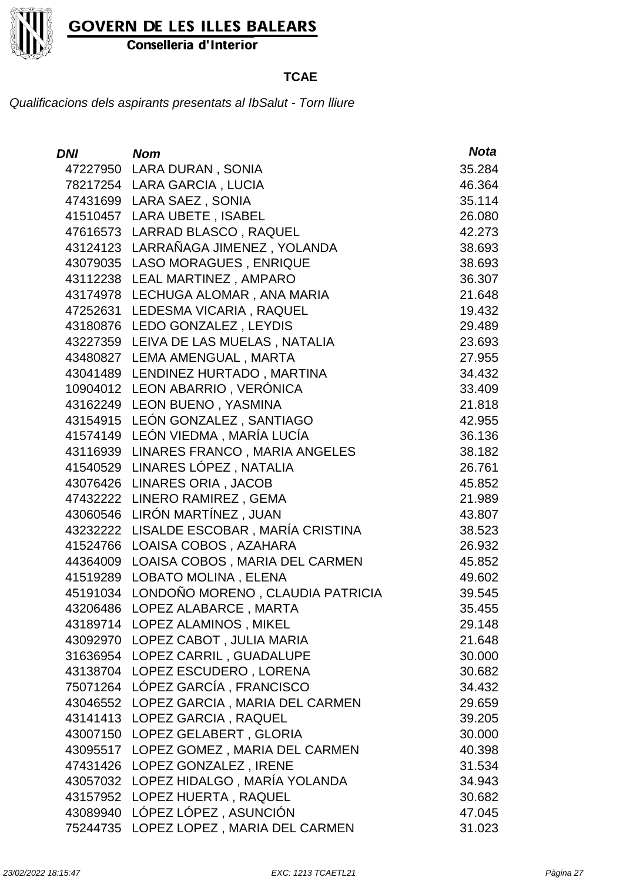**TCAE**

*Qualificacions dels aspirants presentats al IbSalut - Torn lliure*

| *DNI* | *Nom* | *Nota* |
|---|---|---|
| 47227950 | LARA DURAN , SONIA | 35.284 |
| 78217254 | LARA GARCIA , LUCIA | 46.364 |
| 47431699 | LARA SAEZ , SONIA | 35.114 |
| 41510457 | LARA UBETE , ISABEL | 26.080 |
| 47616573 | LARRAD BLASCO , RAQUEL | 42.273 |
| 43124123 | LARRAÑAGA JIMENEZ , YOLANDA | 38.693 |
| 43079035 | LASO MORAGUES , ENRIQUE | 38.693 |
| 43112238 | LEAL MARTINEZ , AMPARO | 36.307 |
| 43174978 | LECHUGA ALOMAR , ANA MARIA | 21.648 |
| 47252631 | LEDESMA VICARIA , RAQUEL | 19.432 |
| 43180876 | LEDO GONZALEZ , LEYDIS | 29.489 |
| 43227359 | LEIVA DE LAS MUELAS , NATALIA | 23.693 |
| 43480827 | LEMA AMENGUAL , MARTA | 27.955 |
| 43041489 | LENDINEZ HURTADO , MARTINA | 34.432 |
| 10904012 | LEON ABARRIO , VERÓNICA | 33.409 |
| 43162249 | LEON BUENO , YASMINA | 21.818 |
| 43154915 | LEÓN GONZALEZ , SANTIAGO | 42.955 |
| 41574149 | LEÓN VIEDMA , MARÍA LUCÍA | 36.136 |
| 43116939 | LINARES FRANCO , MARIA ANGELES | 38.182 |
| 41540529 | LINARES LÓPEZ , NATALIA | 26.761 |
| 43076426 | LINARES ORIA , JACOB | 45.852 |
| 47432222 | LINERO RAMIREZ , GEMA | 21.989 |
| 43060546 | LIRÓN MARTÍNEZ , JUAN | 43.807 |
| 43232222 | LISALDE ESCOBAR , MARÍA CRISTINA | 38.523 |
| 41524766 | LOAISA COBOS , AZAHARA | 26.932 |
| 44364009 | LOAISA COBOS , MARIA DEL CARMEN | 45.852 |
| 41519289 | LOBATO MOLINA , ELENA | 49.602 |
| 45191034 | LONDOÑO MORENO , CLAUDIA PATRICIA | 39.545 |
| 43206486 | LOPEZ ALABARCE , MARTA | 35.455 |
| 43189714 | LOPEZ ALAMINOS , MIKEL | 29.148 |
| 43092970 | LOPEZ CABOT , JULIA MARIA | 21.648 |
| 31636954 | LOPEZ CARRIL , GUADALUPE | 30.000 |
| 43138704 | LOPEZ ESCUDERO , LORENA | 30.682 |
| 75071264 | LÓPEZ GARCÍA , FRANCISCO | 34.432 |
| 43046552 | LOPEZ GARCIA , MARIA DEL CARMEN | 29.659 |
| 43141413 | LOPEZ GARCIA , RAQUEL | 39.205 |
| 43007150 | LOPEZ GELABERT , GLORIA | 30.000 |
| 43095517 | LOPEZ GOMEZ , MARIA DEL CARMEN | 40.398 |
| 47431426 | LOPEZ GONZALEZ , IRENE | 31.534 |
| 43057032 | LOPEZ HIDALGO , MARÍA YOLANDA | 34.943 |
| 43157952 | LOPEZ HUERTA , RAQUEL | 30.682 |
| 43089940 | LÓPEZ LÓPEZ , ASUNCIÓN | 47.045 |
| 75244735 | LOPEZ LOPEZ , MARIA DEL CARMEN | 31.023 |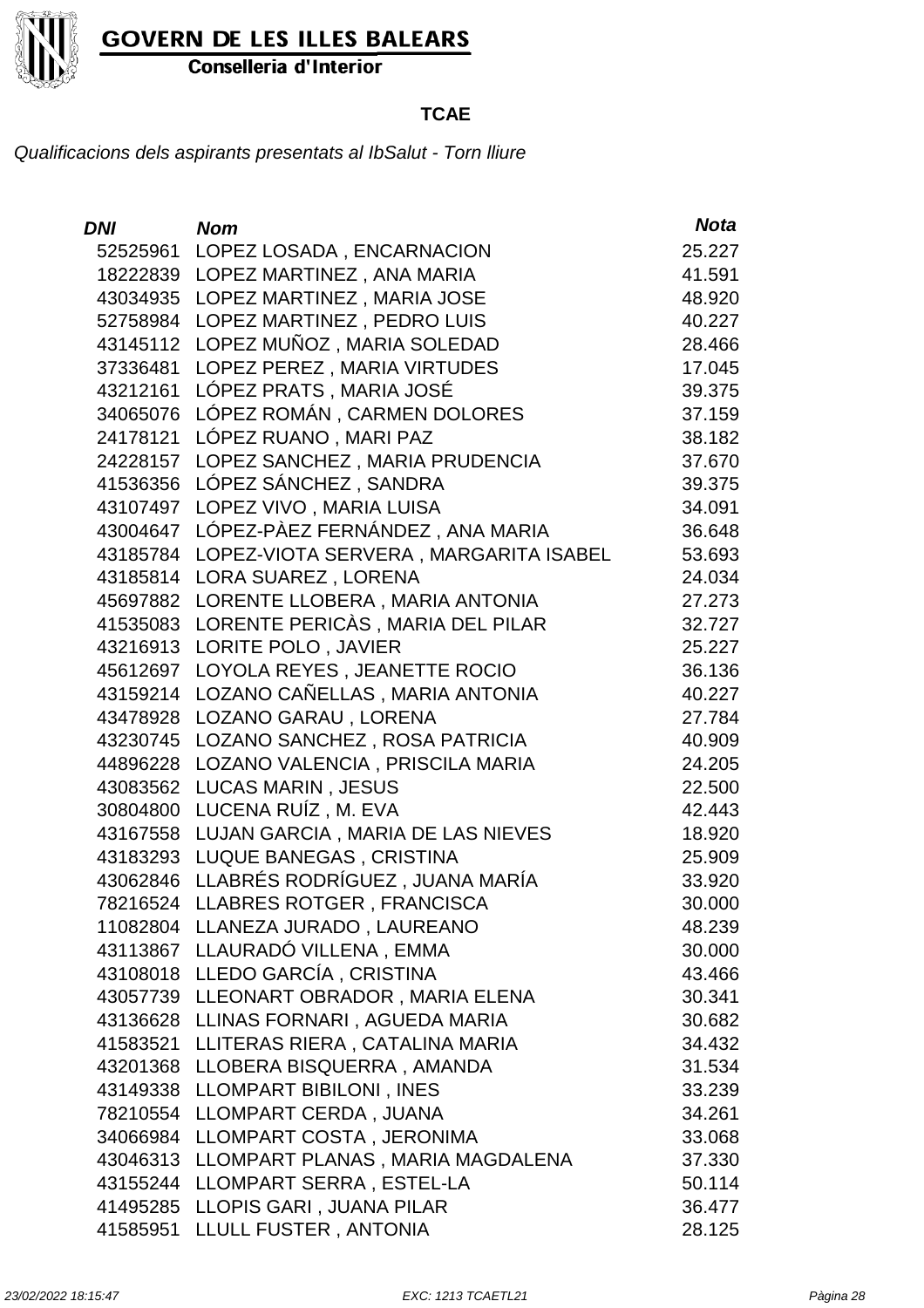GOVERN DE LES ILLES BALEARS

Conselleria d'Interior

## TCAE

*Qualificacions dels aspirants presentats al IbSalut - Torn lliure*

| DNI | Nom | Nota |
|---|---|---|
| 52525961 | LOPEZ LOSADA , ENCARNACION | 25.227 |
| 18222839 | LOPEZ MARTINEZ , ANA MARIA | 41.591 |
| 43034935 | LOPEZ MARTINEZ , MARIA JOSE | 48.920 |
| 52758984 | LOPEZ MARTINEZ , PEDRO LUIS | 40.227 |
| 43145112 | LOPEZ MUÑOZ , MARIA SOLEDAD | 28.466 |
| 37336481 | LOPEZ PEREZ , MARIA VIRTUDES | 17.045 |
| 43212161 | LÓPEZ PRATS , MARIA JOSÉ | 39.375 |
| 34065076 | LÓPEZ ROMÁN , CARMEN DOLORES | 37.159 |
| 24178121 | LÓPEZ RUANO , MARI PAZ | 38.182 |
| 24228157 | LOPEZ SANCHEZ , MARIA PRUDENCIA | 37.670 |
| 41536356 | LÓPEZ SÁNCHEZ , SANDRA | 39.375 |
| 43107497 | LOPEZ VIVO , MARIA LUISA | 34.091 |
| 43004647 | LÓPEZ-PÀEZ FERNÁNDEZ , ANA MARIA | 36.648 |
| 43185784 | LOPEZ-VIOTA SERVERA , MARGARITA ISABEL | 53.693 |
| 43185814 | LORA SUAREZ , LORENA | 24.034 |
| 45697882 | LORENTE LLOBERA , MARIA ANTONIA | 27.273 |
| 41535083 | LORENTE PERICÀS , MARIA DEL PILAR | 32.727 |
| 43216913 | LORITE POLO , JAVIER | 25.227 |
| 45612697 | LOYOLA REYES , JEANETTE ROCIO | 36.136 |
| 43159214 | LOZANO CAÑELLAS , MARIA ANTONIA | 40.227 |
| 43478928 | LOZANO GARAU , LORENA | 27.784 |
| 43230745 | LOZANO SANCHEZ , ROSA PATRICIA | 40.909 |
| 44896228 | LOZANO VALENCIA , PRISCILA MARIA | 24.205 |
| 43083562 | LUCAS MARIN , JESUS | 22.500 |
| 30804800 | LUCENA RUÍZ , M. EVA | 42.443 |
| 43167558 | LUJAN GARCIA , MARIA DE LAS NIEVES | 18.920 |
| 43183293 | LUQUE BANEGAS , CRISTINA | 25.909 |
| 43062846 | LLABRÉS RODRÍGUEZ , JUANA MARÍA | 33.920 |
| 78216524 | LLABRES ROTGER , FRANCISCA | 30.000 |
| 11082804 | LLANEZA JURADO , LAUREANO | 48.239 |
| 43113867 | LLAURADÓ VILLENA , EMMA | 30.000 |
| 43108018 | LLEDO GARCÍA , CRISTINA | 43.466 |
| 43057739 | LLEONART OBRADOR , MARIA ELENA | 30.341 |
| 43136628 | LLINAS FORNARI , AGUEDA MARIA | 30.682 |
| 41583521 | LLITERAS RIERA , CATALINA MARIA | 34.432 |
| 43201368 | LLOBERA BISQUERRA , AMANDA | 31.534 |
| 43149338 | LLOMPART BIBILONI , INES | 33.239 |
| 78210554 | LLOMPART CERDA , JUANA | 34.261 |
| 34066984 | LLOMPART COSTA , JERONIMA | 33.068 |
| 43046313 | LLOMPART PLANAS , MARIA MAGDALENA | 37.330 |
| 43155244 | LLOMPART SERRA , ESTEL-LA | 50.114 |
| 41495285 | LLOPIS GARI , JUANA PILAR | 36.477 |
| 41585951 | LLULL FUSTER , ANTONIA | 28.125 |

23/02/2022 18:15:47 EXC: 1213 TCAETL21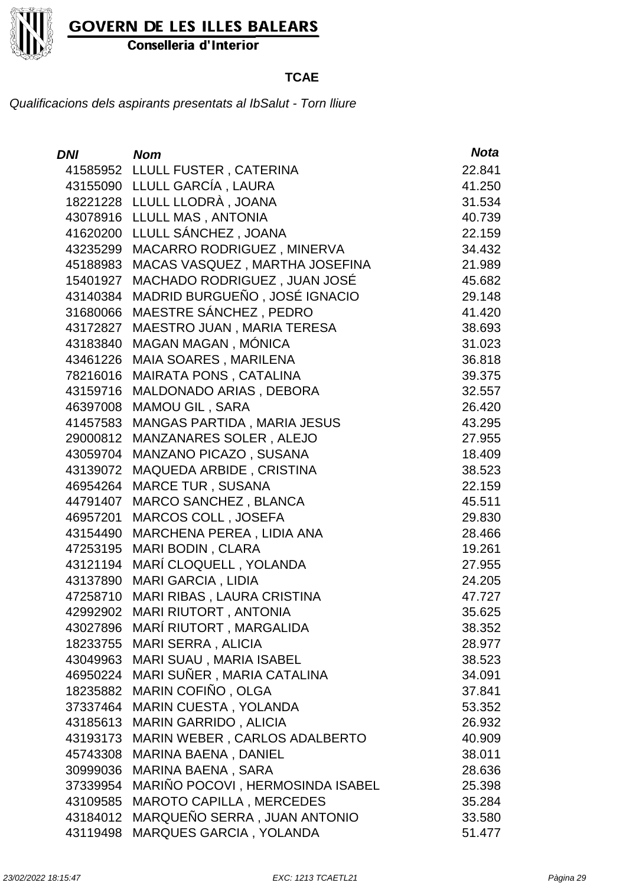**GOVERN DE LES ILLES BALEARS**
**Conselleria d'Interior**

**TCAE**

*Qualificacions dels aspirants presentats al IbSalut - Torn lliure*

| *DNI* | *Nom* | *Nota* |
|---|---|---|
| 41585952 | LLULL FUSTER , CATERINA | 22.841 |
| 43155090 | LLULL GARCÍA , LAURA | 41.250 |
| 18221228 | LLULL LLODRÀ , JOANA | 31.534 |
| 43078916 | LLULL MAS , ANTONIA | 40.739 |
| 41620200 | LLULL SÁNCHEZ , JOANA | 22.159 |
| 43235299 | MACARRO RODRIGUEZ , MINERVA | 34.432 |
| 45188983 | MACAS VASQUEZ , MARTHA JOSEFINA | 21.989 |
| 15401927 | MACHADO RODRIGUEZ , JUAN JOSÉ | 45.682 |
| 43140384 | MADRID BURGUEÑO , JOSÉ IGNACIO | 29.148 |
| 31680066 | MAESTRE SÁNCHEZ , PEDRO | 41.420 |
| 43172827 | MAESTRO JUAN , MARIA TERESA | 38.693 |
| 43183840 | MAGAN MAGAN , MÓNICA | 31.023 |
| 43461226 | MAIA SOARES , MARILENA | 36.818 |
| 78216016 | MAIRATA PONS , CATALINA | 39.375 |
| 43159716 | MALDONADO ARIAS , DEBORA | 32.557 |
| 46397008 | MAMOU GIL , SARA | 26.420 |
| 41457583 | MANGAS PARTIDA , MARIA JESUS | 43.295 |
| 29000812 | MANZANARES SOLER , ALEJO | 27.955 |
| 43059704 | MANZANO PICAZO , SUSANA | 18.409 |
| 43139072 | MAQUEDA ARBIDE , CRISTINA | 38.523 |
| 46954264 | MARCE TUR , SUSANA | 22.159 |
| 44791407 | MARCO SANCHEZ , BLANCA | 45.511 |
| 46957201 | MARCOS COLL , JOSEFA | 29.830 |
| 43154490 | MARCHENA PEREA , LIDIA ANA | 28.466 |
| 47253195 | MARI BODIN , CLARA | 19.261 |
| 43121194 | MARÍ CLOQUELL , YOLANDA | 27.955 |
| 43137890 | MARI GARCIA , LIDIA | 24.205 |
| 47258710 | MARI RIBAS , LAURA CRISTINA | 47.727 |
| 42992902 | MARI RIUTORT , ANTONIA | 35.625 |
| 43027896 | MARÍ RIUTORT , MARGALIDA | 38.352 |
| 18233755 | MARI SERRA , ALICIA | 28.977 |
| 43049963 | MARI SUAU , MARIA ISABEL | 38.523 |
| 46950224 | MARI SUÑER , MARIA CATALINA | 34.091 |
| 18235882 | MARIN COFIÑO , OLGA | 37.841 |
| 37337464 | MARIN CUESTA , YOLANDA | 53.352 |
| 43185613 | MARIN GARRIDO , ALICIA | 26.932 |
| 43193173 | MARIN WEBER , CARLOS ADALBERTO | 40.909 |
| 45743308 | MARINA BAENA , DANIEL | 38.011 |
| 30999036 | MARINA BAENA , SARA | 28.636 |
| 37339954 | MARIÑO POCOVI , HERMOSINDA ISABEL | 25.398 |
| 43109585 | MAROTO CAPILLA , MERCEDES | 35.284 |
| 43184012 | MARQUEÑO SERRA , JUAN ANTONIO | 33.580 |
| 43119498 | MARQUES GARCIA , YOLANDA | 51.477 |

*23/02/2022 18:15:47* *EXC: 1213 TCAETL21*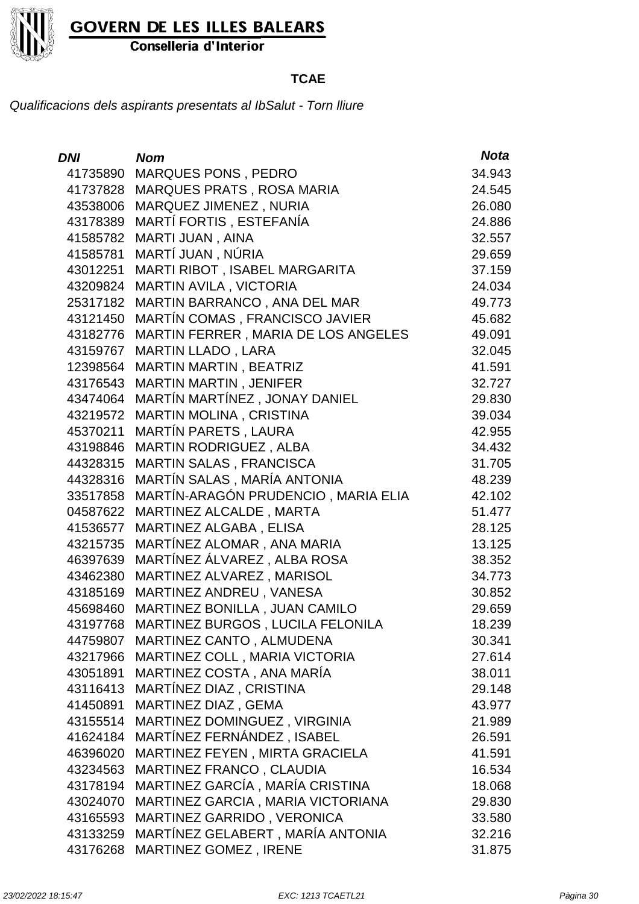**GOVERN DE LES ILLES BALEARS**
**Conselleria d'Interior**

**TCAE**

*Qualificacions dels aspirants presentats al IbSalut - Torn lliure*

| *DNI* | *Nom* | *Nota* |
|---|---|---|
| 41735890 | MARQUES PONS , PEDRO | 34.943 |
| 41737828 | MARQUES PRATS , ROSA MARIA | 24.545 |
| 43538006 | MARQUEZ JIMENEZ , NURIA | 26.080 |
| 43178389 | MARTÍ FORTIS , ESTEFANÍA | 24.886 |
| 41585782 | MARTI JUAN , AINA | 32.557 |
| 41585781 | MARTÍ JUAN , NÚRIA | 29.659 |
| 43012251 | MARTI RIBOT , ISABEL MARGARITA | 37.159 |
| 43209824 | MARTIN AVILA , VICTORIA | 24.034 |
| 25317182 | MARTIN BARRANCO , ANA DEL MAR | 49.773 |
| 43121450 | MARTÍN COMAS , FRANCISCO JAVIER | 45.682 |
| 43182776 | MARTIN FERRER , MARIA DE LOS ANGELES | 49.091 |
| 43159767 | MARTIN LLADO , LARA | 32.045 |
| 12398564 | MARTIN MARTIN , BEATRIZ | 41.591 |
| 43176543 | MARTIN MARTIN , JENIFER | 32.727 |
| 43474064 | MARTÍN MARTÍNEZ , JONAY DANIEL | 29.830 |
| 43219572 | MARTIN MOLINA , CRISTINA | 39.034 |
| 45370211 | MARTÍN PARETS , LAURA | 42.955 |
| 43198846 | MARTIN RODRIGUEZ , ALBA | 34.432 |
| 44328315 | MARTIN SALAS , FRANCISCA | 31.705 |
| 44328316 | MARTÍN SALAS , MARÍA ANTONIA | 48.239 |
| 33517858 | MARTÍN-ARAGÓN PRUDENCIO , MARIA ELIA | 42.102 |
| 04587622 | MARTINEZ ALCALDE , MARTA | 51.477 |
| 41536577 | MARTINEZ ALGABA , ELISA | 28.125 |
| 43215735 | MARTÍNEZ ALOMAR , ANA MARIA | 13.125 |
| 46397639 | MARTÍNEZ ÁLVAREZ , ALBA ROSA | 38.352 |
| 43462380 | MARTINEZ ALVAREZ , MARISOL | 34.773 |
| 43185169 | MARTINEZ ANDREU , VANESA | 30.852 |
| 45698460 | MARTINEZ BONILLA , JUAN CAMILO | 29.659 |
| 43197768 | MARTINEZ BURGOS , LUCILA FELONILA | 18.239 |
| 44759807 | MARTINEZ CANTO , ALMUDENA | 30.341 |
| 43217966 | MARTINEZ COLL , MARIA VICTORIA | 27.614 |
| 43051891 | MARTINEZ COSTA , ANA MARÍA | 38.011 |
| 43116413 | MARTÍNEZ DIAZ , CRISTINA | 29.148 |
| 41450891 | MARTINEZ DIAZ , GEMA | 43.977 |
| 43155514 | MARTINEZ DOMINGUEZ , VIRGINIA | 21.989 |
| 41624184 | MARTÍNEZ FERNÁNDEZ , ISABEL | 26.591 |
| 46396020 | MARTINEZ FEYEN , MIRTA GRACIELA | 41.591 |
| 43234563 | MARTINEZ FRANCO , CLAUDIA | 16.534 |
| 43178194 | MARTINEZ GARCÍA , MARÍA CRISTINA | 18.068 |
| 43024070 | MARTINEZ GARCIA , MARIA VICTORIANA | 29.830 |
| 43165593 | MARTINEZ GARRIDO , VERONICA | 33.580 |
| 43133259 | MARTÍNEZ GELABERT , MARÍA ANTONIA | 32.216 |
| 43176268 | MARTINEZ GOMEZ , IRENE | 31.875 |

*23/02/2022 18:15:47* *EXC: 1213 TCAETL21*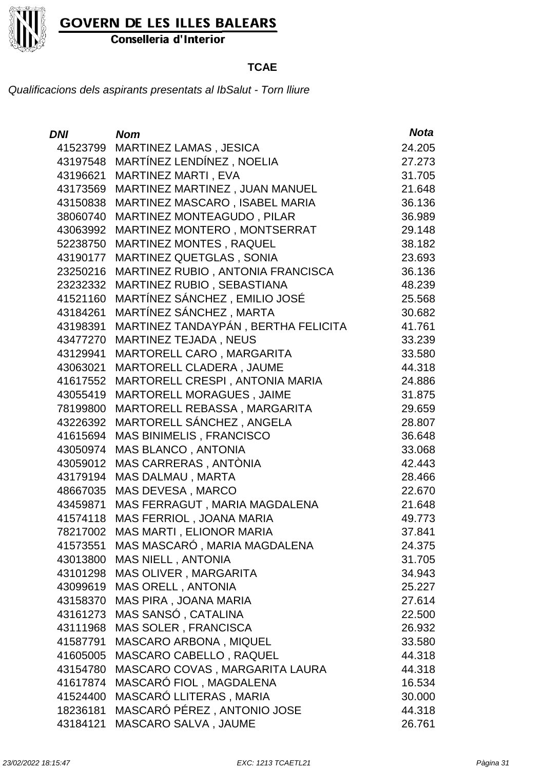**GOVERN DE LES ILLES BALEARS**
**Conselleria d'Interior**

**TCAE**

*Qualificacions dels aspirants presentats al IbSalut - Torn lliure*

| *DNI* | *Nom* | *Nota* |
|---|---|---|
| 41523799 | MARTINEZ LAMAS , JESICA | 24.205 |
| 43197548 | MARTÍNEZ LENDÍNEZ , NOELIA | 27.273 |
| 43196621 | MARTINEZ MARTI , EVA | 31.705 |
| 43173569 | MARTINEZ MARTINEZ , JUAN MANUEL | 21.648 |
| 43150838 | MARTINEZ MASCARO , ISABEL MARIA | 36.136 |
| 38060740 | MARTINEZ MONTEAGUDO , PILAR | 36.989 |
| 43063992 | MARTINEZ MONTERO , MONTSERRAT | 29.148 |
| 52238750 | MARTINEZ MONTES , RAQUEL | 38.182 |
| 43190177 | MARTINEZ QUETGLAS , SONIA | 23.693 |
| 23250216 | MARTINEZ RUBIO , ANTONIA FRANCISCA | 36.136 |
| 23232332 | MARTINEZ RUBIO , SEBASTIANA | 48.239 |
| 41521160 | MARTÍNEZ SÁNCHEZ , EMILIO JOSÉ | 25.568 |
| 43184261 | MARTÍNEZ SÁNCHEZ , MARTA | 30.682 |
| 43198391 | MARTINEZ TANDAYPÁN , BERTHA FELICITA | 41.761 |
| 43477270 | MARTINEZ TEJADA , NEUS | 33.239 |
| 43129941 | MARTORELL CARO , MARGARITA | 33.580 |
| 43063021 | MARTORELL CLADERA , JAUME | 44.318 |
| 41617552 | MARTORELL CRESPI , ANTONIA MARIA | 24.886 |
| 43055419 | MARTORELL MORAGUES , JAIME | 31.875 |
| 78199800 | MARTORELL REBASSA , MARGARITA | 29.659 |
| 43226392 | MARTORELL SÁNCHEZ , ANGELA | 28.807 |
| 41615694 | MAS BINIMELIS , FRANCISCO | 36.648 |
| 43050974 | MAS BLANCO , ANTONIA | 33.068 |
| 43059012 | MAS CARRERAS , ANTÒNIA | 42.443 |
| 43179194 | MAS DALMAU , MARTA | 28.466 |
| 48667035 | MAS DEVESA , MARCO | 22.670 |
| 43459871 | MAS FERRAGUT , MARIA MAGDALENA | 21.648 |
| 41574118 | MAS FERRIOL , JOANA MARIA | 49.773 |
| 78217002 | MAS MARTI , ELIONOR MARIA | 37.841 |
| 41573551 | MAS MASCARÓ , MARIA MAGDALENA | 24.375 |
| 43013800 | MAS NIELL , ANTONIA | 31.705 |
| 43101298 | MAS OLIVER , MARGARITA | 34.943 |
| 43099619 | MAS ORELL , ANTONIA | 25.227 |
| 43158370 | MAS PIRA , JOANA MARIA | 27.614 |
| 43161273 | MAS SANSÓ , CATALINA | 22.500 |
| 43111968 | MAS SOLER , FRANCISCA | 26.932 |
| 41587791 | MASCARO ARBONA , MIQUEL | 33.580 |
| 41605005 | MASCARO CABELLO , RAQUEL | 44.318 |
| 43154780 | MASCARO COVAS , MARGARITA LAURA | 44.318 |
| 41617874 | MASCARÓ FIOL , MAGDALENA | 16.534 |
| 41524400 | MASCARÓ LLITERAS , MARIA | 30.000 |
| 18236181 | MASCARÓ PÉREZ , ANTONIO JOSE | 44.318 |
| 43184121 | MASCARO SALVA , JAUME | 26.761 |

*23/02/2022 18:15:47* *EXC: 1213 TCAETL21*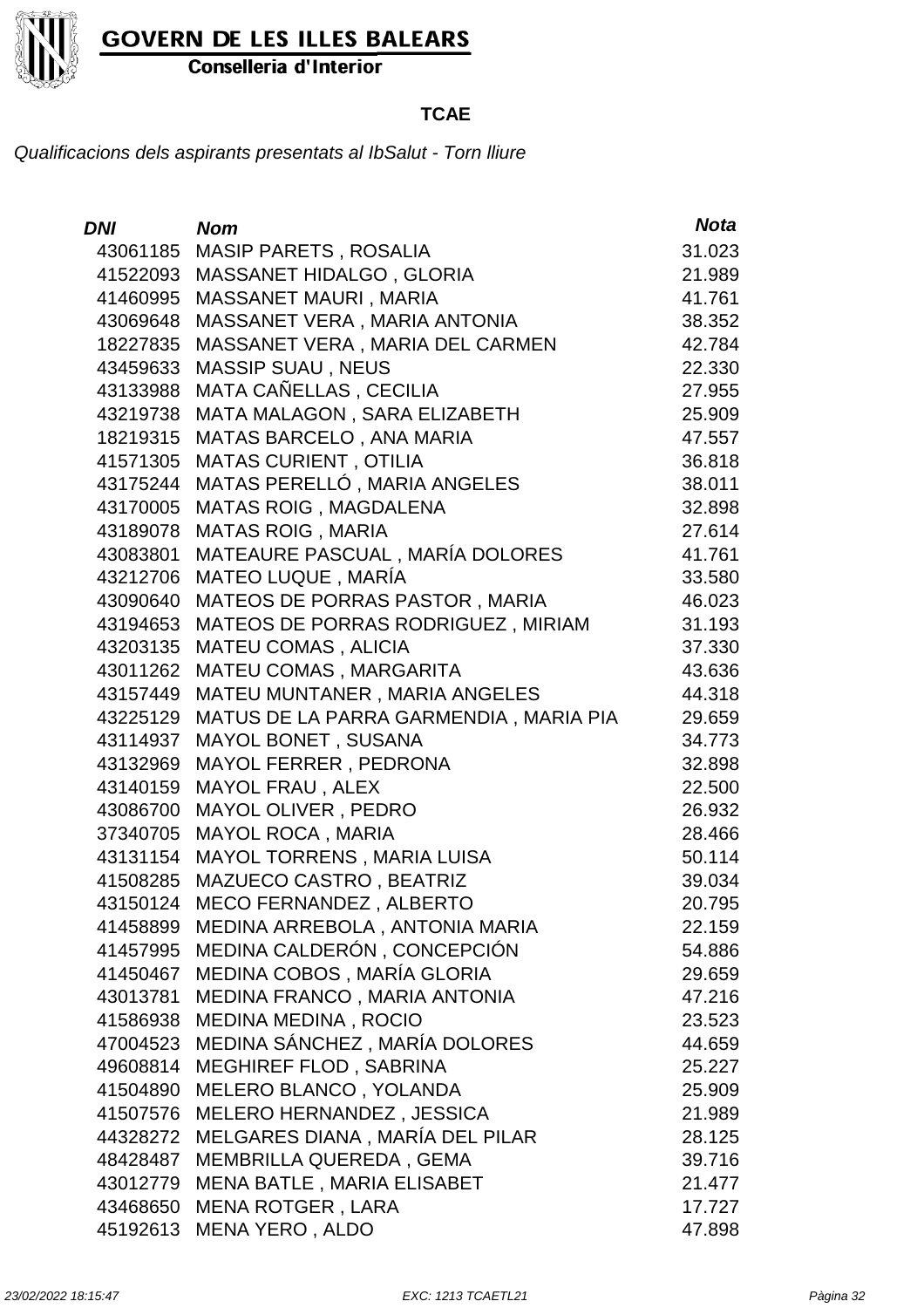**GOVERN DE LES ILLES BALEARS**
**Conselleria d'Interior**

**TCAE**

*Qualificacions dels aspirants presentats al IbSalut - Torn lliure*

| *DNI* | *Nom* | *Nota* |
|---|---|---|
| 43061185 | MASIP PARETS , ROSALIA | 31.023 |
| 41522093 | MASSANET HIDALGO , GLORIA | 21.989 |
| 41460995 | MASSANET MAURI , MARIA | 41.761 |
| 43069648 | MASSANET VERA , MARIA ANTONIA | 38.352 |
| 18227835 | MASSANET VERA , MARIA DEL CARMEN | 42.784 |
| 43459633 | MASSIP SUAU , NEUS | 22.330 |
| 43133988 | MATA CAÑELLAS , CECILIA | 27.955 |
| 43219738 | MATA MALAGON , SARA ELIZABETH | 25.909 |
| 18219315 | MATAS BARCELO , ANA MARIA | 47.557 |
| 41571305 | MATAS CURIENT , OTILIA | 36.818 |
| 43175244 | MATAS PERELLÓ , MARIA ANGELES | 38.011 |
| 43170005 | MATAS ROIG , MAGDALENA | 32.898 |
| 43189078 | MATAS ROIG , MARIA | 27.614 |
| 43083801 | MATEAURE PASCUAL , MARÍA DOLORES | 41.761 |
| 43212706 | MATEO LUQUE , MARÍA | 33.580 |
| 43090640 | MATEOS DE PORRAS PASTOR , MARIA | 46.023 |
| 43194653 | MATEOS DE PORRAS RODRIGUEZ , MIRIAM | 31.193 |
| 43203135 | MATEU COMAS , ALICIA | 37.330 |
| 43011262 | MATEU COMAS , MARGARITA | 43.636 |
| 43157449 | MATEU MUNTANER , MARIA ANGELES | 44.318 |
| 43225129 | MATUS DE LA PARRA GARMENDIA , MARIA PIA | 29.659 |
| 43114937 | MAYOL BONET , SUSANA | 34.773 |
| 43132969 | MAYOL FERRER , PEDRONA | 32.898 |
| 43140159 | MAYOL FRAU , ALEX | 22.500 |
| 43086700 | MAYOL OLIVER , PEDRO | 26.932 |
| 37340705 | MAYOL ROCA , MARIA | 28.466 |
| 43131154 | MAYOL TORRENS , MARIA LUISA | 50.114 |
| 41508285 | MAZUECO CASTRO , BEATRIZ | 39.034 |
| 43150124 | MECO FERNANDEZ , ALBERTO | 20.795 |
| 41458899 | MEDINA ARREBOLA , ANTONIA MARIA | 22.159 |
| 41457995 | MEDINA CALDERÓN , CONCEPCIÓN | 54.886 |
| 41450467 | MEDINA COBOS , MARÍA GLORIA | 29.659 |
| 43013781 | MEDINA FRANCO , MARIA ANTONIA | 47.216 |
| 41586938 | MEDINA MEDINA , ROCIO | 23.523 |
| 47004523 | MEDINA SÁNCHEZ , MARÍA DOLORES | 44.659 |
| 49608814 | MEGHIREF FLOD , SABRINA | 25.227 |
| 41504890 | MELERO BLANCO , YOLANDA | 25.909 |
| 41507576 | MELERO HERNANDEZ , JESSICA | 21.989 |
| 44328272 | MELGARES DIANA , MARÍA DEL PILAR | 28.125 |
| 48428487 | MEMBRILLA QUEREDA , GEMA | 39.716 |
| 43012779 | MENA BATLE , MARIA ELISABET | 21.477 |
| 43468650 | MENA ROTGER , LARA | 17.727 |
| 45192613 | MENA YERO , ALDO | 47.898 |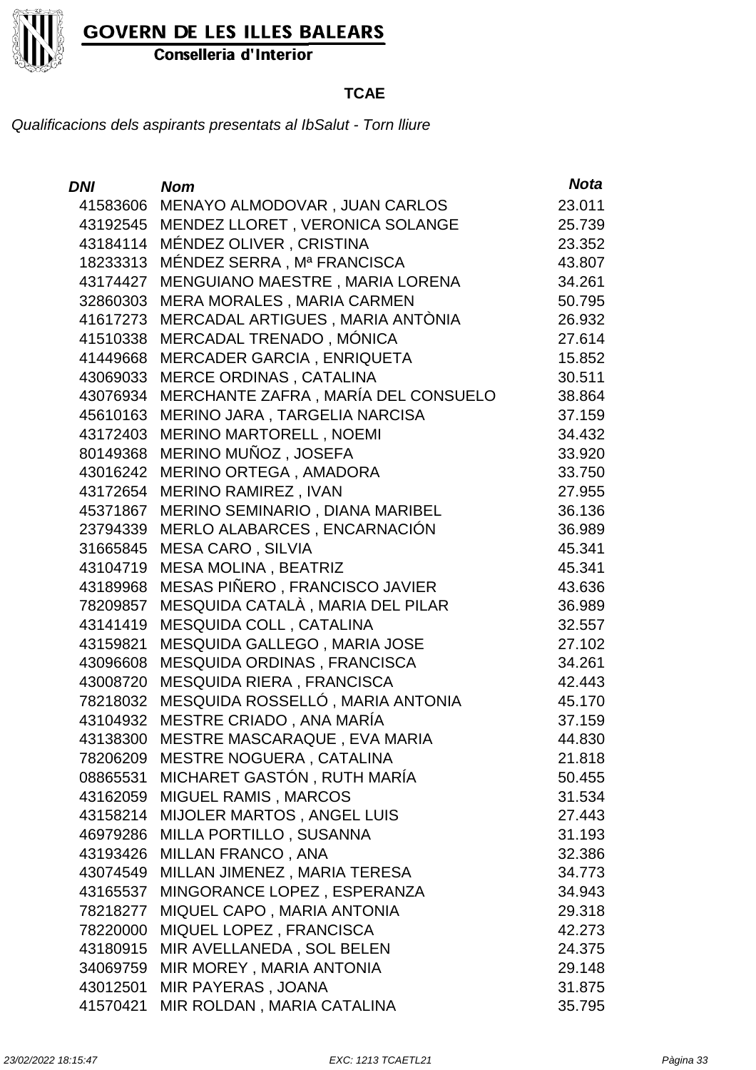**GOVERN DE LES ILLES BALEARS**

**Conselleria d'Interior**

**TCAE**

*Qualificacions dels aspirants presentats al IbSalut - Torn lliure*

| *DNI* | *Nom* | *Nota* |
|---|---|---|
| 41583606 | MENAYO ALMODOVAR , JUAN CARLOS | 23.011 |
| 43192545 | MENDEZ LLORET , VERONICA SOLANGE | 25.739 |
| 43184114 | MÉNDEZ OLIVER , CRISTINA | 23.352 |
| 18233313 | MÉNDEZ SERRA , Mª FRANCISCA | 43.807 |
| 43174427 | MENGUIANO MAESTRE , MARIA LORENA | 34.261 |
| 32860303 | MERA MORALES , MARIA CARMEN | 50.795 |
| 41617273 | MERCADAL ARTIGUES , MARIA ANTÒNIA | 26.932 |
| 41510338 | MERCADAL TRENADO , MÓNICA | 27.614 |
| 41449668 | MERCADER GARCIA , ENRIQUETA | 15.852 |
| 43069033 | MERCE ORDINAS , CATALINA | 30.511 |
| 43076934 | MERCHANTE ZAFRA , MARÍA DEL CONSUELO | 38.864 |
| 45610163 | MERINO JARA , TARGELIA NARCISA | 37.159 |
| 43172403 | MERINO MARTORELL , NOEMI | 34.432 |
| 80149368 | MERINO MUÑOZ , JOSEFA | 33.920 |
| 43016242 | MERINO ORTEGA , AMADORA | 33.750 |
| 43172654 | MERINO RAMIREZ , IVAN | 27.955 |
| 45371867 | MERINO SEMINARIO , DIANA MARIBEL | 36.136 |
| 23794339 | MERLO ALABARCES , ENCARNACIÓN | 36.989 |
| 31665845 | MESA CARO , SILVIA | 45.341 |
| 43104719 | MESA MOLINA , BEATRIZ | 45.341 |
| 43189968 | MESAS PIÑERO , FRANCISCO JAVIER | 43.636 |
| 78209857 | MESQUIDA CATALÀ , MARIA DEL PILAR | 36.989 |
| 43141419 | MESQUIDA COLL , CATALINA | 32.557 |
| 43159821 | MESQUIDA GALLEGO , MARIA JOSE | 27.102 |
| 43096608 | MESQUIDA ORDINAS , FRANCISCA | 34.261 |
| 43008720 | MESQUIDA RIERA , FRANCISCA | 42.443 |
| 78218032 | MESQUIDA ROSSELLÓ , MARIA ANTONIA | 45.170 |
| 43104932 | MESTRE CRIADO , ANA MARÍA | 37.159 |
| 43138300 | MESTRE MASCARAQUE , EVA MARIA | 44.830 |
| 78206209 | MESTRE NOGUERA , CATALINA | 21.818 |
| 08865531 | MICHARET GASTÓN , RUTH MARÍA | 50.455 |
| 43162059 | MIGUEL RAMIS , MARCOS | 31.534 |
| 43158214 | MIJOLER MARTOS , ANGEL LUIS | 27.443 |
| 46979286 | MILLA PORTILLO , SUSANNA | 31.193 |
| 43193426 | MILLAN FRANCO , ANA | 32.386 |
| 43074549 | MILLAN JIMENEZ , MARIA TERESA | 34.773 |
| 43165537 | MINGORANCE LOPEZ , ESPERANZA | 34.943 |
| 78218277 | MIQUEL CAPO , MARIA ANTONIA | 29.318 |
| 78220000 | MIQUEL LOPEZ , FRANCISCA | 42.273 |
| 43180915 | MIR AVELLANEDA , SOL BELEN | 24.375 |
| 34069759 | MIR MOREY , MARIA ANTONIA | 29.148 |
| 43012501 | MIR PAYERAS , JOANA | 31.875 |
| 41570421 | MIR ROLDAN , MARIA CATALINA | 35.795 |

*23/02/2022 18:15:47* *EXC: 1213 TCAETL21*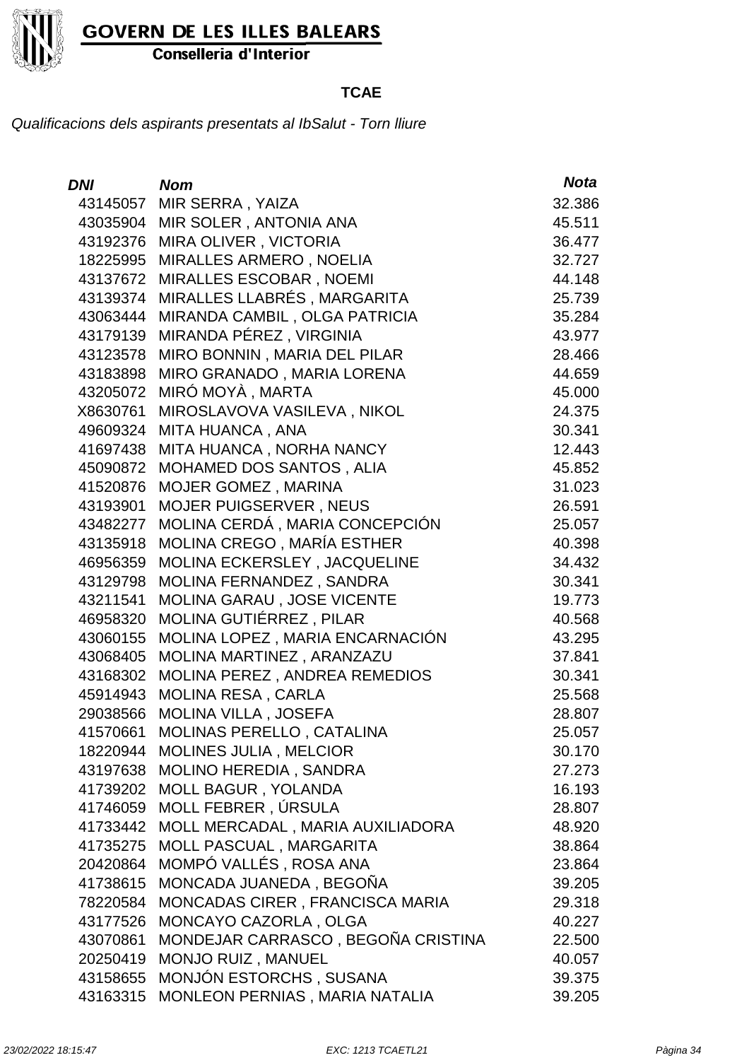**GOVERN DE LES ILLES BALEARS**
**Conselleria d'Interior**

**TCAE**

*Qualificacions dels aspirants presentats al IbSalut - Torn lliure*

| *DNI* | *Nom* | *Nota* |
|---|---|---|
| 43145057 | MIR SERRA , YAIZA | 32.386 |
| 43035904 | MIR SOLER , ANTONIA ANA | 45.511 |
| 43192376 | MIRA OLIVER , VICTORIA | 36.477 |
| 18225995 | MIRALLES ARMERO , NOELIA | 32.727 |
| 43137672 | MIRALLES ESCOBAR , NOEMI | 44.148 |
| 43139374 | MIRALLES LLABRÉS , MARGARITA | 25.739 |
| 43063444 | MIRANDA CAMBIL , OLGA PATRICIA | 35.284 |
| 43179139 | MIRANDA PÉREZ , VIRGINIA | 43.977 |
| 43123578 | MIRO BONNIN , MARIA DEL PILAR | 28.466 |
| 43183898 | MIRO GRANADO , MARIA LORENA | 44.659 |
| 43205072 | MIRÓ MOYÀ , MARTA | 45.000 |
| X8630761 | MIROSLAVOVA VASILEVA , NIKOL | 24.375 |
| 49609324 | MITA HUANCA , ANA | 30.341 |
| 41697438 | MITA HUANCA , NORHA NANCY | 12.443 |
| 45090872 | MOHAMED DOS SANTOS , ALIA | 45.852 |
| 41520876 | MOJER GOMEZ , MARINA | 31.023 |
| 43193901 | MOJER PUIGSERVER , NEUS | 26.591 |
| 43482277 | MOLINA CERDÁ , MARIA CONCEPCIÓN | 25.057 |
| 43135918 | MOLINA CREGO , MARÍA ESTHER | 40.398 |
| 46956359 | MOLINA ECKERSLEY , JACQUELINE | 34.432 |
| 43129798 | MOLINA FERNANDEZ , SANDRA | 30.341 |
| 43211541 | MOLINA GARAU , JOSE VICENTE | 19.773 |
| 46958320 | MOLINA GUTIÉRREZ , PILAR | 40.568 |
| 43060155 | MOLINA LOPEZ , MARIA ENCARNACIÓN | 43.295 |
| 43068405 | MOLINA MARTINEZ , ARANZAZU | 37.841 |
| 43168302 | MOLINA PEREZ , ANDREA REMEDIOS | 30.341 |
| 45914943 | MOLINA RESA , CARLA | 25.568 |
| 29038566 | MOLINA VILLA , JOSEFA | 28.807 |
| 41570661 | MOLINAS PERELLO , CATALINA | 25.057 |
| 18220944 | MOLINES JULIA , MELCIOR | 30.170 |
| 43197638 | MOLINO HEREDIA , SANDRA | 27.273 |
| 41739202 | MOLL BAGUR , YOLANDA | 16.193 |
| 41746059 | MOLL FEBRER , ÚRSULA | 28.807 |
| 41733442 | MOLL MERCADAL , MARIA AUXILIADORA | 48.920 |
| 41735275 | MOLL PASCUAL , MARGARITA | 38.864 |
| 20420864 | MOMPÓ VALLÉS , ROSA ANA | 23.864 |
| 41738615 | MONCADA JUANEDA , BEGOÑA | 39.205 |
| 78220584 | MONCADAS CIRER , FRANCISCA MARIA | 29.318 |
| 43177526 | MONCAYO CAZORLA , OLGA | 40.227 |
| 43070861 | MONDEJAR CARRASCO , BEGOÑA CRISTINA | 22.500 |
| 20250419 | MONJO RUIZ , MANUEL | 40.057 |
| 43158655 | MONJÓN ESTORCHS , SUSANA | 39.375 |
| 43163315 | MONLEON PERNIAS , MARIA NATALIA | 39.205 |

*23/02/2022 18:15:47* *EXC: 1213 TCAETL21*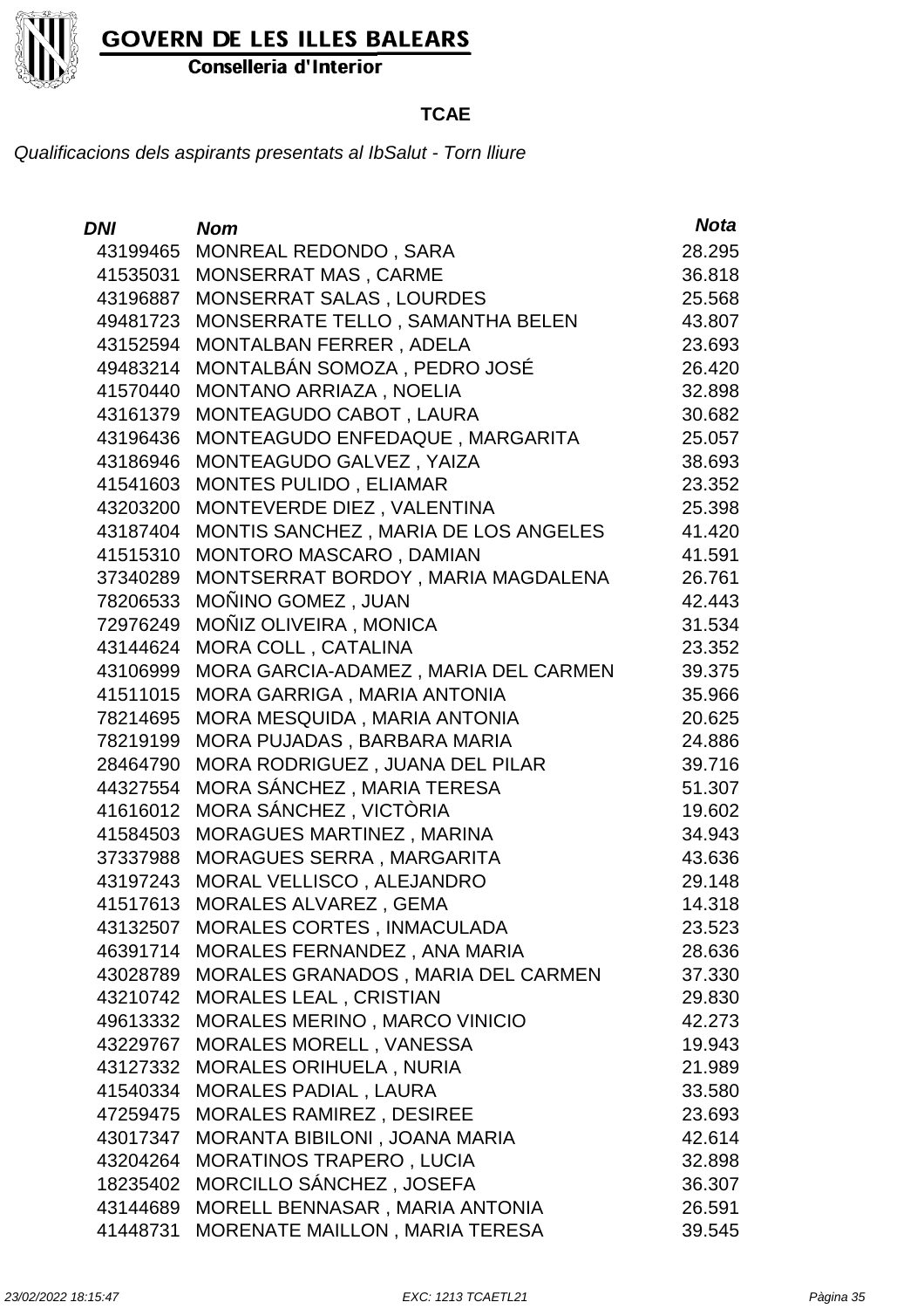**GOVERN DE LES ILLES BALEARS**

**Conselleria d'Interior**

**TCAE**

*Qualificacions dels aspirants presentats al IbSalut - Torn lliure*

| *DNI* | *Nom* | *Nota* |
|---|---|---|
| 43199465 | MONREAL REDONDO , SARA | 28.295 |
| 41535031 | MONSERRAT MAS , CARME | 36.818 |
| 43196887 | MONSERRAT SALAS , LOURDES | 25.568 |
| 49481723 | MONSERRATE TELLO , SAMANTHA BELEN | 43.807 |
| 43152594 | MONTALBAN FERRER , ADELA | 23.693 |
| 49483214 | MONTALBÁN SOMOZA , PEDRO JOSÉ | 26.420 |
| 41570440 | MONTANO ARRIAZA , NOELIA | 32.898 |
| 43161379 | MONTEAGUDO CABOT , LAURA | 30.682 |
| 43196436 | MONTEAGUDO ENFEDAQUE , MARGARITA | 25.057 |
| 43186946 | MONTEAGUDO GALVEZ , YAIZA | 38.693 |
| 41541603 | MONTES PULIDO , ELIAMAR | 23.352 |
| 43203200 | MONTEVERDE DIEZ , VALENTINA | 25.398 |
| 43187404 | MONTIS SANCHEZ , MARIA DE LOS ANGELES | 41.420 |
| 41515310 | MONTORO MASCARO , DAMIAN | 41.591 |
| 37340289 | MONTSERRAT BORDOY , MARIA MAGDALENA | 26.761 |
| 78206533 | MOÑINO GOMEZ , JUAN | 42.443 |
| 72976249 | MOÑIZ OLIVEIRA , MONICA | 31.534 |
| 43144624 | MORA COLL , CATALINA | 23.352 |
| 43106999 | MORA GARCIA-ADAMEZ , MARIA DEL CARMEN | 39.375 |
| 41511015 | MORA GARRIGA , MARIA ANTONIA | 35.966 |
| 78214695 | MORA MESQUIDA , MARIA ANTONIA | 20.625 |
| 78219199 | MORA PUJADAS , BARBARA MARIA | 24.886 |
| 28464790 | MORA RODRIGUEZ , JUANA DEL PILAR | 39.716 |
| 44327554 | MORA SÁNCHEZ , MARIA TERESA | 51.307 |
| 41616012 | MORA SÁNCHEZ , VICTÒRIA | 19.602 |
| 41584503 | MORAGUES MARTINEZ , MARINA | 34.943 |
| 37337988 | MORAGUES SERRA , MARGARITA | 43.636 |
| 43197243 | MORAL VELLISCO , ALEJANDRO | 29.148 |
| 41517613 | MORALES ALVAREZ , GEMA | 14.318 |
| 43132507 | MORALES CORTES , INMACULADA | 23.523 |
| 46391714 | MORALES FERNANDEZ , ANA MARIA | 28.636 |
| 43028789 | MORALES GRANADOS , MARIA DEL CARMEN | 37.330 |
| 43210742 | MORALES LEAL , CRISTIAN | 29.830 |
| 49613332 | MORALES MERINO , MARCO VINICIO | 42.273 |
| 43229767 | MORALES MORELL , VANESSA | 19.943 |
| 43127332 | MORALES ORIHUELA , NURIA | 21.989 |
| 41540334 | MORALES PADIAL , LAURA | 33.580 |
| 47259475 | MORALES RAMIREZ , DESIREE | 23.693 |
| 43017347 | MORANTA BIBILONI , JOANA MARIA | 42.614 |
| 43204264 | MORATINOS TRAPERO , LUCIA | 32.898 |
| 18235402 | MORCILLO SÁNCHEZ , JOSEFA | 36.307 |
| 43144689 | MORELL BENNASAR , MARIA ANTONIA | 26.591 |
| 41448731 | MORENATE MAILLON , MARIA TERESA | 39.545 |

*23/02/2022 18:15:47* *EXC: 1213 TCAETL21*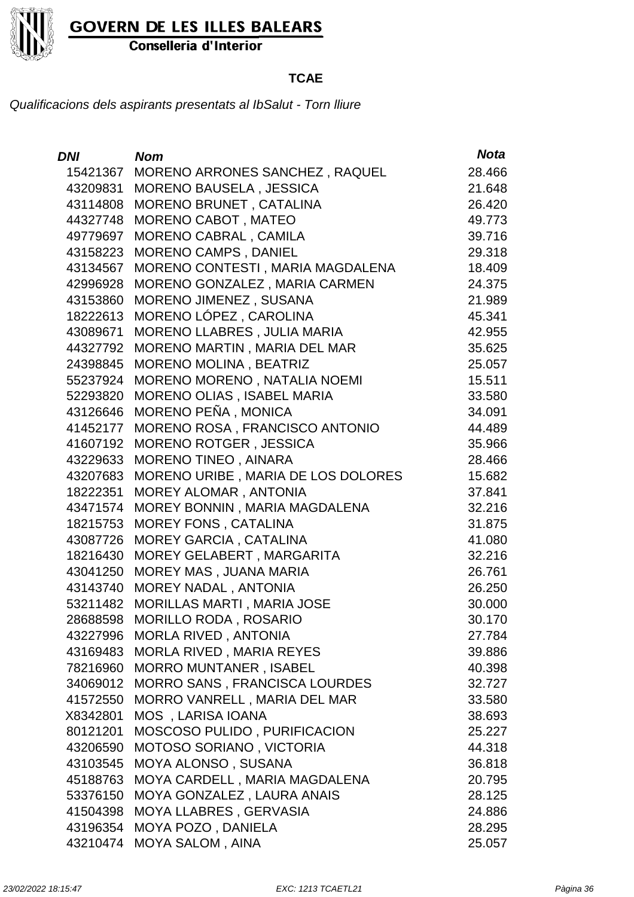**GOVERN DE LES ILLES BALEARS**
**Conselleria d'Interior**

**TCAE**

*Qualificacions dels aspirants presentats al IbSalut - Torn lliure*

| ***DNI*** | ***Nom*** | ***Nota*** |
|---|---|---|
| 15421367 | MORENO ARRONES SANCHEZ , RAQUEL | 28.466 |
| 43209831 | MORENO BAUSELA , JESSICA | 21.648 |
| 43114808 | MORENO BRUNET , CATALINA | 26.420 |
| 44327748 | MORENO CABOT , MATEO | 49.773 |
| 49779697 | MORENO CABRAL , CAMILA | 39.716 |
| 43158223 | MORENO CAMPS , DANIEL | 29.318 |
| 43134567 | MORENO CONTESTI , MARIA MAGDALENA | 18.409 |
| 42996928 | MORENO GONZALEZ , MARIA CARMEN | 24.375 |
| 43153860 | MORENO JIMENEZ , SUSANA | 21.989 |
| 18222613 | MORENO LÓPEZ , CAROLINA | 45.341 |
| 43089671 | MORENO LLABRES , JULIA MARIA | 42.955 |
| 44327792 | MORENO MARTIN , MARIA DEL MAR | 35.625 |
| 24398845 | MORENO MOLINA , BEATRIZ | 25.057 |
| 55237924 | MORENO MORENO , NATALIA NOEMI | 15.511 |
| 52293820 | MORENO OLIAS , ISABEL MARIA | 33.580 |
| 43126646 | MORENO PEÑA , MONICA | 34.091 |
| 41452177 | MORENO ROSA , FRANCISCO ANTONIO | 44.489 |
| 41607192 | MORENO ROTGER , JESSICA | 35.966 |
| 43229633 | MORENO TINEO , AINARA | 28.466 |
| 43207683 | MORENO URIBE , MARIA DE LOS DOLORES | 15.682 |
| 18222351 | MOREY ALOMAR , ANTONIA | 37.841 |
| 43471574 | MOREY BONNIN , MARIA MAGDALENA | 32.216 |
| 18215753 | MOREY FONS , CATALINA | 31.875 |
| 43087726 | MOREY GARCIA , CATALINA | 41.080 |
| 18216430 | MOREY GELABERT , MARGARITA | 32.216 |
| 43041250 | MOREY MAS , JUANA MARIA | 26.761 |
| 43143740 | MOREY NADAL , ANTONIA | 26.250 |
| 53211482 | MORILLAS MARTI , MARIA JOSE | 30.000 |
| 28688598 | MORILLO RODA , ROSARIO | 30.170 |
| 43227996 | MORLA RIVED , ANTONIA | 27.784 |
| 43169483 | MORLA RIVED , MARIA REYES | 39.886 |
| 78216960 | MORRO MUNTANER , ISABEL | 40.398 |
| 34069012 | MORRO SANS , FRANCISCA LOURDES | 32.727 |
| 41572550 | MORRO VANRELL , MARIA DEL MAR | 33.580 |
| X8342801 | MOS , LARISA IOANA | 38.693 |
| 80121201 | MOSCOSO PULIDO , PURIFICACION | 25.227 |
| 43206590 | MOTOSO SORIANO , VICTORIA | 44.318 |
| 43103545 | MOYA ALONSO , SUSANA | 36.818 |
| 45188763 | MOYA CARDELL , MARIA MAGDALENA | 20.795 |
| 53376150 | MOYA GONZALEZ , LAURA ANAIS | 28.125 |
| 41504398 | MOYA LLABRES , GERVASIA | 24.886 |
| 43196354 | MOYA POZO , DANIELA | 28.295 |
| 43210474 | MOYA SALOM , AINA | 25.057 |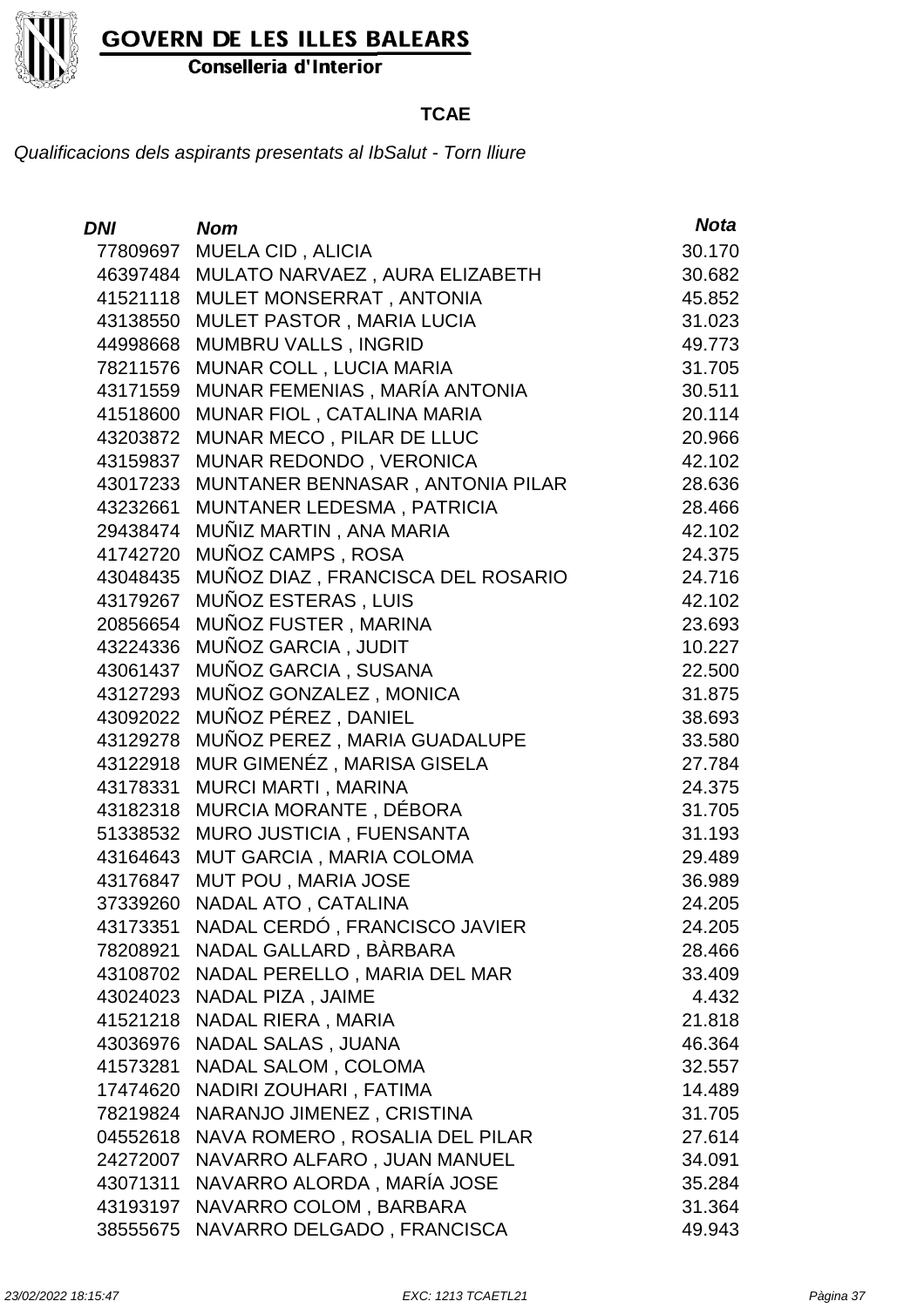GOVERN DE LES ILLES BALEARS

Conselleria d'Interior

**TCAE**

*Qualificacions dels aspirants presentats al IbSalut - Torn lliure*

| *DNI* | *Nom* | *Nota* |
|---|---|---|
| 77809697 | MUELA CID , ALICIA | 30.170 |
| 46397484 | MULATO NARVAEZ , AURA ELIZABETH | 30.682 |
| 41521118 | MULET MONSERRAT , ANTONIA | 45.852 |
| 43138550 | MULET PASTOR , MARIA LUCIA | 31.023 |
| 44998668 | MUMBRU VALLS , INGRID | 49.773 |
| 78211576 | MUNAR COLL , LUCIA MARIA | 31.705 |
| 43171559 | MUNAR FEMENIAS , MARÍA ANTONIA | 30.511 |
| 41518600 | MUNAR FIOL , CATALINA MARIA | 20.114 |
| 43203872 | MUNAR MECO , PILAR DE LLUC | 20.966 |
| 43159837 | MUNAR REDONDO , VERONICA | 42.102 |
| 43017233 | MUNTANER BENNASAR , ANTONIA PILAR | 28.636 |
| 43232661 | MUNTANER LEDESMA , PATRICIA | 28.466 |
| 29438474 | MUÑIZ MARTIN , ANA MARIA | 42.102 |
| 41742720 | MUÑOZ CAMPS , ROSA | 24.375 |
| 43048435 | MUÑOZ DIAZ , FRANCISCA DEL ROSARIO | 24.716 |
| 43179267 | MUÑOZ ESTERAS , LUIS | 42.102 |
| 20856654 | MUÑOZ FUSTER , MARINA | 23.693 |
| 43224336 | MUÑOZ GARCIA , JUDIT | 10.227 |
| 43061437 | MUÑOZ GARCIA , SUSANA | 22.500 |
| 43127293 | MUÑOZ GONZALEZ , MONICA | 31.875 |
| 43092022 | MUÑOZ PÉREZ , DANIEL | 38.693 |
| 43129278 | MUÑOZ PEREZ , MARIA GUADALUPE | 33.580 |
| 43122918 | MUR GIMENÉZ , MARISA GISELA | 27.784 |
| 43178331 | MURCI MARTI , MARINA | 24.375 |
| 43182318 | MURCIA MORANTE , DÉBORA | 31.705 |
| 51338532 | MURO JUSTICIA , FUENSANTA | 31.193 |
| 43164643 | MUT GARCIA , MARIA COLOMA | 29.489 |
| 43176847 | MUT POU , MARIA JOSE | 36.989 |
| 37339260 | NADAL ATO , CATALINA | 24.205 |
| 43173351 | NADAL CERDÓ , FRANCISCO JAVIER | 24.205 |
| 78208921 | NADAL GALLARD , BÀRBARA | 28.466 |
| 43108702 | NADAL PERELLO , MARIA DEL MAR | 33.409 |
| 43024023 | NADAL PIZA , JAIME | 4.432 |
| 41521218 | NADAL RIERA , MARIA | 21.818 |
| 43036976 | NADAL SALAS , JUANA | 46.364 |
| 41573281 | NADAL SALOM , COLOMA | 32.557 |
| 17474620 | NADIRI ZOUHARI , FATIMA | 14.489 |
| 78219824 | NARANJO JIMENEZ , CRISTINA | 31.705 |
| 04552618 | NAVA ROMERO , ROSALIA DEL PILAR | 27.614 |
| 24272007 | NAVARRO ALFARO , JUAN MANUEL | 34.091 |
| 43071311 | NAVARRO ALORDA , MARÍA JOSE | 35.284 |
| 43193197 | NAVARRO COLOM , BARBARA | 31.364 |
| 38555675 | NAVARRO DELGADO , FRANCISCA | 49.943 |

*23/02/2022 18:15:47* *EXC: 1213 TCAETL21*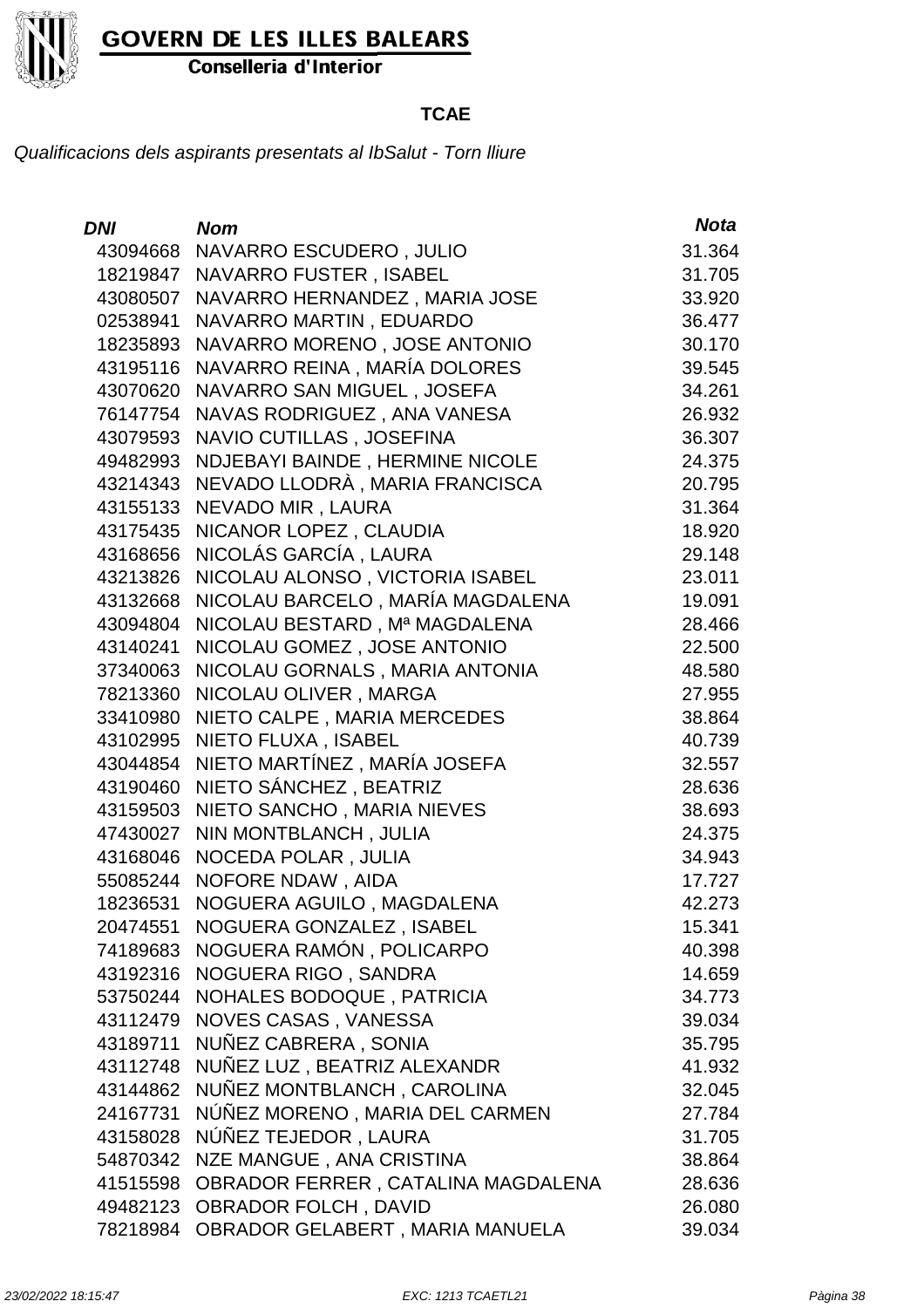**GOVERN DE LES ILLES BALEARS**
**Conselleria d'Interior**

## TCAE

*Qualificacions dels aspirants presentats al IbSalut - Torn lliure*

| *DNI* | *Nom* | *Nota* |
|---|---|---|
| 43094668 | NAVARRO ESCUDERO , JULIO | 31.364 |
| 18219847 | NAVARRO FUSTER , ISABEL | 31.705 |
| 43080507 | NAVARRO HERNANDEZ , MARIA JOSE | 33.920 |
| 02538941 | NAVARRO MARTIN , EDUARDO | 36.477 |
| 18235893 | NAVARRO MORENO , JOSE ANTONIO | 30.170 |
| 43195116 | NAVARRO REINA , MARÍA DOLORES | 39.545 |
| 43070620 | NAVARRO SAN MIGUEL , JOSEFA | 34.261 |
| 76147754 | NAVAS RODRIGUEZ , ANA VANESA | 26.932 |
| 43079593 | NAVIO CUTILLAS , JOSEFINA | 36.307 |
| 49482993 | NDJEBAYI BAINDE , HERMINE NICOLE | 24.375 |
| 43214343 | NEVADO LLODRÀ , MARIA FRANCISCA | 20.795 |
| 43155133 | NEVADO MIR , LAURA | 31.364 |
| 43175435 | NICANOR LOPEZ , CLAUDIA | 18.920 |
| 43168656 | NICOLÁS GARCÍA , LAURA | 29.148 |
| 43213826 | NICOLAU ALONSO , VICTORIA ISABEL | 23.011 |
| 43132668 | NICOLAU BARCELO , MARÍA MAGDALENA | 19.091 |
| 43094804 | NICOLAU BESTARD , Mª MAGDALENA | 28.466 |
| 43140241 | NICOLAU GOMEZ , JOSE ANTONIO | 22.500 |
| 37340063 | NICOLAU GORNALS , MARIA ANTONIA | 48.580 |
| 78213360 | NICOLAU OLIVER , MARGA | 27.955 |
| 33410980 | NIETO CALPE , MARIA MERCEDES | 38.864 |
| 43102995 | NIETO FLUXA , ISABEL | 40.739 |
| 43044854 | NIETO MARTÍNEZ , MARÍA JOSEFA | 32.557 |
| 43190460 | NIETO SÁNCHEZ , BEATRIZ | 28.636 |
| 43159503 | NIETO SANCHO , MARIA NIEVES | 38.693 |
| 47430027 | NIN MONTBLANCH , JULIA | 24.375 |
| 43168046 | NOCEDA POLAR , JULIA | 34.943 |
| 55085244 | NOFORE NDAW , AIDA | 17.727 |
| 18236531 | NOGUERA AGUILO , MAGDALENA | 42.273 |
| 20474551 | NOGUERA GONZALEZ , ISABEL | 15.341 |
| 74189683 | NOGUERA RAMÓN , POLICARPO | 40.398 |
| 43192316 | NOGUERA RIGO , SANDRA | 14.659 |
| 53750244 | NOHALES BODOQUE , PATRICIA | 34.773 |
| 43112479 | NOVES CASAS , VANESSA | 39.034 |
| 43189711 | NUÑEZ CABRERA , SONIA | 35.795 |
| 43112748 | NUÑEZ LUZ , BEATRIZ ALEXANDR | 41.932 |
| 43144862 | NUÑEZ MONTBLANCH , CAROLINA | 32.045 |
| 24167731 | NÚÑEZ MORENO , MARIA DEL CARMEN | 27.784 |
| 43158028 | NÚÑEZ TEJEDOR , LAURA | 31.705 |
| 54870342 | NZE MANGUE , ANA CRISTINA | 38.864 |
| 41515598 | OBRADOR FERRER , CATALINA MAGDALENA | 28.636 |
| 49482123 | OBRADOR FOLCH , DAVID | 26.080 |
| 78218984 | OBRADOR GELABERT , MARIA MANUELA | 39.034 |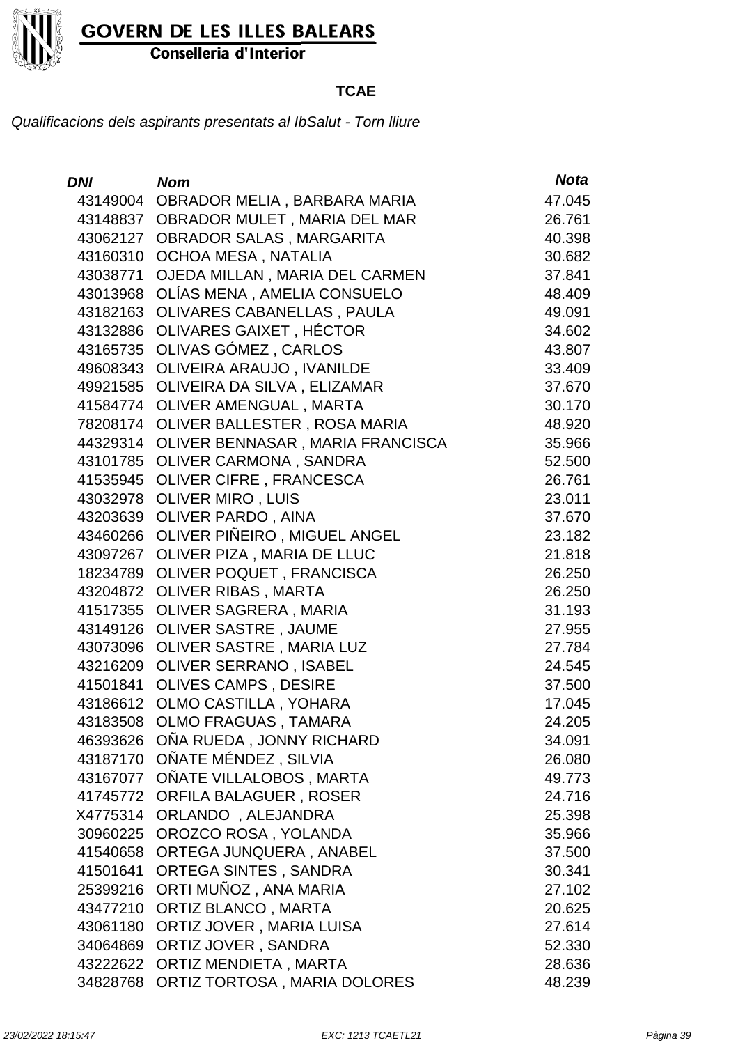**GOVERN DE LES ILLES BALEARS**

**Conselleria d'Interior**

**TCAE**

*Qualificacions dels aspirants presentats al IbSalut - Torn lliure*

| ***DNI*** | ***Nom*** | ***Nota*** |
|---|---|---|
| 43149004 | OBRADOR MELIA , BARBARA MARIA | 47.045 |
| 43148837 | OBRADOR MULET , MARIA DEL MAR | 26.761 |
| 43062127 | OBRADOR SALAS , MARGARITA | 40.398 |
| 43160310 | OCHOA MESA , NATALIA | 30.682 |
| 43038771 | OJEDA MILLAN , MARIA DEL CARMEN | 37.841 |
| 43013968 | OLÍAS MENA , AMELIA CONSUELO | 48.409 |
| 43182163 | OLIVARES CABANELLAS , PAULA | 49.091 |
| 43132886 | OLIVARES GAIXET , HÉCTOR | 34.602 |
| 43165735 | OLIVAS GÓMEZ , CARLOS | 43.807 |
| 49608343 | OLIVEIRA ARAUJO , IVANILDE | 33.409 |
| 49921585 | OLIVEIRA DA SILVA , ELIZAMAR | 37.670 |
| 41584774 | OLIVER AMENGUAL , MARTA | 30.170 |
| 78208174 | OLIVER BALLESTER , ROSA MARIA | 48.920 |
| 44329314 | OLIVER BENNASAR , MARIA FRANCISCA | 35.966 |
| 43101785 | OLIVER CARMONA , SANDRA | 52.500 |
| 41535945 | OLIVER CIFRE , FRANCESCA | 26.761 |
| 43032978 | OLIVER MIRO , LUIS | 23.011 |
| 43203639 | OLIVER PARDO , AINA | 37.670 |
| 43460266 | OLIVER PIÑEIRO , MIGUEL ANGEL | 23.182 |
| 43097267 | OLIVER PIZA , MARIA DE LLUC | 21.818 |
| 18234789 | OLIVER POQUET , FRANCISCA | 26.250 |
| 43204872 | OLIVER RIBAS , MARTA | 26.250 |
| 41517355 | OLIVER SAGRERA , MARIA | 31.193 |
| 43149126 | OLIVER SASTRE , JAUME | 27.955 |
| 43073096 | OLIVER SASTRE , MARIA LUZ | 27.784 |
| 43216209 | OLIVER SERRANO , ISABEL | 24.545 |
| 41501841 | OLIVES CAMPS , DESIRE | 37.500 |
| 43186612 | OLMO CASTILLA , YOHARA | 17.045 |
| 43183508 | OLMO FRAGUAS , TAMARA | 24.205 |
| 46393626 | OÑA RUEDA , JONNY RICHARD | 34.091 |
| 43187170 | OÑATE MÉNDEZ , SILVIA | 26.080 |
| 43167077 | OÑATE VILLALOBOS , MARTA | 49.773 |
| 41745772 | ORFILA BALAGUER , ROSER | 24.716 |
| X4775314 | ORLANDO , ALEJANDRA | 25.398 |
| 30960225 | OROZCO ROSA , YOLANDA | 35.966 |
| 41540658 | ORTEGA JUNQUERA , ANABEL | 37.500 |
| 41501641 | ORTEGA SINTES , SANDRA | 30.341 |
| 25399216 | ORTI MUÑOZ , ANA MARIA | 27.102 |
| 43477210 | ORTIZ BLANCO , MARTA | 20.625 |
| 43061180 | ORTIZ JOVER , MARIA LUISA | 27.614 |
| 34064869 | ORTIZ JOVER , SANDRA | 52.330 |
| 43222622 | ORTIZ MENDIETA , MARTA | 28.636 |
| 34828768 | ORTIZ TORTOSA , MARIA DOLORES | 48.239 |

*23/02/2022 18:15:47* *EXC: 1213 TCAETL21*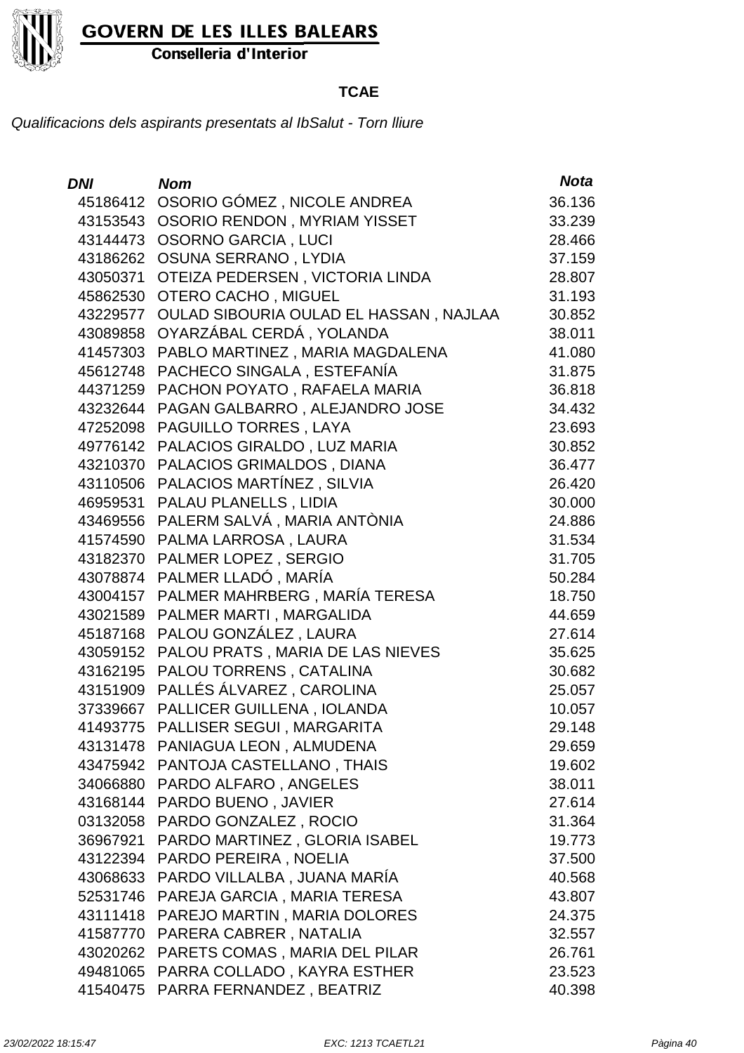**GOVERN DE LES ILLES BALEARS**
**Conselleria d'Interior**

## TCAE

*Qualificacions dels aspirants presentats al IbSalut - Torn lliure*

| DNI | Nom | Nota |
|---|---|---|
| 45186412 | OSORIO GÓMEZ , NICOLE ANDREA | 36.136 |
| 43153543 | OSORIO RENDON , MYRIAM YISSET | 33.239 |
| 43144473 | OSORNO GARCIA , LUCI | 28.466 |
| 43186262 | OSUNA SERRANO , LYDIA | 37.159 |
| 43050371 | OTEIZA PEDERSEN , VICTORIA LINDA | 28.807 |
| 45862530 | OTERO CACHO , MIGUEL | 31.193 |
| 43229577 | OULAD SIBOURIA OULAD EL HASSAN , NAJLAA | 30.852 |
| 43089858 | OYARZÁBAL CERDÁ , YOLANDA | 38.011 |
| 41457303 | PABLO MARTINEZ , MARIA MAGDALENA | 41.080 |
| 45612748 | PACHECO SINGALA , ESTEFANÍA | 31.875 |
| 44371259 | PACHON POYATO , RAFAELA MARIA | 36.818 |
| 43232644 | PAGAN GALBARRO , ALEJANDRO JOSE | 34.432 |
| 47252098 | PAGUILLO TORRES , LAYA | 23.693 |
| 49776142 | PALACIOS GIRALDO , LUZ MARIA | 30.852 |
| 43210370 | PALACIOS GRIMALDOS , DIANA | 36.477 |
| 43110506 | PALACIOS MARTÍNEZ , SILVIA | 26.420 |
| 46959531 | PALAU PLANELLS , LIDIA | 30.000 |
| 43469556 | PALERM SALVÁ , MARIA ANTÒNIA | 24.886 |
| 41574590 | PALMA LARROSA , LAURA | 31.534 |
| 43182370 | PALMER LOPEZ , SERGIO | 31.705 |
| 43078874 | PALMER LLADÓ , MARÍA | 50.284 |
| 43004157 | PALMER MAHRBERG , MARÍA TERESA | 18.750 |
| 43021589 | PALMER MARTI , MARGALIDA | 44.659 |
| 45187168 | PALOU GONZÁLEZ , LAURA | 27.614 |
| 43059152 | PALOU PRATS , MARIA DE LAS NIEVES | 35.625 |
| 43162195 | PALOU TORRENS , CATALINA | 30.682 |
| 43151909 | PALLÉS ÁLVAREZ , CAROLINA | 25.057 |
| 37339667 | PALLICER GUILLENA , IOLANDA | 10.057 |
| 41493775 | PALLISER SEGUI , MARGARITA | 29.148 |
| 43131478 | PANIAGUA LEON , ALMUDENA | 29.659 |
| 43475942 | PANTOJA CASTELLANO , THAIS | 19.602 |
| 34066880 | PARDO ALFARO , ANGELES | 38.011 |
| 43168144 | PARDO BUENO , JAVIER | 27.614 |
| 03132058 | PARDO GONZALEZ , ROCIO | 31.364 |
| 36967921 | PARDO MARTINEZ , GLORIA ISABEL | 19.773 |
| 43122394 | PARDO PEREIRA , NOELIA | 37.500 |
| 43068633 | PARDO VILLALBA , JUANA MARÍA | 40.568 |
| 52531746 | PAREJA GARCIA , MARIA TERESA | 43.807 |
| 43111418 | PAREJO MARTIN , MARIA DOLORES | 24.375 |
| 41587770 | PARERA CABRER , NATALIA | 32.557 |
| 43020262 | PARETS COMAS , MARIA DEL PILAR | 26.761 |
| 49481065 | PARRA COLLADO , KAYRA ESTHER | 23.523 |
| 41540475 | PARRA FERNANDEZ , BEATRIZ | 40.398 |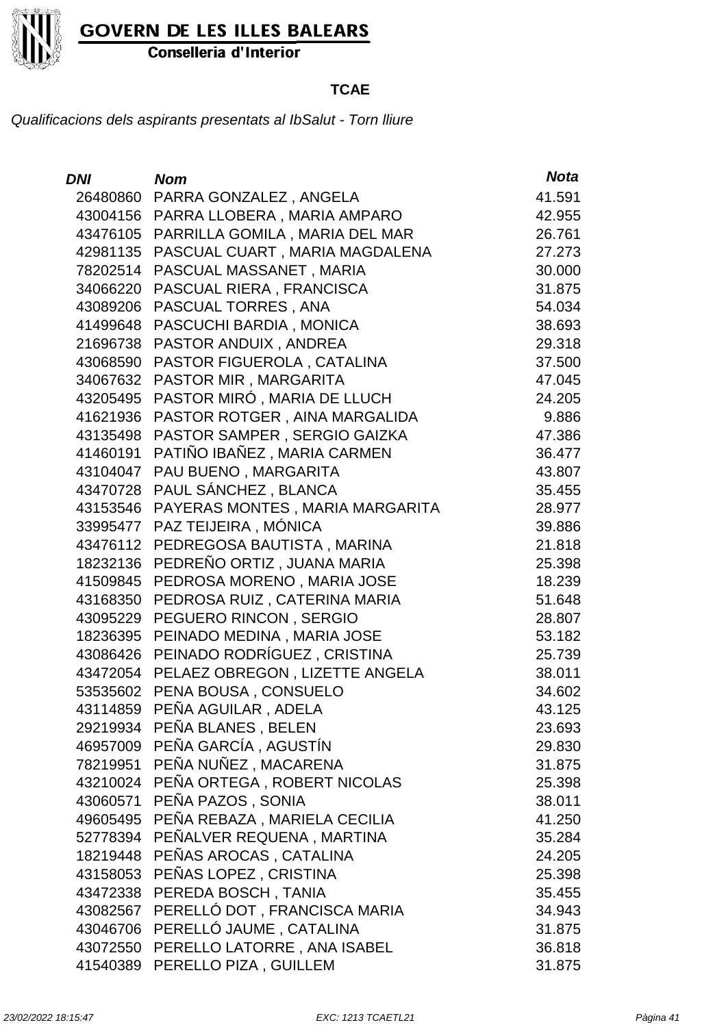GOVERN DE LES ILLES BALEARS

Conselleria d'Interior

**TCAE**

*Qualificacions dels aspirants presentats al IbSalut - Torn lliure*

| DNI | Nom | Nota |
|---|---|---|
| 26480860 | PARRA GONZALEZ , ANGELA | 41.591 |
| 43004156 | PARRA LLOBERA , MARIA AMPARO | 42.955 |
| 43476105 | PARRILLA GOMILA , MARIA DEL MAR | 26.761 |
| 42981135 | PASCUAL CUART , MARIA MAGDALENA | 27.273 |
| 78202514 | PASCUAL MASSANET , MARIA | 30.000 |
| 34066220 | PASCUAL RIERA , FRANCISCA | 31.875 |
| 43089206 | PASCUAL TORRES , ANA | 54.034 |
| 41499648 | PASCUCHI BARDIA , MONICA | 38.693 |
| 21696738 | PASTOR ANDUIX , ANDREA | 29.318 |
| 43068590 | PASTOR FIGUEROLA , CATALINA | 37.500 |
| 34067632 | PASTOR MIR , MARGARITA | 47.045 |
| 43205495 | PASTOR MIRÓ , MARIA DE LLUCH | 24.205 |
| 41621936 | PASTOR ROTGER , AINA MARGALIDA | 9.886 |
| 43135498 | PASTOR SAMPER , SERGIO GAIZKA | 47.386 |
| 41460191 | PATIÑO IBAÑEZ , MARIA CARMEN | 36.477 |
| 43104047 | PAU BUENO , MARGARITA | 43.807 |
| 43470728 | PAUL SÁNCHEZ , BLANCA | 35.455 |
| 43153546 | PAYERAS MONTES , MARIA MARGARITA | 28.977 |
| 33995477 | PAZ TEIJEIRA , MÓNICA | 39.886 |
| 43476112 | PEDREGOSA BAUTISTA , MARINA | 21.818 |
| 18232136 | PEDREÑO ORTIZ , JUANA MARIA | 25.398 |
| 41509845 | PEDROSA MORENO , MARIA JOSE | 18.239 |
| 43168350 | PEDROSA RUIZ , CATERINA MARIA | 51.648 |
| 43095229 | PEGUERO RINCON , SERGIO | 28.807 |
| 18236395 | PEINADO MEDINA , MARIA JOSE | 53.182 |
| 43086426 | PEINADO RODRÍGUEZ , CRISTINA | 25.739 |
| 43472054 | PELAEZ OBREGON , LIZETTE ANGELA | 38.011 |
| 53535602 | PENA BOUSA , CONSUELO | 34.602 |
| 43114859 | PEÑA AGUILAR , ADELA | 43.125 |
| 29219934 | PEÑA BLANES , BELEN | 23.693 |
| 46957009 | PEÑA GARCÍA , AGUSTÍN | 29.830 |
| 78219951 | PEÑA NUÑEZ , MACARENA | 31.875 |
| 43210024 | PEÑA ORTEGA , ROBERT NICOLAS | 25.398 |
| 43060571 | PEÑA PAZOS , SONIA | 38.011 |
| 49605495 | PEÑA REBAZA , MARIELA CECILIA | 41.250 |
| 52778394 | PEÑALVER REQUENA , MARTINA | 35.284 |
| 18219448 | PEÑAS AROCAS , CATALINA | 24.205 |
| 43158053 | PEÑAS LOPEZ , CRISTINA | 25.398 |
| 43472338 | PEREDA BOSCH , TANIA | 35.455 |
| 43082567 | PERELLÓ DOT , FRANCISCA MARIA | 34.943 |
| 43046706 | PERELLÓ JAUME , CATALINA | 31.875 |
| 43072550 | PERELLO LATORRE , ANA ISABEL | 36.818 |
| 41540389 | PERELLO PIZA , GUILLEM | 31.875 |

23/02/2022 18:15:47 EXC: 1213 TCAETL21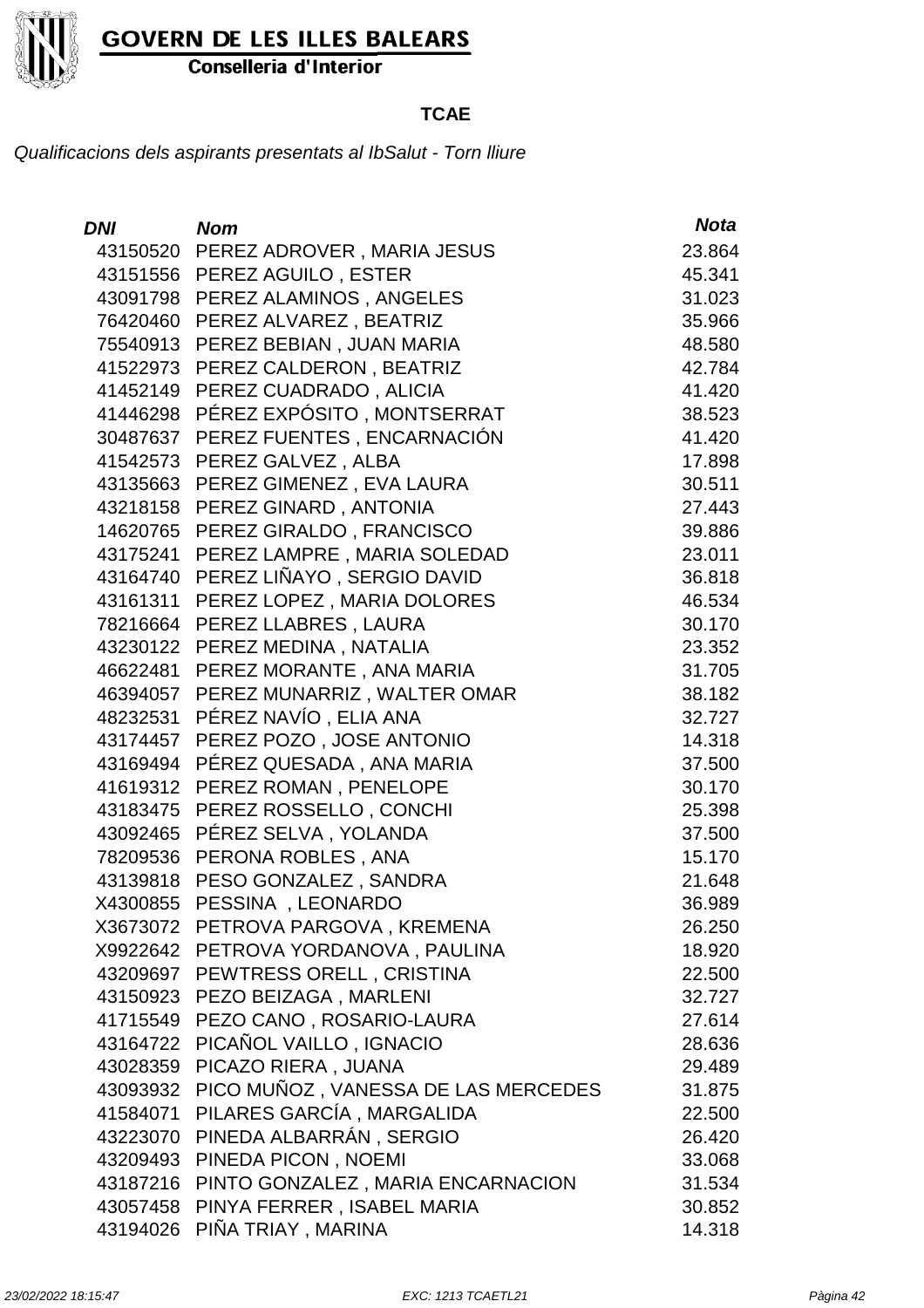**GOVERN DE LES ILLES BALEARS**

**Conselleria d'Interior**

**TCAE**

*Qualificacions dels aspirants presentats al IbSalut - Torn lliure*

| *DNI* | *Nom* | *Nota* |
|---|---|---|
| 43150520 | PEREZ ADROVER , MARIA JESUS | 23.864 |
| 43151556 | PEREZ AGUILO , ESTER | 45.341 |
| 43091798 | PEREZ ALAMINOS , ANGELES | 31.023 |
| 76420460 | PEREZ ALVAREZ , BEATRIZ | 35.966 |
| 75540913 | PEREZ BEBIAN , JUAN MARIA | 48.580 |
| 41522973 | PEREZ CALDERON , BEATRIZ | 42.784 |
| 41452149 | PEREZ CUADRADO , ALICIA | 41.420 |
| 41446298 | PÉREZ EXPÓSITO , MONTSERRAT | 38.523 |
| 30487637 | PEREZ FUENTES , ENCARNACIÓN | 41.420 |
| 41542573 | PEREZ GALVEZ , ALBA | 17.898 |
| 43135663 | PEREZ GIMENEZ , EVA LAURA | 30.511 |
| 43218158 | PEREZ GINARD , ANTONIA | 27.443 |
| 14620765 | PEREZ GIRALDO , FRANCISCO | 39.886 |
| 43175241 | PEREZ LAMPRE , MARIA SOLEDAD | 23.011 |
| 43164740 | PEREZ LIÑAYO , SERGIO DAVID | 36.818 |
| 43161311 | PEREZ LOPEZ , MARIA DOLORES | 46.534 |
| 78216664 | PEREZ LLABRES , LAURA | 30.170 |
| 43230122 | PEREZ MEDINA , NATALIA | 23.352 |
| 46622481 | PEREZ MORANTE , ANA MARIA | 31.705 |
| 46394057 | PEREZ MUNARRIZ , WALTER OMAR | 38.182 |
| 48232531 | PÉREZ NAVÍO , ELIA ANA | 32.727 |
| 43174457 | PEREZ POZO , JOSE ANTONIO | 14.318 |
| 43169494 | PÉREZ QUESADA , ANA MARIA | 37.500 |
| 41619312 | PEREZ ROMAN , PENELOPE | 30.170 |
| 43183475 | PEREZ ROSSELLO , CONCHI | 25.398 |
| 43092465 | PÉREZ SELVA , YOLANDA | 37.500 |
| 78209536 | PERONA ROBLES , ANA | 15.170 |
| 43139818 | PESO GONZALEZ , SANDRA | 21.648 |
| X4300855 | PESSINA , LEONARDO | 36.989 |
| X3673072 | PETROVA PARGOVA , KREMENA | 26.250 |
| X9922642 | PETROVA YORDANOVA , PAULINA | 18.920 |
| 43209697 | PEWTRESS ORELL , CRISTINA | 22.500 |
| 43150923 | PEZO BEIZAGA , MARLENI | 32.727 |
| 41715549 | PEZO CANO , ROSARIO-LAURA | 27.614 |
| 43164722 | PICAÑOL VAILLO , IGNACIO | 28.636 |
| 43028359 | PICAZO RIERA , JUANA | 29.489 |
| 43093932 | PICO MUÑOZ , VANESSA DE LAS MERCEDES | 31.875 |
| 41584071 | PILARES GARCÍA , MARGALIDA | 22.500 |
| 43223070 | PINEDA ALBARRÁN , SERGIO | 26.420 |
| 43209493 | PINEDA PICON , NOEMI | 33.068 |
| 43187216 | PINTO GONZALEZ , MARIA ENCARNACION | 31.534 |
| 43057458 | PINYA FERRER , ISABEL MARIA | 30.852 |
| 43194026 | PIÑA TRIAY , MARINA | 14.318 |

*23/02/2022 18:15:47* *EXC: 1213 TCAETL21*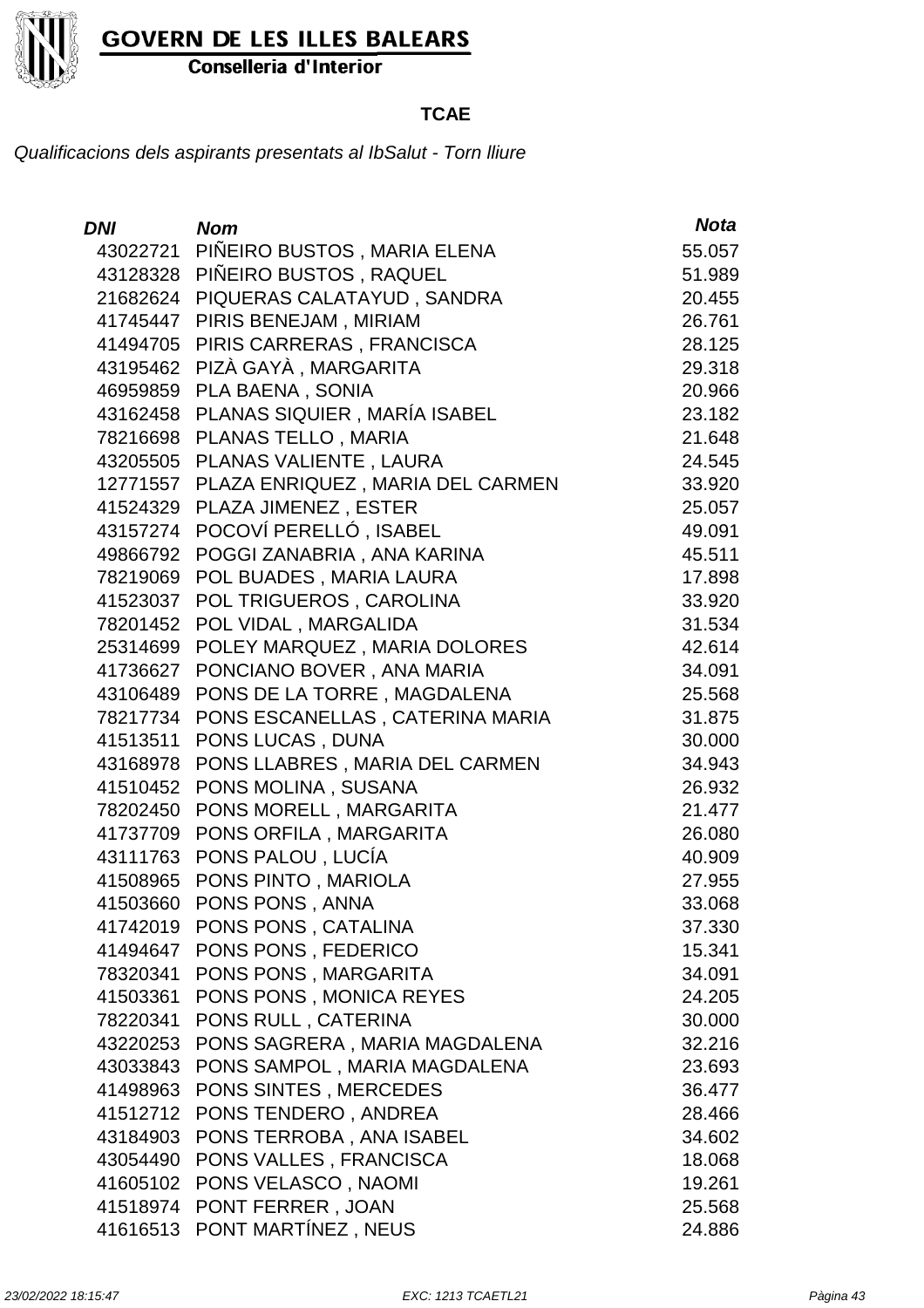**GOVERN DE LES ILLES BALEARS**
**Conselleria d'Interior**

## TCAE

*Qualificacions dels aspirants presentats al IbSalut - Torn lliure*

| DNI | Nom | Nota |
|---|---|---|
| 43022721 | PIÑEIRO BUSTOS , MARIA ELENA | 55.057 |
| 43128328 | PIÑEIRO BUSTOS , RAQUEL | 51.989 |
| 21682624 | PIQUERAS CALATAYUD , SANDRA | 20.455 |
| 41745447 | PIRIS BENEJAM , MIRIAM | 26.761 |
| 41494705 | PIRIS CARRERAS , FRANCISCA | 28.125 |
| 43195462 | PIZÀ GAYÀ , MARGARITA | 29.318 |
| 46959859 | PLA BAENA , SONIA | 20.966 |
| 43162458 | PLANAS SIQUIER , MARÍA ISABEL | 23.182 |
| 78216698 | PLANAS TELLO , MARIA | 21.648 |
| 43205505 | PLANAS VALIENTE , LAURA | 24.545 |
| 12771557 | PLAZA ENRIQUEZ , MARIA DEL CARMEN | 33.920 |
| 41524329 | PLAZA JIMENEZ , ESTER | 25.057 |
| 43157274 | POCOVÍ PERELLÓ , ISABEL | 49.091 |
| 49866792 | POGGI ZANABRIA , ANA KARINA | 45.511 |
| 78219069 | POL BUADES , MARIA LAURA | 17.898 |
| 41523037 | POL TRIGUEROS , CAROLINA | 33.920 |
| 78201452 | POL VIDAL , MARGALIDA | 31.534 |
| 25314699 | POLEY MARQUEZ , MARIA DOLORES | 42.614 |
| 41736627 | PONCIANO BOVER , ANA MARIA | 34.091 |
| 43106489 | PONS DE LA TORRE , MAGDALENA | 25.568 |
| 78217734 | PONS ESCANELLAS , CATERINA MARIA | 31.875 |
| 41513511 | PONS LUCAS , DUNA | 30.000 |
| 43168978 | PONS LLABRES , MARIA DEL CARMEN | 34.943 |
| 41510452 | PONS MOLINA , SUSANA | 26.932 |
| 78202450 | PONS MORELL , MARGARITA | 21.477 |
| 41737709 | PONS ORFILA , MARGARITA | 26.080 |
| 43111763 | PONS PALOU , LUCÍA | 40.909 |
| 41508965 | PONS PINTO , MARIOLA | 27.955 |
| 41503660 | PONS PONS , ANNA | 33.068 |
| 41742019 | PONS PONS , CATALINA | 37.330 |
| 41494647 | PONS PONS , FEDERICO | 15.341 |
| 78320341 | PONS PONS , MARGARITA | 34.091 |
| 41503361 | PONS PONS , MONICA REYES | 24.205 |
| 78220341 | PONS RULL , CATERINA | 30.000 |
| 43220253 | PONS SAGRERA , MARIA MAGDALENA | 32.216 |
| 43033843 | PONS SAMPOL , MARIA MAGDALENA | 23.693 |
| 41498963 | PONS SINTES , MERCEDES | 36.477 |
| 41512712 | PONS TENDERO , ANDREA | 28.466 |
| 43184903 | PONS TERROBA , ANA ISABEL | 34.602 |
| 43054490 | PONS VALLES , FRANCISCA | 18.068 |
| 41605102 | PONS VELASCO , NAOMI | 19.261 |
| 41518974 | PONT FERRER , JOAN | 25.568 |
| 41616513 | PONT MARTÍNEZ , NEUS | 24.886 |

*23/02/2022 18:15:47* *EXC: 1213 TCAETL21*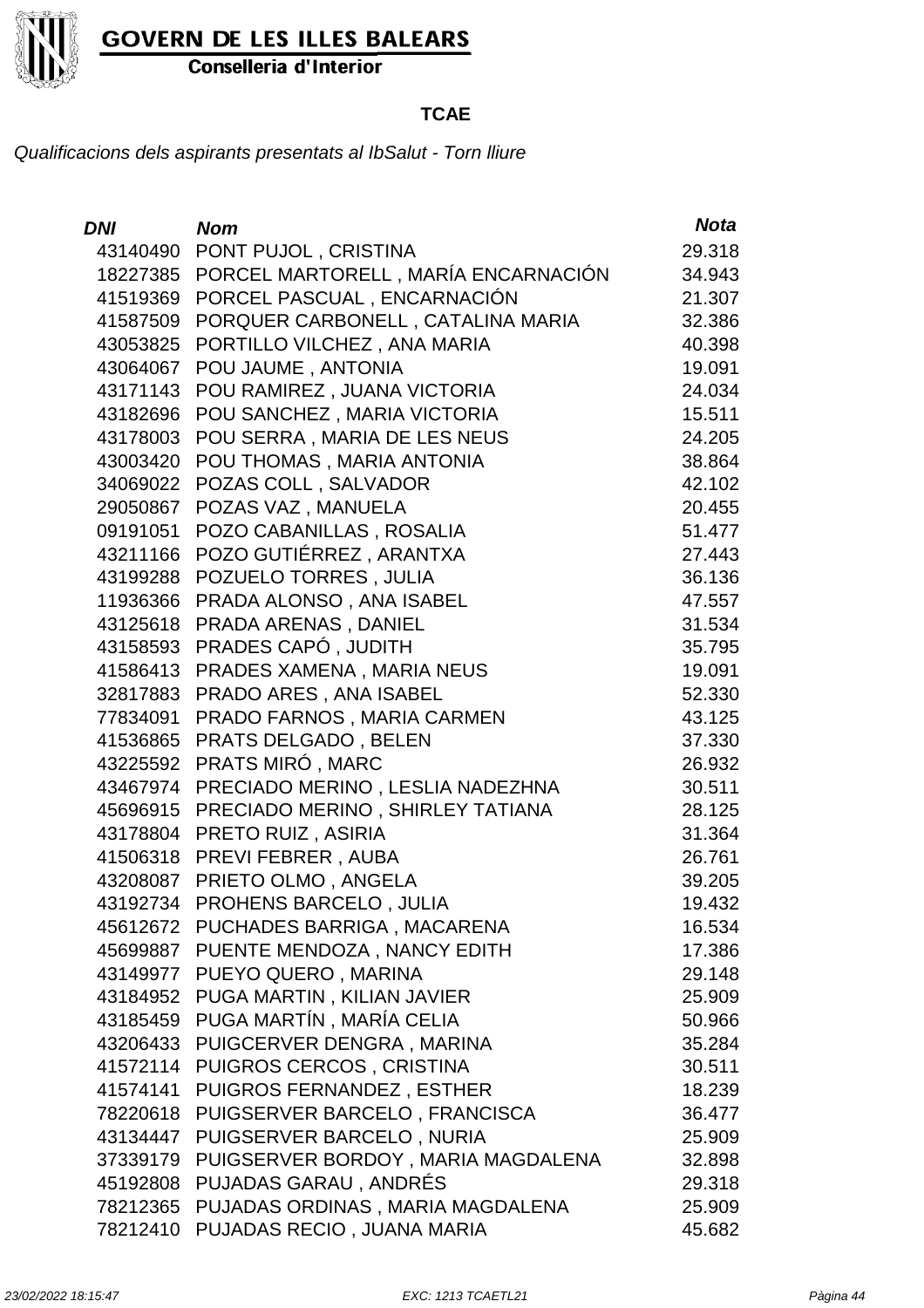**GOVERN DE LES ILLES BALEARS**
**Conselleria d'Interior**

## TCAE

*Qualificacions dels aspirants presentats al IbSalut - Torn lliure*

| *DNI* | *Nom* | *Nota* |
|---|---|---|
| 43140490 | PONT PUJOL , CRISTINA | 29.318 |
| 18227385 | PORCEL MARTORELL , MARÍA ENCARNACIÓN | 34.943 |
| 41519369 | PORCEL PASCUAL , ENCARNACIÓN | 21.307 |
| 41587509 | PORQUER CARBONELL , CATALINA MARIA | 32.386 |
| 43053825 | PORTILLO VILCHEZ , ANA MARIA | 40.398 |
| 43064067 | POU JAUME , ANTONIA | 19.091 |
| 43171143 | POU RAMIREZ , JUANA VICTORIA | 24.034 |
| 43182696 | POU SANCHEZ , MARIA VICTORIA | 15.511 |
| 43178003 | POU SERRA , MARIA DE LES NEUS | 24.205 |
| 43003420 | POU THOMAS , MARIA ANTONIA | 38.864 |
| 34069022 | POZAS COLL , SALVADOR | 42.102 |
| 29050867 | POZAS VAZ , MANUELA | 20.455 |
| 09191051 | POZO CABANILLAS , ROSALIA | 51.477 |
| 43211166 | POZO GUTIÉRREZ , ARANTXA | 27.443 |
| 43199288 | POZUELO TORRES , JULIA | 36.136 |
| 11936366 | PRADA ALONSO , ANA ISABEL | 47.557 |
| 43125618 | PRADA ARENAS , DANIEL | 31.534 |
| 43158593 | PRADES CAPÓ , JUDITH | 35.795 |
| 41586413 | PRADES XAMENA , MARIA NEUS | 19.091 |
| 32817883 | PRADO ARES , ANA ISABEL | 52.330 |
| 77834091 | PRADO FARNOS , MARIA CARMEN | 43.125 |
| 41536865 | PRATS DELGADO , BELEN | 37.330 |
| 43225592 | PRATS MIRÓ , MARC | 26.932 |
| 43467974 | PRECIADO MERINO , LESLIA NADEZHNA | 30.511 |
| 45696915 | PRECIADO MERINO , SHIRLEY TATIANA | 28.125 |
| 43178804 | PRETO RUIZ , ASIRIA | 31.364 |
| 41506318 | PREVI FEBRER , AUBA | 26.761 |
| 43208087 | PRIETO OLMO , ANGELA | 39.205 |
| 43192734 | PROHENS BARCELO , JULIA | 19.432 |
| 45612672 | PUCHADES BARRIGA , MACARENA | 16.534 |
| 45699887 | PUENTE MENDOZA , NANCY EDITH | 17.386 |
| 43149977 | PUEYO QUERO , MARINA | 29.148 |
| 43184952 | PUGA MARTIN , KILIAN JAVIER | 25.909 |
| 43185459 | PUGA MARTÍN , MARÍA CELIA | 50.966 |
| 43206433 | PUIGCERVER DENGRA , MARINA | 35.284 |
| 41572114 | PUIGROS CERCOS , CRISTINA | 30.511 |
| 41574141 | PUIGROS FERNANDEZ , ESTHER | 18.239 |
| 78220618 | PUIGSERVER BARCELO , FRANCISCA | 36.477 |
| 43134447 | PUIGSERVER BARCELO , NURIA | 25.909 |
| 37339179 | PUIGSERVER BORDOY , MARIA MAGDALENA | 32.898 |
| 45192808 | PUJADAS GARAU , ANDRÉS | 29.318 |
| 78212365 | PUJADAS ORDINAS , MARIA MAGDALENA | 25.909 |
| 78212410 | PUJADAS RECIO , JUANA MARIA | 45.682 |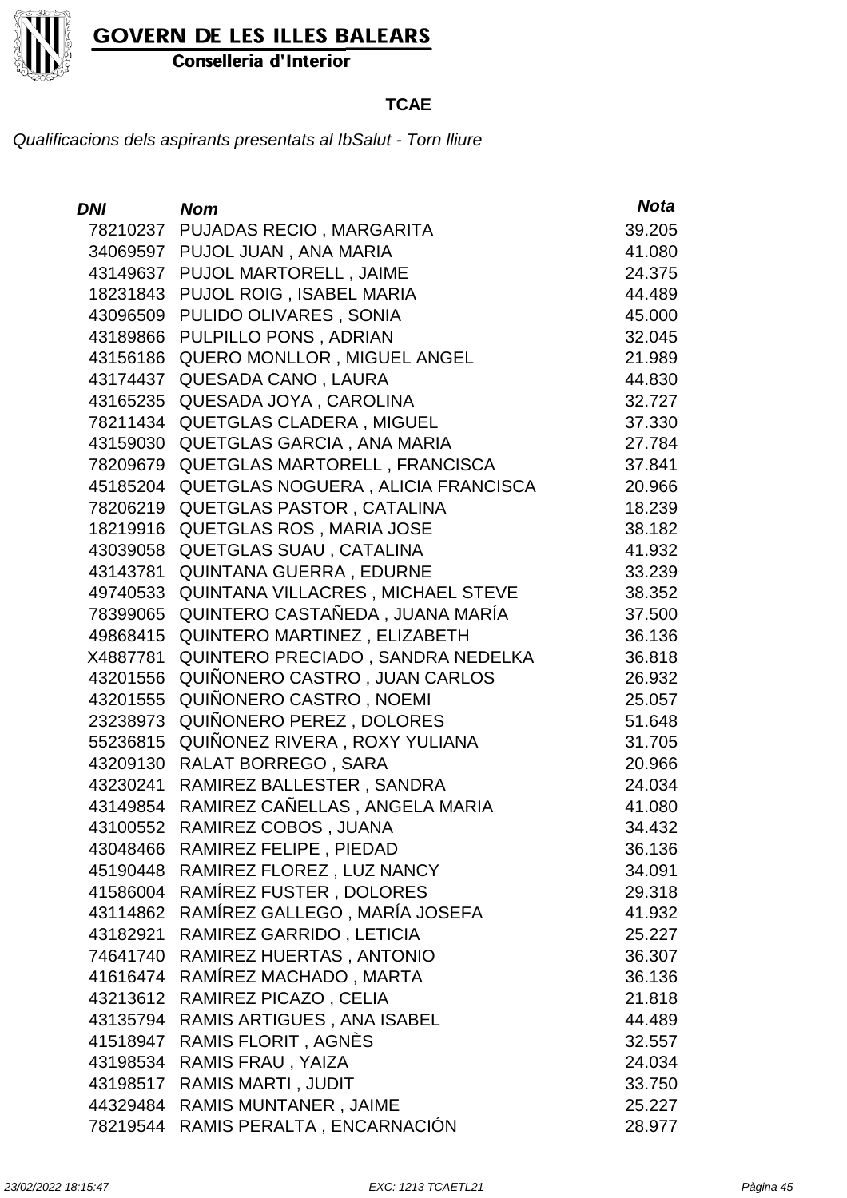GOVERN DE LES ILLES BALEARS

Conselleria d'Interior

**TCAE**

*Qualificacions dels aspirants presentats al IbSalut - Torn lliure*

| DNI | Nom | Nota |
|---|---|---|
| 78210237 | PUJADAS RECIO , MARGARITA | 39.205 |
| 34069597 | PUJOL JUAN , ANA MARIA | 41.080 |
| 43149637 | PUJOL MARTORELL , JAIME | 24.375 |
| 18231843 | PUJOL ROIG , ISABEL MARIA | 44.489 |
| 43096509 | PULIDO OLIVARES , SONIA | 45.000 |
| 43189866 | PULPILLO PONS , ADRIAN | 32.045 |
| 43156186 | QUERO MONLLOR , MIGUEL ANGEL | 21.989 |
| 43174437 | QUESADA CANO , LAURA | 44.830 |
| 43165235 | QUESADA JOYA , CAROLINA | 32.727 |
| 78211434 | QUETGLAS CLADERA , MIGUEL | 37.330 |
| 43159030 | QUETGLAS GARCIA , ANA MARIA | 27.784 |
| 78209679 | QUETGLAS MARTORELL , FRANCISCA | 37.841 |
| 45185204 | QUETGLAS NOGUERA , ALICIA FRANCISCA | 20.966 |
| 78206219 | QUETGLAS PASTOR , CATALINA | 18.239 |
| 18219916 | QUETGLAS ROS , MARIA JOSE | 38.182 |
| 43039058 | QUETGLAS SUAU , CATALINA | 41.932 |
| 43143781 | QUINTANA GUERRA , EDURNE | 33.239 |
| 49740533 | QUINTANA VILLACRES , MICHAEL STEVE | 38.352 |
| 78399065 | QUINTERO CASTAÑEDA , JUANA MARÍA | 37.500 |
| 49868415 | QUINTERO MARTINEZ , ELIZABETH | 36.136 |
| X4887781 | QUINTERO PRECIADO , SANDRA NEDELKA | 36.818 |
| 43201556 | QUIÑONERO CASTRO , JUAN CARLOS | 26.932 |
| 43201555 | QUIÑONERO CASTRO , NOEMI | 25.057 |
| 23238973 | QUIÑONERO PEREZ , DOLORES | 51.648 |
| 55236815 | QUIÑONEZ RIVERA , ROXY YULIANA | 31.705 |
| 43209130 | RALAT BORREGO , SARA | 20.966 |
| 43230241 | RAMIREZ BALLESTER , SANDRA | 24.034 |
| 43149854 | RAMIREZ CAÑELLAS , ANGELA MARIA | 41.080 |
| 43100552 | RAMIREZ COBOS , JUANA | 34.432 |
| 43048466 | RAMIREZ FELIPE , PIEDAD | 36.136 |
| 45190448 | RAMIREZ FLOREZ , LUZ NANCY | 34.091 |
| 41586004 | RAMÍREZ FUSTER , DOLORES | 29.318 |
| 43114862 | RAMÍREZ GALLEGO , MARÍA JOSEFA | 41.932 |
| 43182921 | RAMIREZ GARRIDO , LETICIA | 25.227 |
| 74641740 | RAMIREZ HUERTAS , ANTONIO | 36.307 |
| 41616474 | RAMÍREZ MACHADO , MARTA | 36.136 |
| 43213612 | RAMIREZ PICAZO , CELIA | 21.818 |
| 43135794 | RAMIS ARTIGUES , ANA ISABEL | 44.489 |
| 41518947 | RAMIS FLORIT , AGNÈS | 32.557 |
| 43198534 | RAMIS FRAU , YAIZA | 24.034 |
| 43198517 | RAMIS MARTI , JUDIT | 33.750 |
| 44329484 | RAMIS MUNTANER , JAIME | 25.227 |
| 78219544 | RAMIS PERALTA , ENCARNACIÓN | 28.977 |

23/02/2022 18:15:47 EXC: 1213 TCAETL21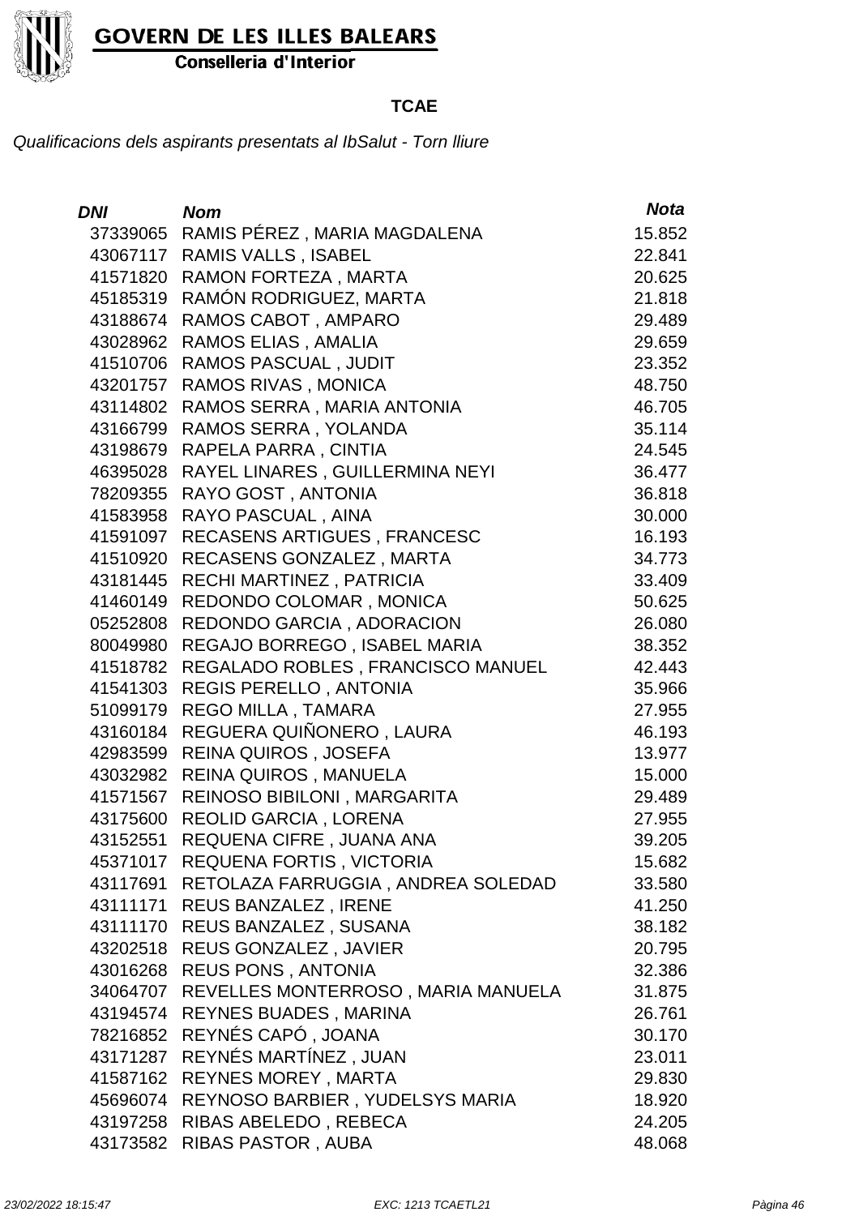**TCAE**

*Qualificacions dels aspirants presentats al IbSalut - Torn lliure*

| DNI | Nom | Nota |
|---|---|---|
| 37339065 | RAMIS PÉREZ , MARIA MAGDALENA | 15.852 |
| 43067117 | RAMIS VALLS , ISABEL | 22.841 |
| 41571820 | RAMON FORTEZA , MARTA | 20.625 |
| 45185319 | RAMÓN RODRIGUEZ, MARTA | 21.818 |
| 43188674 | RAMOS CABOT , AMPARO | 29.489 |
| 43028962 | RAMOS ELIAS , AMALIA | 29.659 |
| 41510706 | RAMOS PASCUAL , JUDIT | 23.352 |
| 43201757 | RAMOS RIVAS , MONICA | 48.750 |
| 43114802 | RAMOS SERRA , MARIA ANTONIA | 46.705 |
| 43166799 | RAMOS SERRA , YOLANDA | 35.114 |
| 43198679 | RAPELA PARRA , CINTIA | 24.545 |
| 46395028 | RAYEL LINARES , GUILLERMINA NEYI | 36.477 |
| 78209355 | RAYO GOST , ANTONIA | 36.818 |
| 41583958 | RAYO PASCUAL , AINA | 30.000 |
| 41591097 | RECASENS ARTIGUES , FRANCESC | 16.193 |
| 41510920 | RECASENS GONZALEZ , MARTA | 34.773 |
| 43181445 | RECHI MARTINEZ , PATRICIA | 33.409 |
| 41460149 | REDONDO COLOMAR , MONICA | 50.625 |
| 05252808 | REDONDO GARCIA , ADORACION | 26.080 |
| 80049980 | REGAJO BORREGO , ISABEL MARIA | 38.352 |
| 41518782 | REGALADO ROBLES , FRANCISCO MANUEL | 42.443 |
| 41541303 | REGIS PERELLO , ANTONIA | 35.966 |
| 51099179 | REGO MILLA , TAMARA | 27.955 |
| 43160184 | REGUERA QUIÑONERO , LAURA | 46.193 |
| 42983599 | REINA QUIROS , JOSEFA | 13.977 |
| 43032982 | REINA QUIROS , MANUELA | 15.000 |
| 41571567 | REINOSO BIBILONI , MARGARITA | 29.489 |
| 43175600 | REOLID GARCIA , LORENA | 27.955 |
| 43152551 | REQUENA CIFRE , JUANA ANA | 39.205 |
| 45371017 | REQUENA FORTIS , VICTORIA | 15.682 |
| 43117691 | RETOLAZA FARRUGGIA , ANDREA SOLEDAD | 33.580 |
| 43111171 | REUS BANZALEZ , IRENE | 41.250 |
| 43111170 | REUS BANZALEZ , SUSANA | 38.182 |
| 43202518 | REUS GONZALEZ , JAVIER | 20.795 |
| 43016268 | REUS PONS , ANTONIA | 32.386 |
| 34064707 | REVELLES MONTERROSO , MARIA MANUELA | 31.875 |
| 43194574 | REYNES BUADES , MARINA | 26.761 |
| 78216852 | REYNÉS CAPÓ , JOANA | 30.170 |
| 43171287 | REYNÉS MARTÍNEZ , JUAN | 23.011 |
| 41587162 | REYNES MOREY , MARTA | 29.830 |
| 45696074 | REYNOSO BARBIER , YUDELSYS MARIA | 18.920 |
| 43197258 | RIBAS ABELEDO , REBECA | 24.205 |
| 43173582 | RIBAS PASTOR , AUBA | 48.068 |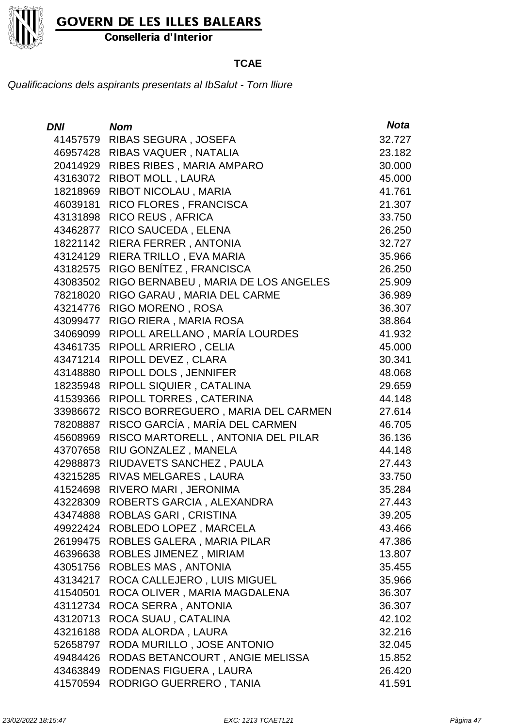**GOVERN DE LES ILLES BALEARS**
**Conselleria d'Interior**

## TCAE

*Qualificacions dels aspirants presentats al IbSalut - Torn lliure*

| DNI | Nom | Nota |
|---|---|---|
| 41457579 | RIBAS SEGURA , JOSEFA | 32.727 |
| 46957428 | RIBAS VAQUER , NATALIA | 23.182 |
| 20414929 | RIBES RIBES , MARIA AMPARO | 30.000 |
| 43163072 | RIBOT MOLL , LAURA | 45.000 |
| 18218969 | RIBOT NICOLAU , MARIA | 41.761 |
| 46039181 | RICO FLORES , FRANCISCA | 21.307 |
| 43131898 | RICO REUS , AFRICA | 33.750 |
| 43462877 | RICO SAUCEDA , ELENA | 26.250 |
| 18221142 | RIERA FERRER , ANTONIA | 32.727 |
| 43124129 | RIERA TRILLO , EVA MARIA | 35.966 |
| 43182575 | RIGO BENÍTEZ , FRANCISCA | 26.250 |
| 43083502 | RIGO BERNABEU , MARIA DE LOS ANGELES | 25.909 |
| 78218020 | RIGO GARAU , MARIA DEL CARME | 36.989 |
| 43214776 | RIGO MORENO , ROSA | 36.307 |
| 43099477 | RIGO RIERA , MARIA ROSA | 38.864 |
| 34069099 | RIPOLL ARELLANO , MARÍA LOURDES | 41.932 |
| 43461735 | RIPOLL ARRIERO , CELIA | 45.000 |
| 43471214 | RIPOLL DEVEZ , CLARA | 30.341 |
| 43148880 | RIPOLL DOLS , JENNIFER | 48.068 |
| 18235948 | RIPOLL SIQUIER , CATALINA | 29.659 |
| 41539366 | RIPOLL TORRES , CATERINA | 44.148 |
| 33986672 | RISCO BORREGUERO , MARIA DEL CARMEN | 27.614 |
| 78208887 | RISCO GARCÍA , MARÍA DEL CARMEN | 46.705 |
| 45608969 | RISCO MARTORELL , ANTONIA DEL PILAR | 36.136 |
| 43707658 | RIU GONZALEZ , MANELA | 44.148 |
| 42988873 | RIUDAVETS SANCHEZ , PAULA | 27.443 |
| 43215285 | RIVAS MELGARES , LAURA | 33.750 |
| 41524698 | RIVERO MARI , JERONIMA | 35.284 |
| 43228309 | ROBERTS GARCIA , ALEXANDRA | 27.443 |
| 43474888 | ROBLAS GARI , CRISTINA | 39.205 |
| 49922424 | ROBLEDO LOPEZ , MARCELA | 43.466 |
| 26199475 | ROBLES GALERA , MARIA PILAR | 47.386 |
| 46396638 | ROBLES JIMENEZ , MIRIAM | 13.807 |
| 43051756 | ROBLES MAS , ANTONIA | 35.455 |
| 43134217 | ROCA CALLEJERO , LUIS MIGUEL | 35.966 |
| 41540501 | ROCA OLIVER , MARIA MAGDALENA | 36.307 |
| 43112734 | ROCA SERRA , ANTONIA | 36.307 |
| 43120713 | ROCA SUAU , CATALINA | 42.102 |
| 43216188 | RODA ALORDA , LAURA | 32.216 |
| 52658797 | RODA MURILLO , JOSE ANTONIO | 32.045 |
| 49484426 | RODAS BETANCOURT , ANGIE MELISSA | 15.852 |
| 43463849 | RODENAS FIGUERA , LAURA | 26.420 |
| 41570594 | RODRIGO GUERRERO , TANIA | 41.591 |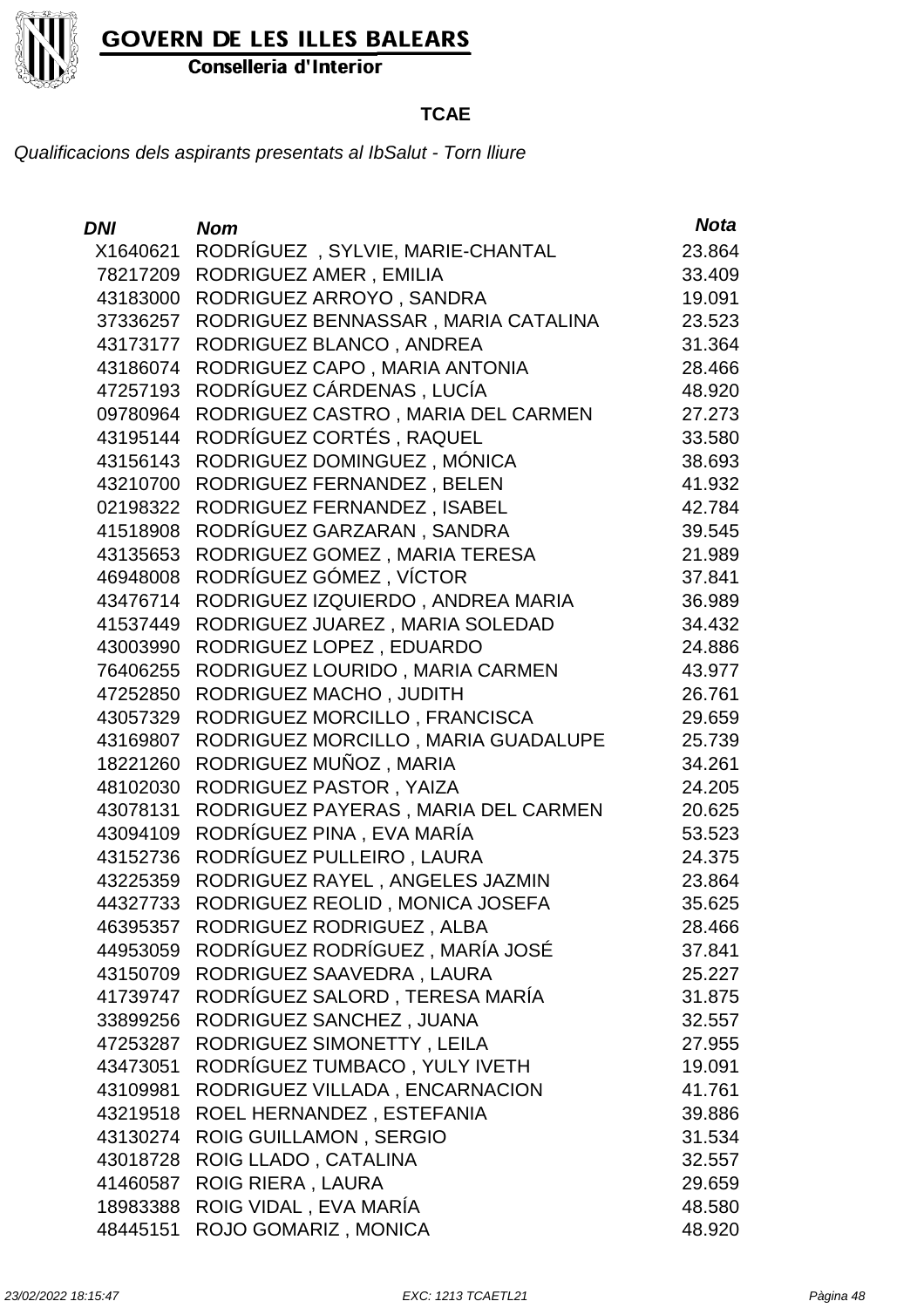**GOVERN DE LES ILLES BALEARS**
**Conselleria d'Interior**

## TCAE

*Qualificacions dels aspirants presentats al IbSalut - Torn lliure*

| *DNI* | *Nom* | *Nota* |
|---|---|---|
| X1640621 | RODRÍGUEZ , SYLVIE, MARIE-CHANTAL | 23.864 |
| 78217209 | RODRIGUEZ AMER , EMILIA | 33.409 |
| 43183000 | RODRIGUEZ ARROYO , SANDRA | 19.091 |
| 37336257 | RODRIGUEZ BENNASSAR , MARIA CATALINA | 23.523 |
| 43173177 | RODRIGUEZ BLANCO , ANDREA | 31.364 |
| 43186074 | RODRIGUEZ CAPO , MARIA ANTONIA | 28.466 |
| 47257193 | RODRÍGUEZ CÁRDENAS , LUCÍA | 48.920 |
| 09780964 | RODRIGUEZ CASTRO , MARIA DEL CARMEN | 27.273 |
| 43195144 | RODRÍGUEZ CORTÉS , RAQUEL | 33.580 |
| 43156143 | RODRIGUEZ DOMINGUEZ , MÓNICA | 38.693 |
| 43210700 | RODRIGUEZ FERNANDEZ , BELEN | 41.932 |
| 02198322 | RODRIGUEZ FERNANDEZ , ISABEL | 42.784 |
| 41518908 | RODRÍGUEZ GARZARAN , SANDRA | 39.545 |
| 43135653 | RODRIGUEZ GOMEZ , MARIA TERESA | 21.989 |
| 46948008 | RODRÍGUEZ GÓMEZ , VÍCTOR | 37.841 |
| 43476714 | RODRIGUEZ IZQUIERDO , ANDREA MARIA | 36.989 |
| 41537449 | RODRIGUEZ JUAREZ , MARIA SOLEDAD | 34.432 |
| 43003990 | RODRIGUEZ LOPEZ , EDUARDO | 24.886 |
| 76406255 | RODRIGUEZ LOURIDO , MARIA CARMEN | 43.977 |
| 47252850 | RODRIGUEZ MACHO , JUDITH | 26.761 |
| 43057329 | RODRIGUEZ MORCILLO , FRANCISCA | 29.659 |
| 43169807 | RODRIGUEZ MORCILLO , MARIA GUADALUPE | 25.739 |
| 18221260 | RODRIGUEZ MUÑOZ , MARIA | 34.261 |
| 48102030 | RODRIGUEZ PASTOR , YAIZA | 24.205 |
| 43078131 | RODRIGUEZ PAYERAS , MARIA DEL CARMEN | 20.625 |
| 43094109 | RODRÍGUEZ PINA , EVA MARÍA | 53.523 |
| 43152736 | RODRÍGUEZ PULLEIRO , LAURA | 24.375 |
| 43225359 | RODRIGUEZ RAYEL , ANGELES JAZMIN | 23.864 |
| 44327733 | RODRIGUEZ REOLID , MONICA JOSEFA | 35.625 |
| 46395357 | RODRIGUEZ RODRIGUEZ , ALBA | 28.466 |
| 44953059 | RODRÍGUEZ RODRÍGUEZ , MARÍA JOSÉ | 37.841 |
| 43150709 | RODRIGUEZ SAAVEDRA , LAURA | 25.227 |
| 41739747 | RODRÍGUEZ SALORD , TERESA MARÍA | 31.875 |
| 33899256 | RODRIGUEZ SANCHEZ , JUANA | 32.557 |
| 47253287 | RODRIGUEZ SIMONETTY , LEILA | 27.955 |
| 43473051 | RODRÍGUEZ TUMBACO , YULY IVETH | 19.091 |
| 43109981 | RODRIGUEZ VILLADA , ENCARNACION | 41.761 |
| 43219518 | ROEL HERNANDEZ , ESTEFANIA | 39.886 |
| 43130274 | ROIG GUILLAMON , SERGIO | 31.534 |
| 43018728 | ROIG LLADO , CATALINA | 32.557 |
| 41460587 | ROIG RIERA , LAURA | 29.659 |
| 18983388 | ROIG VIDAL , EVA MARÍA | 48.580 |
| 48445151 | ROJO GOMARIZ , MONICA | 48.920 |

*23/02/2022 18:15:47* *EXC: 1213 TCAETL21*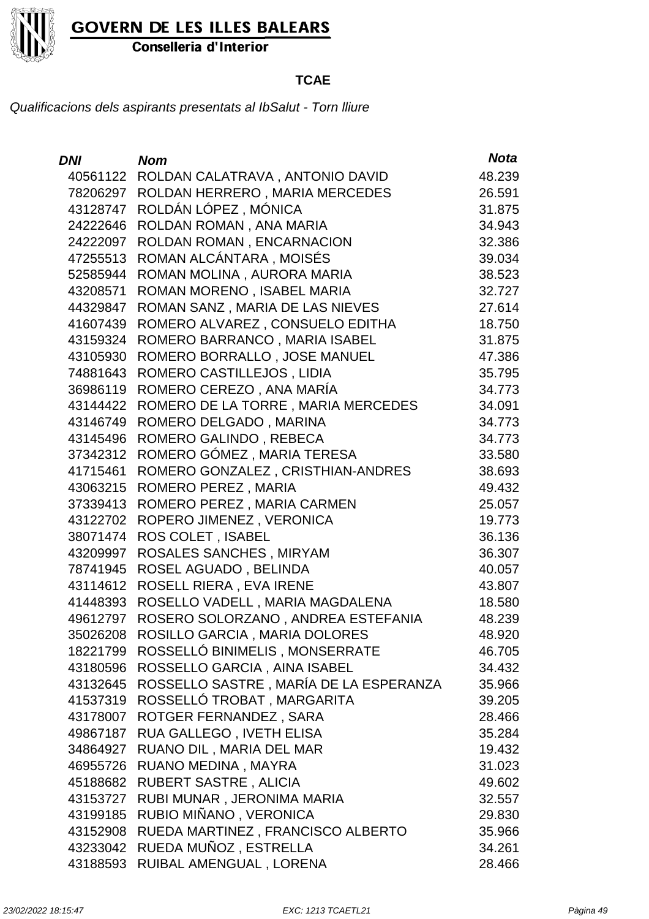**TCAE**

*Qualificacions dels aspirants presentats al IbSalut - Torn lliure*

| DNI | Nom | Nota |
|---|---|---|
| 40561122 | ROLDAN CALATRAVA , ANTONIO DAVID | 48.239 |
| 78206297 | ROLDAN HERRERO , MARIA MERCEDES | 26.591 |
| 43128747 | ROLDÁN LÓPEZ , MÓNICA | 31.875 |
| 24222646 | ROLDAN ROMAN , ANA MARIA | 34.943 |
| 24222097 | ROLDAN ROMAN , ENCARNACION | 32.386 |
| 47255513 | ROMAN ALCÁNTARA , MOISÉS | 39.034 |
| 52585944 | ROMAN MOLINA , AURORA MARIA | 38.523 |
| 43208571 | ROMAN MORENO , ISABEL MARIA | 32.727 |
| 44329847 | ROMAN SANZ , MARIA DE LAS NIEVES | 27.614 |
| 41607439 | ROMERO ALVAREZ , CONSUELO EDITHA | 18.750 |
| 43159324 | ROMERO BARRANCO , MARIA ISABEL | 31.875 |
| 43105930 | ROMERO BORRALLO , JOSE MANUEL | 47.386 |
| 74881643 | ROMERO CASTILLEJOS , LIDIA | 35.795 |
| 36986119 | ROMERO CEREZO , ANA MARÍA | 34.773 |
| 43144422 | ROMERO DE LA TORRE , MARIA MERCEDES | 34.091 |
| 43146749 | ROMERO DELGADO , MARINA | 34.773 |
| 43145496 | ROMERO GALINDO , REBECA | 34.773 |
| 37342312 | ROMERO GÓMEZ , MARIA TERESA | 33.580 |
| 41715461 | ROMERO GONZALEZ , CRISTHIAN-ANDRES | 38.693 |
| 43063215 | ROMERO PEREZ , MARIA | 49.432 |
| 37339413 | ROMERO PEREZ , MARIA CARMEN | 25.057 |
| 43122702 | ROPERO JIMENEZ , VERONICA | 19.773 |
| 38071474 | ROS COLET , ISABEL | 36.136 |
| 43209997 | ROSALES SANCHES , MIRYAM | 36.307 |
| 78741945 | ROSEL AGUADO , BELINDA | 40.057 |
| 43114612 | ROSELL RIERA , EVA IRENE | 43.807 |
| 41448393 | ROSELLO VADELL , MARIA MAGDALENA | 18.580 |
| 49612797 | ROSERO SOLORZANO , ANDREA ESTEFANIA | 48.239 |
| 35026208 | ROSILLO GARCIA , MARIA DOLORES | 48.920 |
| 18221799 | ROSSELLÓ BINIMELIS , MONSERRATE | 46.705 |
| 43180596 | ROSSELLO GARCIA , AINA ISABEL | 34.432 |
| 43132645 | ROSSELLO SASTRE , MARÍA DE LA ESPERANZA | 35.966 |
| 41537319 | ROSSELLÓ TROBAT , MARGARITA | 39.205 |
| 43178007 | ROTGER FERNANDEZ , SARA | 28.466 |
| 49867187 | RUA GALLEGO , IVETH ELISA | 35.284 |
| 34864927 | RUANO DIL , MARIA DEL MAR | 19.432 |
| 46955726 | RUANO MEDINA , MAYRA | 31.023 |
| 45188682 | RUBERT SASTRE , ALICIA | 49.602 |
| 43153727 | RUBI MUNAR , JERONIMA MARIA | 32.557 |
| 43199185 | RUBIO MIÑANO , VERONICA | 29.830 |
| 43152908 | RUEDA MARTINEZ , FRANCISCO ALBERTO | 35.966 |
| 43233042 | RUEDA MUÑOZ , ESTRELLA | 34.261 |
| 43188593 | RUIBAL AMENGUAL , LORENA | 28.466 |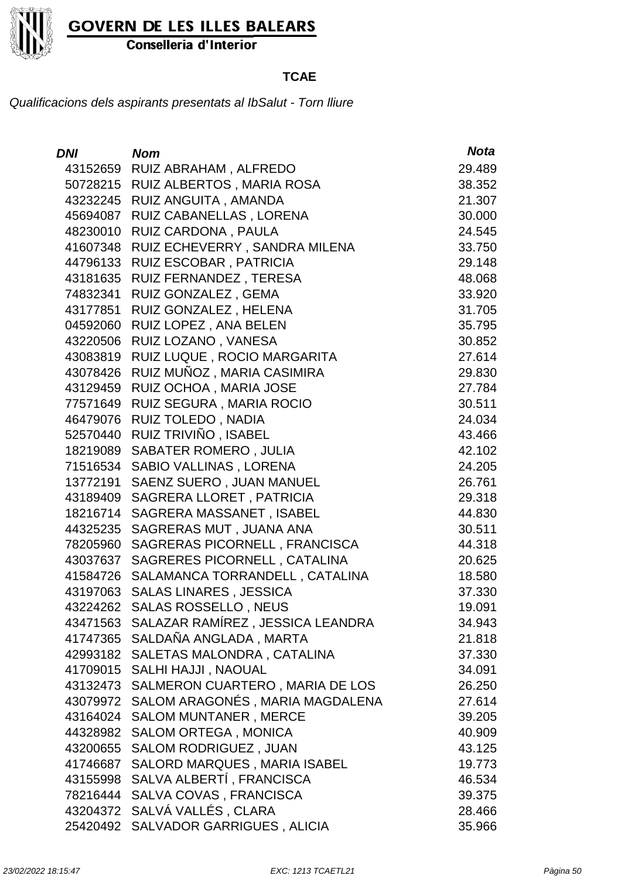GOVERN DE LES ILLES BALEARS

Conselleria d'Interior

**TCAE**

*Qualificacions dels aspirants presentats al IbSalut - Torn lliure*

| *DNI* | *Nom* | *Nota* |
|---|---|---|
| 43152659 | RUIZ ABRAHAM , ALFREDO | 29.489 |
| 50728215 | RUIZ ALBERTOS , MARIA ROSA | 38.352 |
| 43232245 | RUIZ ANGUITA , AMANDA | 21.307 |
| 45694087 | RUIZ CABANELLAS , LORENA | 30.000 |
| 48230010 | RUIZ CARDONA , PAULA | 24.545 |
| 41607348 | RUIZ ECHEVERRY , SANDRA MILENA | 33.750 |
| 44796133 | RUIZ ESCOBAR , PATRICIA | 29.148 |
| 43181635 | RUIZ FERNANDEZ , TERESA | 48.068 |
| 74832341 | RUIZ GONZALEZ , GEMA | 33.920 |
| 43177851 | RUIZ GONZALEZ , HELENA | 31.705 |
| 04592060 | RUIZ LOPEZ , ANA BELEN | 35.795 |
| 43220506 | RUIZ LOZANO , VANESA | 30.852 |
| 43083819 | RUIZ LUQUE , ROCIO MARGARITA | 27.614 |
| 43078426 | RUIZ MUÑOZ , MARIA CASIMIRA | 29.830 |
| 43129459 | RUIZ OCHOA , MARIA JOSE | 27.784 |
| 77571649 | RUIZ SEGURA , MARIA ROCIO | 30.511 |
| 46479076 | RUIZ TOLEDO , NADIA | 24.034 |
| 52570440 | RUIZ TRIVIÑO , ISABEL | 43.466 |
| 18219089 | SABATER ROMERO , JULIA | 42.102 |
| 71516534 | SABIO VALLINAS , LORENA | 24.205 |
| 13772191 | SAENZ SUERO , JUAN MANUEL | 26.761 |
| 43189409 | SAGRERA LLORET , PATRICIA | 29.318 |
| 18216714 | SAGRERA MASSANET , ISABEL | 44.830 |
| 44325235 | SAGRERAS MUT , JUANA ANA | 30.511 |
| 78205960 | SAGRERAS PICORNELL , FRANCISCA | 44.318 |
| 43037637 | SAGRERES PICORNELL , CATALINA | 20.625 |
| 41584726 | SALAMANCA TORRANDELL , CATALINA | 18.580 |
| 43197063 | SALAS LINARES , JESSICA | 37.330 |
| 43224262 | SALAS ROSSELLO , NEUS | 19.091 |
| 43471563 | SALAZAR RAMÍREZ , JESSICA LEANDRA | 34.943 |
| 41747365 | SALDAÑA ANGLADA , MARTA | 21.818 |
| 42993182 | SALETAS MALONDRA , CATALINA | 37.330 |
| 41709015 | SALHI HAJJI , NAOUAL | 34.091 |
| 43132473 | SALMERON CUARTERO , MARIA DE LOS | 26.250 |
| 43079972 | SALOM ARAGONÉS , MARIA MAGDALENA | 27.614 |
| 43164024 | SALOM MUNTANER , MERCE | 39.205 |
| 44328982 | SALOM ORTEGA , MONICA | 40.909 |
| 43200655 | SALOM RODRIGUEZ , JUAN | 43.125 |
| 41746687 | SALORD MARQUES , MARIA ISABEL | 19.773 |
| 43155998 | SALVA ALBERTÍ , FRANCISCA | 46.534 |
| 78216444 | SALVA COVAS , FRANCISCA | 39.375 |
| 43204372 | SALVÁ VALLÉS , CLARA | 28.466 |
| 25420492 | SALVADOR GARRIGUES , ALICIA | 35.966 |

*23/02/2022 18:15:47* *EXC: 1213 TCAETL21*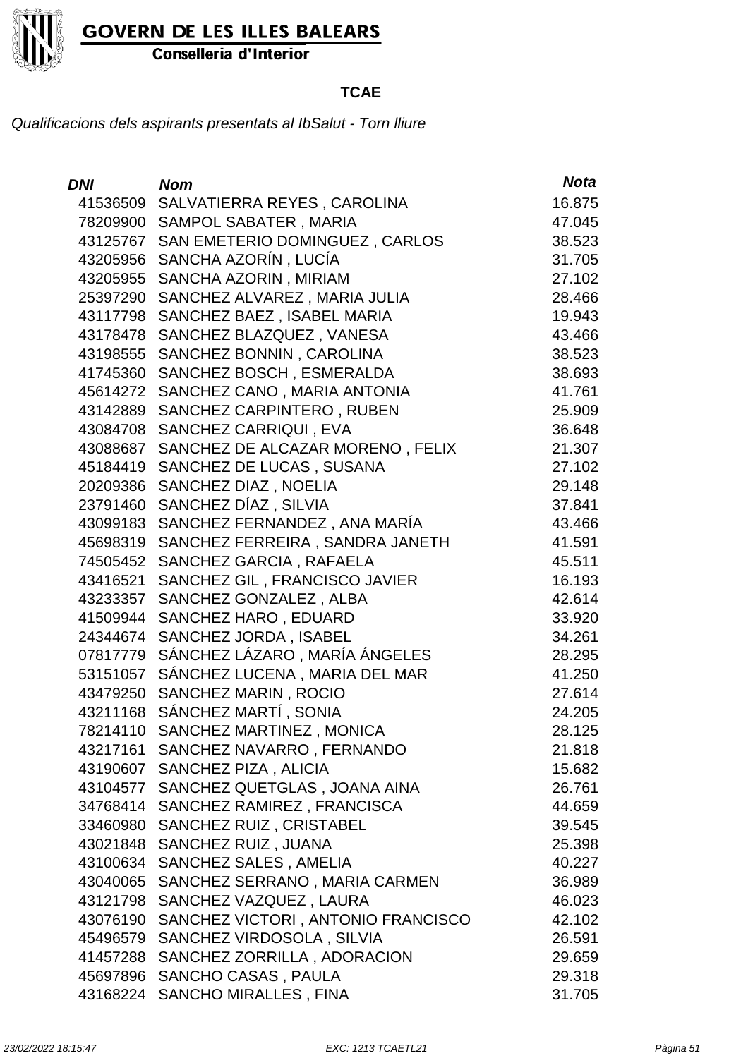**GOVERN DE LES ILLES BALEARS**
**Conselleria d'Interior**

**TCAE**

*Qualificacions dels aspirants presentats al IbSalut - Torn lliure*

| *DNI* | *Nom* | *Nota* |
|---|---|---|
| 41536509 | SALVATIERRA REYES , CAROLINA | 16.875 |
| 78209900 | SAMPOL SABATER , MARIA | 47.045 |
| 43125767 | SAN EMETERIO DOMINGUEZ , CARLOS | 38.523 |
| 43205956 | SANCHA AZORÍN , LUCÍA | 31.705 |
| 43205955 | SANCHA AZORIN , MIRIAM | 27.102 |
| 25397290 | SANCHEZ ALVAREZ , MARIA JULIA | 28.466 |
| 43117798 | SANCHEZ BAEZ , ISABEL MARIA | 19.943 |
| 43178478 | SANCHEZ BLAZQUEZ , VANESA | 43.466 |
| 43198555 | SANCHEZ BONNIN , CAROLINA | 38.523 |
| 41745360 | SANCHEZ BOSCH , ESMERALDA | 38.693 |
| 45614272 | SANCHEZ CANO , MARIA ANTONIA | 41.761 |
| 43142889 | SANCHEZ CARPINTERO , RUBEN | 25.909 |
| 43084708 | SANCHEZ CARRIQUI , EVA | 36.648 |
| 43088687 | SANCHEZ DE ALCAZAR MORENO , FELIX | 21.307 |
| 45184419 | SANCHEZ DE LUCAS , SUSANA | 27.102 |
| 20209386 | SANCHEZ DIAZ , NOELIA | 29.148 |
| 23791460 | SANCHEZ DÍAZ , SILVIA | 37.841 |
| 43099183 | SANCHEZ FERNANDEZ , ANA MARÍA | 43.466 |
| 45698319 | SANCHEZ FERREIRA , SANDRA JANETH | 41.591 |
| 74505452 | SANCHEZ GARCIA , RAFAELA | 45.511 |
| 43416521 | SANCHEZ GIL , FRANCISCO JAVIER | 16.193 |
| 43233357 | SANCHEZ GONZALEZ , ALBA | 42.614 |
| 41509944 | SANCHEZ HARO , EDUARD | 33.920 |
| 24344674 | SANCHEZ JORDA , ISABEL | 34.261 |
| 07817779 | SÁNCHEZ LÁZARO , MARÍA ÁNGELES | 28.295 |
| 53151057 | SÁNCHEZ LUCENA , MARIA DEL MAR | 41.250 |
| 43479250 | SANCHEZ MARIN , ROCIO | 27.614 |
| 43211168 | SÁNCHEZ MARTÍ , SONIA | 24.205 |
| 78214110 | SANCHEZ MARTINEZ , MONICA | 28.125 |
| 43217161 | SANCHEZ NAVARRO , FERNANDO | 21.818 |
| 43190607 | SANCHEZ PIZA , ALICIA | 15.682 |
| 43104577 | SANCHEZ QUETGLAS , JOANA AINA | 26.761 |
| 34768414 | SANCHEZ RAMIREZ , FRANCISCA | 44.659 |
| 33460980 | SANCHEZ RUIZ , CRISTABEL | 39.545 |
| 43021848 | SANCHEZ RUIZ , JUANA | 25.398 |
| 43100634 | SANCHEZ SALES , AMELIA | 40.227 |
| 43040065 | SANCHEZ SERRANO , MARIA CARMEN | 36.989 |
| 43121798 | SANCHEZ VAZQUEZ , LAURA | 46.023 |
| 43076190 | SANCHEZ VICTORI , ANTONIO FRANCISCO | 42.102 |
| 45496579 | SANCHEZ VIRDOSOLA , SILVIA | 26.591 |
| 41457288 | SANCHEZ ZORRILLA , ADORACION | 29.659 |
| 45697896 | SANCHO CASAS , PAULA | 29.318 |
| 43168224 | SANCHO MIRALLES , FINA | 31.705 |

*23/02/2022 18:15:47* *EXC: 1213 TCAETL21*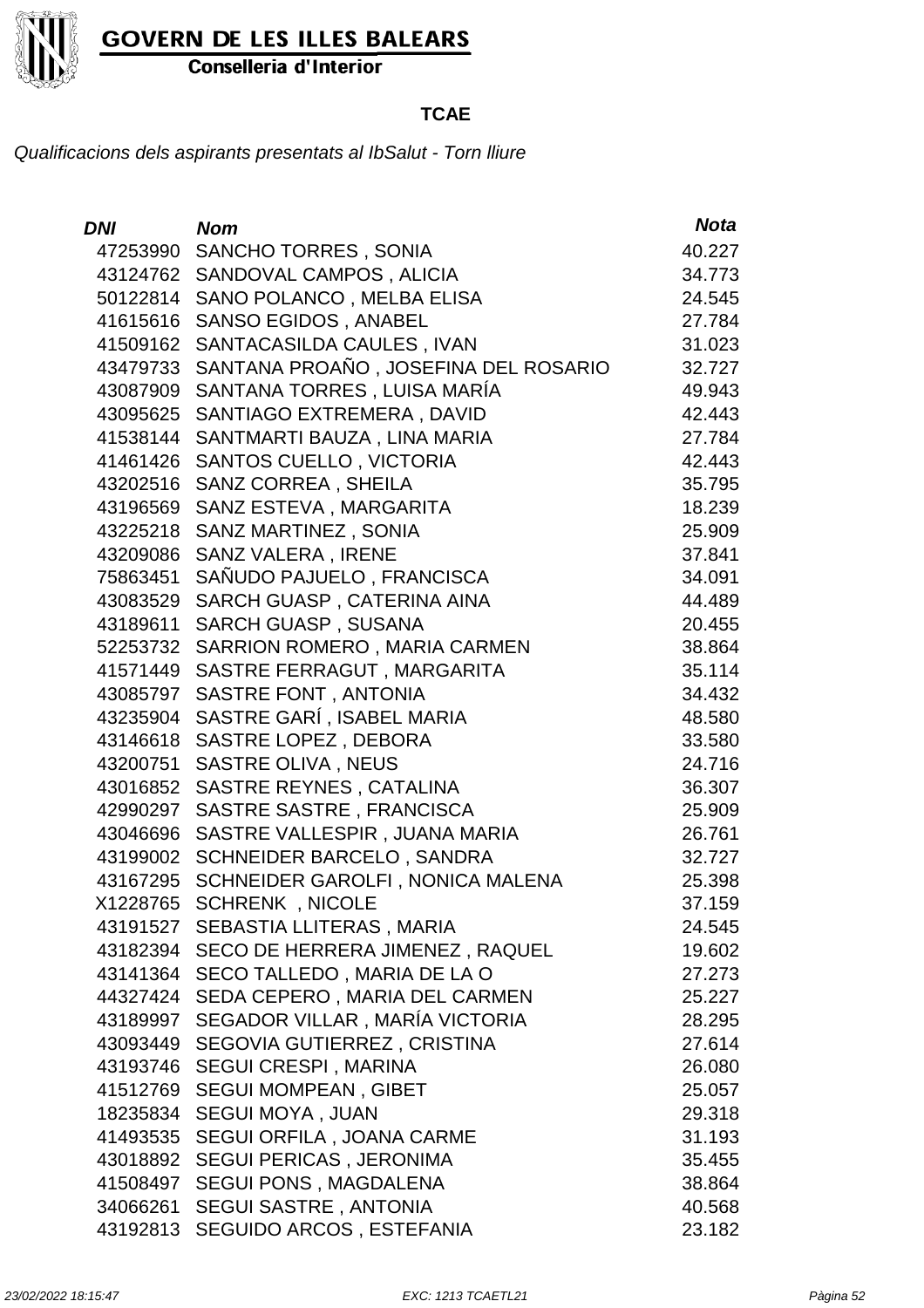**TCAE**

*Qualificacions dels aspirants presentats al IbSalut - Torn lliure*

| DNI | Nom | Nota |
|---|---|---|
| 47253990 | SANCHO TORRES , SONIA | 40.227 |
| 43124762 | SANDOVAL CAMPOS , ALICIA | 34.773 |
| 50122814 | SANO POLANCO , MELBA ELISA | 24.545 |
| 41615616 | SANSO EGIDOS , ANABEL | 27.784 |
| 41509162 | SANTACASILDA CAULES , IVAN | 31.023 |
| 43479733 | SANTANA PROAÑO , JOSEFINA DEL ROSARIO | 32.727 |
| 43087909 | SANTANA TORRES , LUISA MARÍA | 49.943 |
| 43095625 | SANTIAGO EXTREMERA , DAVID | 42.443 |
| 41538144 | SANTMARTI BAUZA , LINA MARIA | 27.784 |
| 41461426 | SANTOS CUELLO , VICTORIA | 42.443 |
| 43202516 | SANZ CORREA , SHEILA | 35.795 |
| 43196569 | SANZ ESTEVA , MARGARITA | 18.239 |
| 43225218 | SANZ MARTINEZ , SONIA | 25.909 |
| 43209086 | SANZ VALERA , IRENE | 37.841 |
| 75863451 | SAÑUDO PAJUELO , FRANCISCA | 34.091 |
| 43083529 | SARCH GUASP , CATERINA AINA | 44.489 |
| 43189611 | SARCH GUASP , SUSANA | 20.455 |
| 52253732 | SARRION ROMERO , MARIA CARMEN | 38.864 |
| 41571449 | SASTRE FERRAGUT , MARGARITA | 35.114 |
| 43085797 | SASTRE FONT , ANTONIA | 34.432 |
| 43235904 | SASTRE GARÍ , ISABEL MARIA | 48.580 |
| 43146618 | SASTRE LOPEZ , DEBORA | 33.580 |
| 43200751 | SASTRE OLIVA , NEUS | 24.716 |
| 43016852 | SASTRE REYNES , CATALINA | 36.307 |
| 42990297 | SASTRE SASTRE , FRANCISCA | 25.909 |
| 43046696 | SASTRE VALLESPIR , JUANA MARIA | 26.761 |
| 43199002 | SCHNEIDER BARCELO , SANDRA | 32.727 |
| 43167295 | SCHNEIDER GAROLFI , NONICA MALENA | 25.398 |
| X1228765 | SCHRENK , NICOLE | 37.159 |
| 43191527 | SEBASTIA LLITERAS , MARIA | 24.545 |
| 43182394 | SECO DE HERRERA JIMENEZ , RAQUEL | 19.602 |
| 43141364 | SECO TALLEDO , MARIA DE LA O | 27.273 |
| 44327424 | SEDA CEPERO , MARIA DEL CARMEN | 25.227 |
| 43189997 | SEGADOR VILLAR , MARÍA VICTORIA | 28.295 |
| 43093449 | SEGOVIA GUTIERREZ , CRISTINA | 27.614 |
| 43193746 | SEGUI CRESPI , MARINA | 26.080 |
| 41512769 | SEGUI MOMPEAN , GIBET | 25.057 |
| 18235834 | SEGUI MOYA , JUAN | 29.318 |
| 41493535 | SEGUI ORFILA , JOANA CARME | 31.193 |
| 43018892 | SEGUI PERICAS , JERONIMA | 35.455 |
| 41508497 | SEGUI PONS , MAGDALENA | 38.864 |
| 34066261 | SEGUI SASTRE , ANTONIA | 40.568 |
| 43192813 | SEGUIDO ARCOS , ESTEFANIA | 23.182 |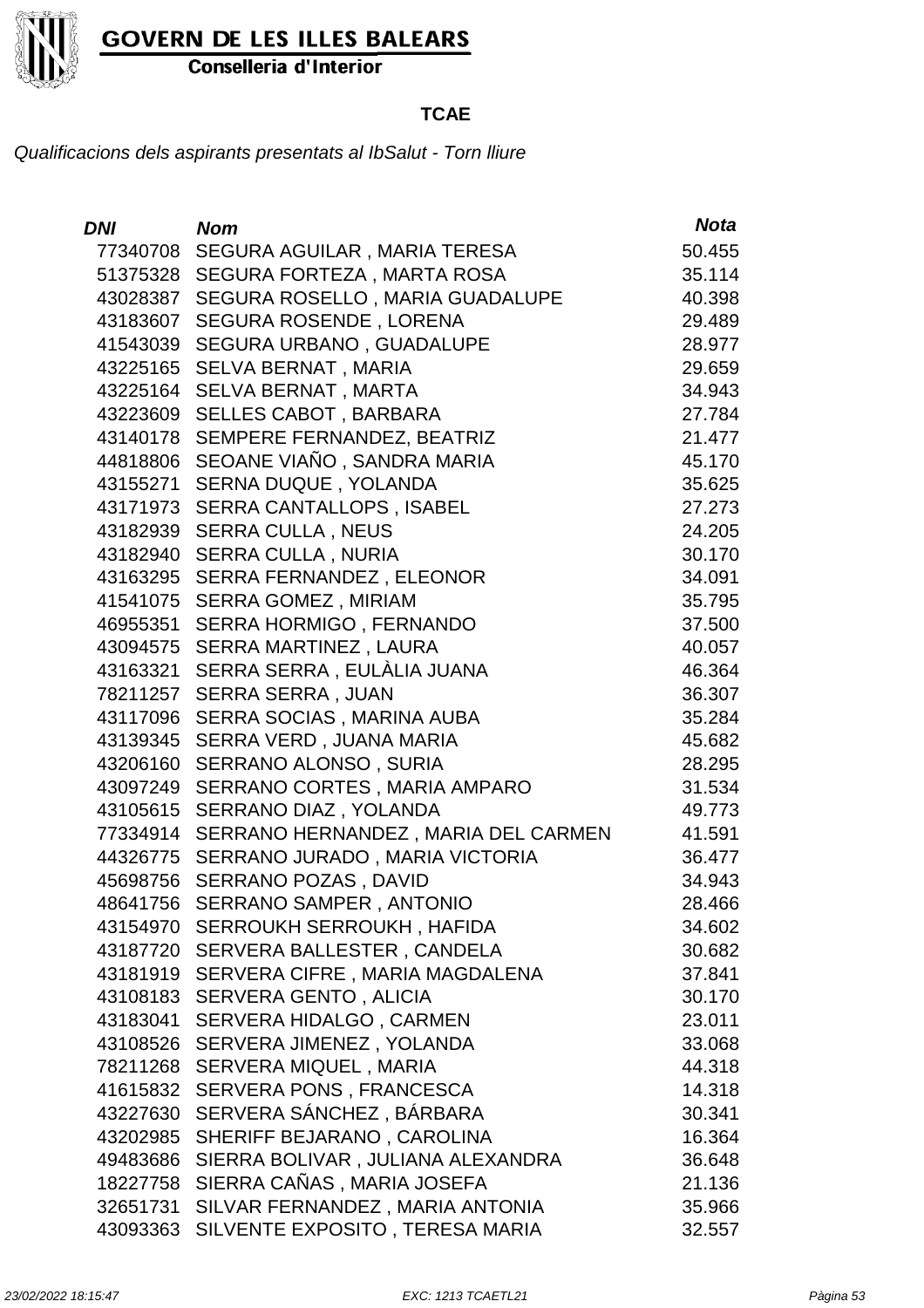**GOVERN DE LES ILLES BALEARS**

**Conselleria d'Interior**

## TCAE

*Qualificacions dels aspirants presentats al IbSalut - Torn lliure*

| *DNI* | *Nom* | *Nota* |
|---|---|---|
| 77340708 | SEGURA AGUILAR , MARIA TERESA | 50.455 |
| 51375328 | SEGURA FORTEZA , MARTA ROSA | 35.114 |
| 43028387 | SEGURA ROSELLO , MARIA GUADALUPE | 40.398 |
| 43183607 | SEGURA ROSENDE , LORENA | 29.489 |
| 41543039 | SEGURA URBANO , GUADALUPE | 28.977 |
| 43225165 | SELVA BERNAT , MARIA | 29.659 |
| 43225164 | SELVA BERNAT , MARTA | 34.943 |
| 43223609 | SELLES CABOT , BARBARA | 27.784 |
| 43140178 | SEMPERE FERNANDEZ, BEATRIZ | 21.477 |
| 44818806 | SEOANE VIAÑO , SANDRA MARIA | 45.170 |
| 43155271 | SERNA DUQUE , YOLANDA | 35.625 |
| 43171973 | SERRA CANTALLOPS , ISABEL | 27.273 |
| 43182939 | SERRA CULLA , NEUS | 24.205 |
| 43182940 | SERRA CULLA , NURIA | 30.170 |
| 43163295 | SERRA FERNANDEZ , ELEONOR | 34.091 |
| 41541075 | SERRA GOMEZ , MIRIAM | 35.795 |
| 46955351 | SERRA HORMIGO , FERNANDO | 37.500 |
| 43094575 | SERRA MARTINEZ , LAURA | 40.057 |
| 43163321 | SERRA SERRA , EULÀLIA JUANA | 46.364 |
| 78211257 | SERRA SERRA , JUAN | 36.307 |
| 43117096 | SERRA SOCIAS , MARINA AUBA | 35.284 |
| 43139345 | SERRA VERD , JUANA MARIA | 45.682 |
| 43206160 | SERRANO ALONSO , SURIA | 28.295 |
| 43097249 | SERRANO CORTES , MARIA AMPARO | 31.534 |
| 43105615 | SERRANO DIAZ , YOLANDA | 49.773 |
| 77334914 | SERRANO HERNANDEZ , MARIA DEL CARMEN | 41.591 |
| 44326775 | SERRANO JURADO , MARIA VICTORIA | 36.477 |
| 45698756 | SERRANO POZAS , DAVID | 34.943 |
| 48641756 | SERRANO SAMPER , ANTONIO | 28.466 |
| 43154970 | SERROUKH SERROUKH , HAFIDA | 34.602 |
| 43187720 | SERVERA BALLESTER , CANDELA | 30.682 |
| 43181919 | SERVERA CIFRE , MARIA MAGDALENA | 37.841 |
| 43108183 | SERVERA GENTO , ALICIA | 30.170 |
| 43183041 | SERVERA HIDALGO , CARMEN | 23.011 |
| 43108526 | SERVERA JIMENEZ , YOLANDA | 33.068 |
| 78211268 | SERVERA MIQUEL , MARIA | 44.318 |
| 41615832 | SERVERA PONS , FRANCESCA | 14.318 |
| 43227630 | SERVERA SÁNCHEZ , BÁRBARA | 30.341 |
| 43202985 | SHERIFF BEJARANO , CAROLINA | 16.364 |
| 49483686 | SIERRA BOLIVAR , JULIANA ALEXANDRA | 36.648 |
| 18227758 | SIERRA CAÑAS , MARIA JOSEFA | 21.136 |
| 32651731 | SILVAR FERNANDEZ , MARIA ANTONIA | 35.966 |
| 43093363 | SILVENTE EXPOSITO , TERESA MARIA | 32.557 |

*23/02/2022 18:15:47* *EXC: 1213 TCAETL21*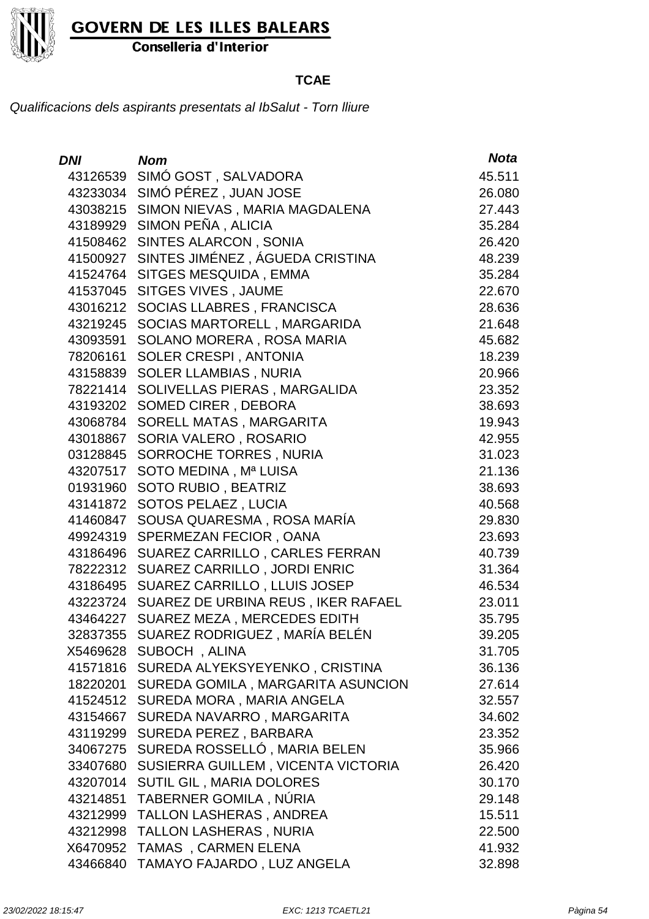GOVERN DE LES ILLES BALEARS

Conselleria d'Interior

**TCAE**

*Qualificacions dels aspirants presentats al IbSalut - Torn lliure*

| DNI | Nom | Nota |
|---|---|---|
| 43126539 | SIMÓ GOST , SALVADORA | 45.511 |
| 43233034 | SIMÓ PÉREZ , JUAN JOSE | 26.080 |
| 43038215 | SIMON NIEVAS , MARIA MAGDALENA | 27.443 |
| 43189929 | SIMON PEÑA , ALICIA | 35.284 |
| 41508462 | SINTES ALARCON , SONIA | 26.420 |
| 41500927 | SINTES JIMÉNEZ , ÁGUEDA CRISTINA | 48.239 |
| 41524764 | SITGES MESQUIDA , EMMA | 35.284 |
| 41537045 | SITGES VIVES , JAUME | 22.670 |
| 43016212 | SOCIAS LLABRES , FRANCISCA | 28.636 |
| 43219245 | SOCIAS MARTORELL , MARGARIDA | 21.648 |
| 43093591 | SOLANO MORERA , ROSA MARIA | 45.682 |
| 78206161 | SOLER CRESPI , ANTONIA | 18.239 |
| 43158839 | SOLER LLAMBIAS , NURIA | 20.966 |
| 78221414 | SOLIVELLAS PIERAS , MARGALIDA | 23.352 |
| 43193202 | SOMED CIRER , DEBORA | 38.693 |
| 43068784 | SORELL MATAS , MARGARITA | 19.943 |
| 43018867 | SORIA VALERO , ROSARIO | 42.955 |
| 03128845 | SORROCHE TORRES , NURIA | 31.023 |
| 43207517 | SOTO MEDINA , Mª LUISA | 21.136 |
| 01931960 | SOTO RUBIO , BEATRIZ | 38.693 |
| 43141872 | SOTOS PELAEZ , LUCIA | 40.568 |
| 41460847 | SOUSA QUARESMA , ROSA MARÍA | 29.830 |
| 49924319 | SPERMEZAN FECIOR , OANA | 23.693 |
| 43186496 | SUAREZ CARRILLO , CARLES FERRAN | 40.739 |
| 78222312 | SUAREZ CARRILLO , JORDI ENRIC | 31.364 |
| 43186495 | SUAREZ CARRILLO , LLUIS JOSEP | 46.534 |
| 43223724 | SUAREZ DE URBINA REUS , IKER RAFAEL | 23.011 |
| 43464227 | SUAREZ MEZA , MERCEDES EDITH | 35.795 |
| 32837355 | SUAREZ RODRIGUEZ , MARÍA BELÉN | 39.205 |
| X5469628 | SUBOCH , ALINA | 31.705 |
| 41571816 | SUREDA ALYEKSYEYENKO , CRISTINA | 36.136 |
| 18220201 | SUREDA GOMILA , MARGARITA ASUNCION | 27.614 |
| 41524512 | SUREDA MORA , MARIA ANGELA | 32.557 |
| 43154667 | SUREDA NAVARRO , MARGARITA | 34.602 |
| 43119299 | SUREDA PEREZ , BARBARA | 23.352 |
| 34067275 | SUREDA ROSSELLÓ , MARIA BELEN | 35.966 |
| 33407680 | SUSIERRA GUILLEM , VICENTA VICTORIA | 26.420 |
| 43207014 | SUTIL GIL , MARIA DOLORES | 30.170 |
| 43214851 | TABERNER GOMILA , NÚRIA | 29.148 |
| 43212999 | TALLON LASHERAS , ANDREA | 15.511 |
| 43212998 | TALLON LASHERAS , NURIA | 22.500 |
| X6470952 | TAMAS , CARMEN ELENA | 41.932 |
| 43466840 | TAMAYO FAJARDO , LUZ ANGELA | 32.898 |

23/02/2022 18:15:47 EXC: 1213 TCAETL21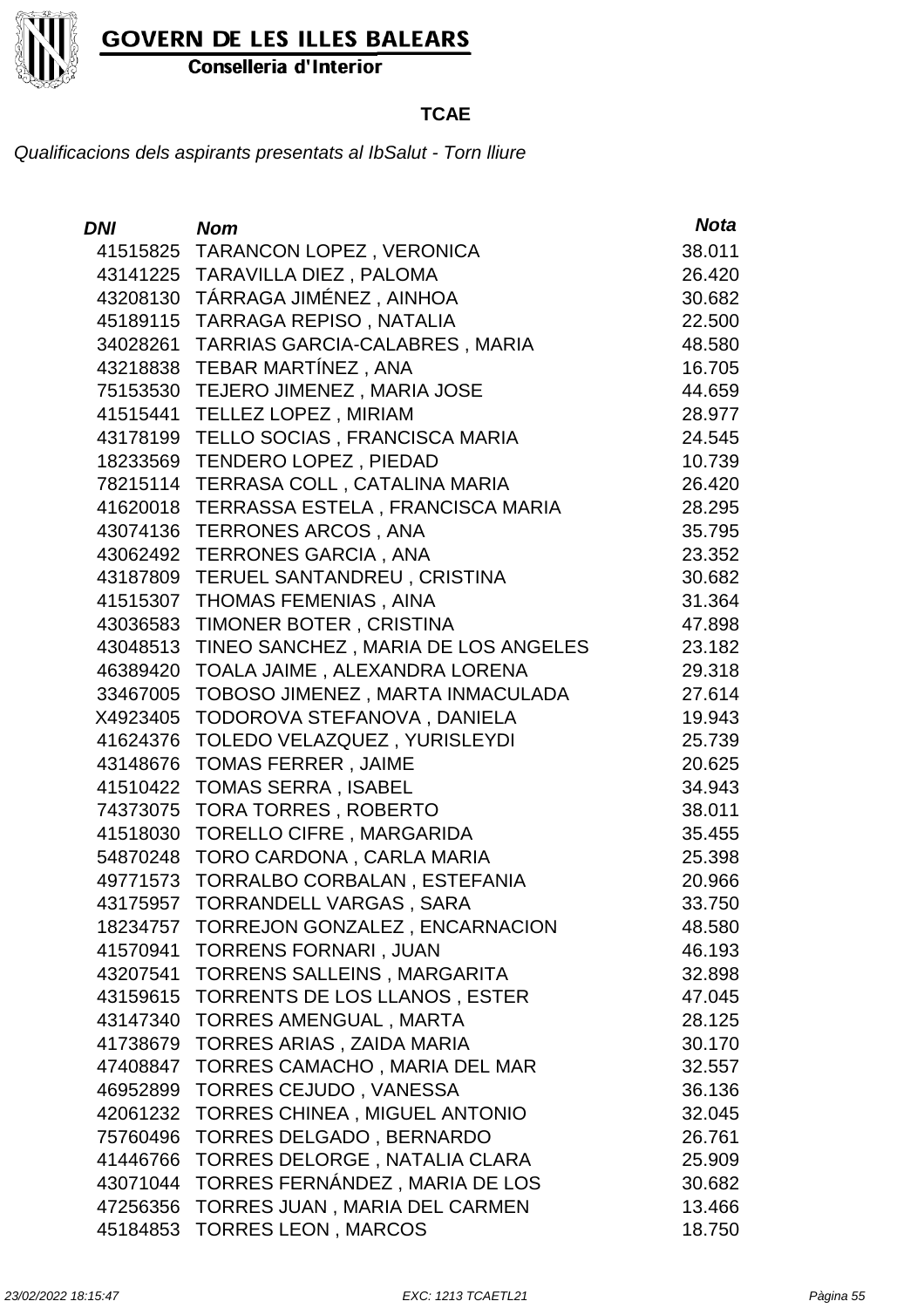**GOVERN DE LES ILLES BALEARS**
**Conselleria d'Interior**

**TCAE**

*Qualificacions dels aspirants presentats al IbSalut - Torn lliure*

| DNI | Nom | Nota |
|---|---|---|
| 41515825 | TARANCON LOPEZ , VERONICA | 38.011 |
| 43141225 | TARAVILLA DIEZ , PALOMA | 26.420 |
| 43208130 | TÁRRAGA JIMÉNEZ , AINHOA | 30.682 |
| 45189115 | TARRAGA REPISO , NATALIA | 22.500 |
| 34028261 | TARRIAS GARCIA-CALABRES , MARIA | 48.580 |
| 43218838 | TEBAR MARTÍNEZ , ANA | 16.705 |
| 75153530 | TEJERO JIMENEZ , MARIA JOSE | 44.659 |
| 41515441 | TELLEZ LOPEZ , MIRIAM | 28.977 |
| 43178199 | TELLO SOCIAS , FRANCISCA MARIA | 24.545 |
| 18233569 | TENDERO LOPEZ , PIEDAD | 10.739 |
| 78215114 | TERRASA COLL , CATALINA MARIA | 26.420 |
| 41620018 | TERRASSA ESTELA , FRANCISCA MARIA | 28.295 |
| 43074136 | TERRONES ARCOS , ANA | 35.795 |
| 43062492 | TERRONES GARCIA , ANA | 23.352 |
| 43187809 | TERUEL SANTANDREU , CRISTINA | 30.682 |
| 41515307 | THOMAS FEMENIAS , AINA | 31.364 |
| 43036583 | TIMONER BOTER , CRISTINA | 47.898 |
| 43048513 | TINEO SANCHEZ , MARIA DE LOS ANGELES | 23.182 |
| 46389420 | TOALA JAIME , ALEXANDRA LORENA | 29.318 |
| 33467005 | TOBOSO JIMENEZ , MARTA INMACULADA | 27.614 |
| X4923405 | TODOROVA STEFANOVA , DANIELA | 19.943 |
| 41624376 | TOLEDO VELAZQUEZ , YURISLEYDI | 25.739 |
| 43148676 | TOMAS FERRER , JAIME | 20.625 |
| 41510422 | TOMAS SERRA , ISABEL | 34.943 |
| 74373075 | TORA TORRES , ROBERTO | 38.011 |
| 41518030 | TORELLO CIFRE , MARGARIDA | 35.455 |
| 54870248 | TORO CARDONA , CARLA MARIA | 25.398 |
| 49771573 | TORRALBO CORBALAN , ESTEFANIA | 20.966 |
| 43175957 | TORRANDELL VARGAS , SARA | 33.750 |
| 18234757 | TORREJON GONZALEZ , ENCARNACION | 48.580 |
| 41570941 | TORRENS FORNARI , JUAN | 46.193 |
| 43207541 | TORRENS SALLEINS , MARGARITA | 32.898 |
| 43159615 | TORRENTS DE LOS LLANOS , ESTER | 47.045 |
| 43147340 | TORRES AMENGUAL , MARTA | 28.125 |
| 41738679 | TORRES ARIAS , ZAIDA MARIA | 30.170 |
| 47408847 | TORRES CAMACHO , MARIA DEL MAR | 32.557 |
| 46952899 | TORRES CEJUDO , VANESSA | 36.136 |
| 42061232 | TORRES CHINEA , MIGUEL ANTONIO | 32.045 |
| 75760496 | TORRES DELGADO , BERNARDO | 26.761 |
| 41446766 | TORRES DELORGE , NATALIA CLARA | 25.909 |
| 43071044 | TORRES FERNÁNDEZ , MARIA DE LOS | 30.682 |
| 47256356 | TORRES JUAN , MARIA DEL CARMEN | 13.466 |
| 45184853 | TORRES LEON , MARCOS | 18.750 |

*23/02/2022 18:15:47* *EXC: 1213 TCAETL21*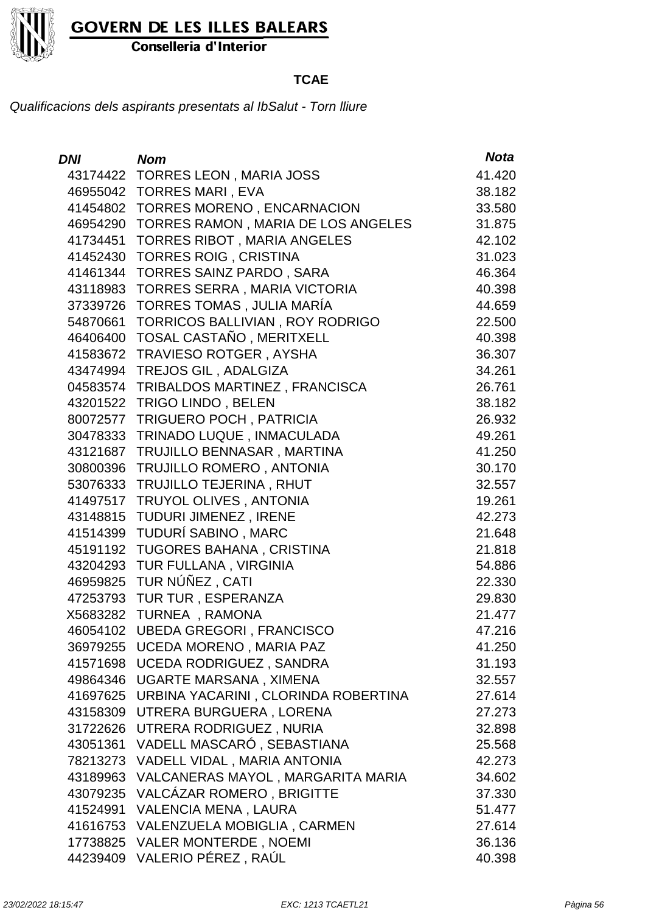**TCAE**

*Qualificacions dels aspirants presentats al IbSalut - Torn lliure*

| DNI | Nom | Nota |
|---|---|---|
| 43174422 | TORRES LEON , MARIA JOSS | 41.420 |
| 46955042 | TORRES MARI , EVA | 38.182 |
| 41454802 | TORRES MORENO , ENCARNACION | 33.580 |
| 46954290 | TORRES RAMON , MARIA DE LOS ANGELES | 31.875 |
| 41734451 | TORRES RIBOT , MARIA ANGELES | 42.102 |
| 41452430 | TORRES ROIG , CRISTINA | 31.023 |
| 41461344 | TORRES SAINZ PARDO , SARA | 46.364 |
| 43118983 | TORRES SERRA , MARIA VICTORIA | 40.398 |
| 37339726 | TORRES TOMAS , JULIA MARÍA | 44.659 |
| 54870661 | TORRICOS BALLIVIAN , ROY RODRIGO | 22.500 |
| 46406400 | TOSAL CASTAÑO , MERITXELL | 40.398 |
| 41583672 | TRAVIESO ROTGER , AYSHA | 36.307 |
| 43474994 | TREJOS GIL , ADALGIZA | 34.261 |
| 04583574 | TRIBALDOS MARTINEZ , FRANCISCA | 26.761 |
| 43201522 | TRIGO LINDO , BELEN | 38.182 |
| 80072577 | TRIGUERO POCH , PATRICIA | 26.932 |
| 30478333 | TRINADO LUQUE , INMACULADA | 49.261 |
| 43121687 | TRUJILLO BENNASAR , MARTINA | 41.250 |
| 30800396 | TRUJILLO ROMERO , ANTONIA | 30.170 |
| 53076333 | TRUJILLO TEJERINA , RHUT | 32.557 |
| 41497517 | TRUYOL OLIVES , ANTONIA | 19.261 |
| 43148815 | TUDURI JIMENEZ , IRENE | 42.273 |
| 41514399 | TUDURÍ SABINO , MARC | 21.648 |
| 45191192 | TUGORES BAHANA , CRISTINA | 21.818 |
| 43204293 | TUR FULLANA , VIRGINIA | 54.886 |
| 46959825 | TUR NÚÑEZ , CATI | 22.330 |
| 47253793 | TUR TUR , ESPERANZA | 29.830 |
| X5683282 | TURNEA , RAMONA | 21.477 |
| 46054102 | UBEDA GREGORI , FRANCISCO | 47.216 |
| 36979255 | UCEDA MORENO , MARIA PAZ | 41.250 |
| 41571698 | UCEDA RODRIGUEZ , SANDRA | 31.193 |
| 49864346 | UGARTE MARSANA , XIMENA | 32.557 |
| 41697625 | URBINA YACARINI , CLORINDA ROBERTINA | 27.614 |
| 43158309 | UTRERA BURGUERA , LORENA | 27.273 |
| 31722626 | UTRERA RODRIGUEZ , NURIA | 32.898 |
| 43051361 | VADELL MASCARÓ , SEBASTIANA | 25.568 |
| 78213273 | VADELL VIDAL , MARIA ANTONIA | 42.273 |
| 43189963 | VALCANERAS MAYOL , MARGARITA MARIA | 34.602 |
| 43079235 | VALCÁZAR ROMERO , BRIGITTE | 37.330 |
| 41524991 | VALENCIA MENA , LAURA | 51.477 |
| 41616753 | VALENZUELA MOBIGLIA , CARMEN | 27.614 |
| 17738825 | VALER MONTERDE , NOEMI | 36.136 |
| 44239409 | VALERIO PÉREZ , RAÚL | 40.398 |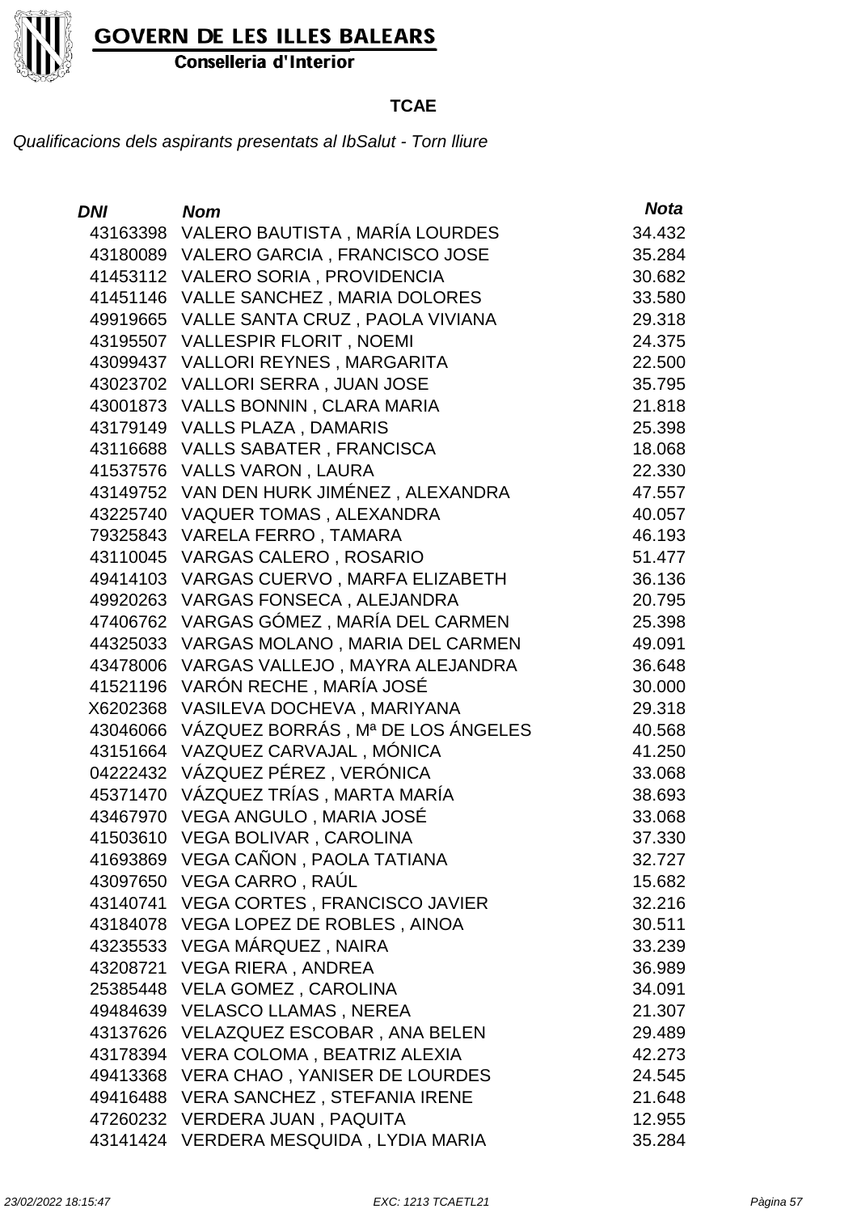**GOVERN DE LES ILLES BALEARS**

**Conselleria d'Interior**

**TCAE**

*Qualificacions dels aspirants presentats al IbSalut - Torn lliure*

| *DNI* | *Nom* | *Nota* |
|---|---|---|
| 43163398 | VALERO BAUTISTA , MARÍA LOURDES | 34.432 |
| 43180089 | VALERO GARCIA , FRANCISCO JOSE | 35.284 |
| 41453112 | VALERO SORIA , PROVIDENCIA | 30.682 |
| 41451146 | VALLE SANCHEZ , MARIA DOLORES | 33.580 |
| 49919665 | VALLE SANTA CRUZ , PAOLA VIVIANA | 29.318 |
| 43195507 | VALLESPIR FLORIT , NOEMI | 24.375 |
| 43099437 | VALLORI REYNES , MARGARITA | 22.500 |
| 43023702 | VALLORI SERRA , JUAN JOSE | 35.795 |
| 43001873 | VALLS BONNIN , CLARA MARIA | 21.818 |
| 43179149 | VALLS PLAZA , DAMARIS | 25.398 |
| 43116688 | VALLS SABATER , FRANCISCA | 18.068 |
| 41537576 | VALLS VARON , LAURA | 22.330 |
| 43149752 | VAN DEN HURK JIMÉNEZ , ALEXANDRA | 47.557 |
| 43225740 | VAQUER TOMAS , ALEXANDRA | 40.057 |
| 79325843 | VARELA FERRO , TAMARA | 46.193 |
| 43110045 | VARGAS CALERO , ROSARIO | 51.477 |
| 49414103 | VARGAS CUERVO , MARFA ELIZABETH | 36.136 |
| 49920263 | VARGAS FONSECA , ALEJANDRA | 20.795 |
| 47406762 | VARGAS GÓMEZ , MARÍA DEL CARMEN | 25.398 |
| 44325033 | VARGAS MOLANO , MARIA DEL CARMEN | 49.091 |
| 43478006 | VARGAS VALLEJO , MAYRA ALEJANDRA | 36.648 |
| 41521196 | VARÓN RECHE , MARÍA JOSÉ | 30.000 |
| X6202368 | VASILEVA DOCHEVA , MARIYANA | 29.318 |
| 43046066 | VÁZQUEZ BORRÁS , Mª DE LOS ÁNGELES | 40.568 |
| 43151664 | VAZQUEZ CARVAJAL , MÓNICA | 41.250 |
| 04222432 | VÁZQUEZ PÉREZ , VERÓNICA | 33.068 |
| 45371470 | VÁZQUEZ TRÍAS , MARTA MARÍA | 38.693 |
| 43467970 | VEGA ANGULO , MARIA JOSÉ | 33.068 |
| 41503610 | VEGA BOLIVAR , CAROLINA | 37.330 |
| 41693869 | VEGA CAÑON , PAOLA TATIANA | 32.727 |
| 43097650 | VEGA CARRO , RAÚL | 15.682 |
| 43140741 | VEGA CORTES , FRANCISCO JAVIER | 32.216 |
| 43184078 | VEGA LOPEZ DE ROBLES , AINOA | 30.511 |
| 43235533 | VEGA MÁRQUEZ , NAIRA | 33.239 |
| 43208721 | VEGA RIERA , ANDREA | 36.989 |
| 25385448 | VELA GOMEZ , CAROLINA | 34.091 |
| 49484639 | VELASCO LLAMAS , NEREA | 21.307 |
| 43137626 | VELAZQUEZ ESCOBAR , ANA BELEN | 29.489 |
| 43178394 | VERA COLOMA , BEATRIZ ALEXIA | 42.273 |
| 49413368 | VERA CHAO , YANISER DE LOURDES | 24.545 |
| 49416488 | VERA SANCHEZ , STEFANIA IRENE | 21.648 |
| 47260232 | VERDERA JUAN , PAQUITA | 12.955 |
| 43141424 | VERDERA MESQUIDA , LYDIA MARIA | 35.284 |

*23/02/2022 18:15:47* *EXC: 1213 TCAETL21*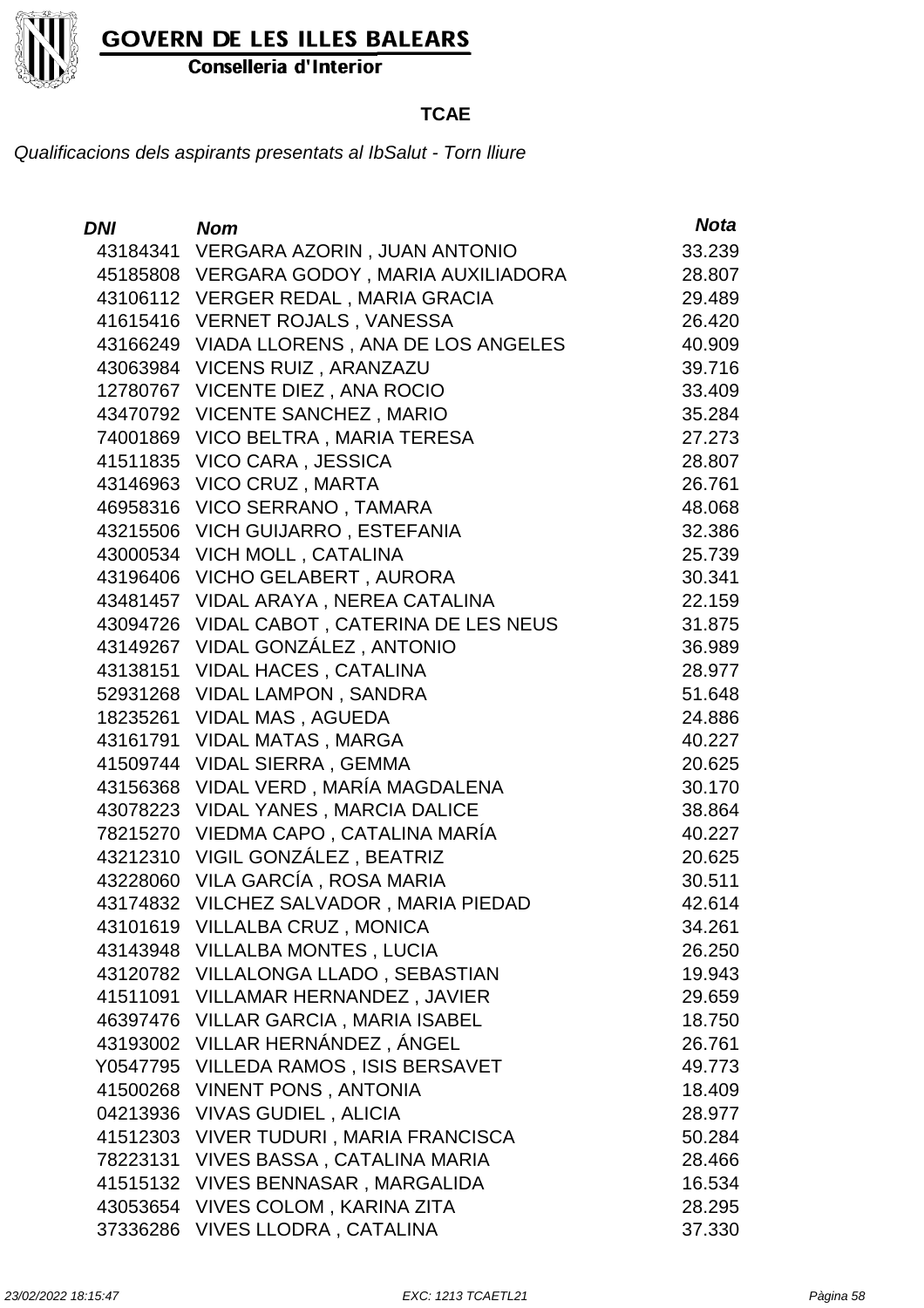**GOVERN DE LES ILLES BALEARS**
**Conselleria d'Interior**

**TCAE**

*Qualificacions dels aspirants presentats al IbSalut - Torn lliure*

| *DNI* | *Nom* | *Nota* |
|---|---|---|
| 43184341 | VERGARA AZORIN , JUAN ANTONIO | 33.239 |
| 45185808 | VERGARA GODOY , MARIA AUXILIADORA | 28.807 |
| 43106112 | VERGER REDAL , MARIA GRACIA | 29.489 |
| 41615416 | VERNET ROJALS , VANESSA | 26.420 |
| 43166249 | VIADA LLORENS , ANA DE LOS ANGELES | 40.909 |
| 43063984 | VICENS RUIZ , ARANZAZU | 39.716 |
| 12780767 | VICENTE DIEZ , ANA ROCIO | 33.409 |
| 43470792 | VICENTE SANCHEZ , MARIO | 35.284 |
| 74001869 | VICO BELTRA , MARIA TERESA | 27.273 |
| 41511835 | VICO CARA , JESSICA | 28.807 |
| 43146963 | VICO CRUZ , MARTA | 26.761 |
| 46958316 | VICO SERRANO , TAMARA | 48.068 |
| 43215506 | VICH GUIJARRO , ESTEFANIA | 32.386 |
| 43000534 | VICH MOLL , CATALINA | 25.739 |
| 43196406 | VICHO GELABERT , AURORA | 30.341 |
| 43481457 | VIDAL ARAYA , NEREA CATALINA | 22.159 |
| 43094726 | VIDAL CABOT , CATERINA DE LES NEUS | 31.875 |
| 43149267 | VIDAL GONZÁLEZ , ANTONIO | 36.989 |
| 43138151 | VIDAL HACES , CATALINA | 28.977 |
| 52931268 | VIDAL LAMPON , SANDRA | 51.648 |
| 18235261 | VIDAL MAS , AGUEDA | 24.886 |
| 43161791 | VIDAL MATAS , MARGA | 40.227 |
| 41509744 | VIDAL SIERRA , GEMMA | 20.625 |
| 43156368 | VIDAL VERD , MARÍA MAGDALENA | 30.170 |
| 43078223 | VIDAL YANES , MARCIA DALICE | 38.864 |
| 78215270 | VIEDMA CAPO , CATALINA MARÍA | 40.227 |
| 43212310 | VIGIL GONZÁLEZ , BEATRIZ | 20.625 |
| 43228060 | VILA GARCÍA , ROSA MARIA | 30.511 |
| 43174832 | VILCHEZ SALVADOR , MARIA PIEDAD | 42.614 |
| 43101619 | VILLALBA CRUZ , MONICA | 34.261 |
| 43143948 | VILLALBA MONTES , LUCIA | 26.250 |
| 43120782 | VILLALONGA LLADO , SEBASTIAN | 19.943 |
| 41511091 | VILLAMAR HERNANDEZ , JAVIER | 29.659 |
| 46397476 | VILLAR GARCIA , MARIA ISABEL | 18.750 |
| 43193002 | VILLAR HERNÁNDEZ , ÁNGEL | 26.761 |
| Y0547795 | VILLEDA RAMOS , ISIS BERSAVET | 49.773 |
| 41500268 | VINENT PONS , ANTONIA | 18.409 |
| 04213936 | VIVAS GUDIEL , ALICIA | 28.977 |
| 41512303 | VIVER TUDURI , MARIA FRANCISCA | 50.284 |
| 78223131 | VIVES BASSA , CATALINA MARIA | 28.466 |
| 41515132 | VIVES BENNASAR , MARGALIDA | 16.534 |
| 43053654 | VIVES COLOM , KARINA ZITA | 28.295 |
| 37336286 | VIVES LLODRA , CATALINA | 37.330 |

*23/02/2022 18:15:47* *EXC: 1213 TCAETL21*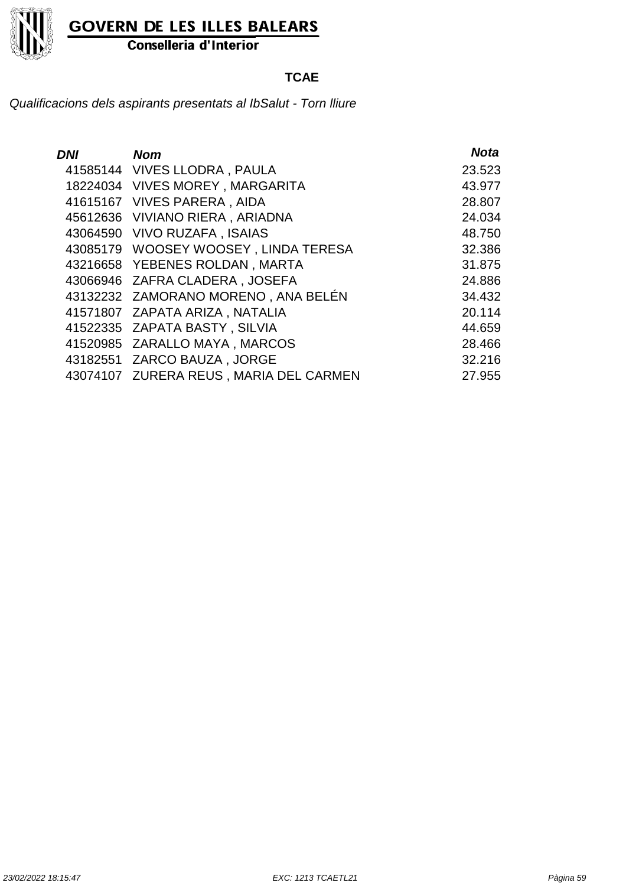**GOVERN DE LES ILLES BALEARS**

**Conselleria d'Interior**

**TCAE**

*Qualificacions dels aspirants presentats al IbSalut - Torn lliure*

| *DNI* | *Nom* | *Nota* |
|---|---|---|
| 41585144 | VIVES LLODRA , PAULA | 23.523 |
| 18224034 | VIVES MOREY , MARGARITA | 43.977 |
| 41615167 | VIVES PARERA , AIDA | 28.807 |
| 45612636 | VIVIANO RIERA , ARIADNA | 24.034 |
| 43064590 | VIVO RUZAFA , ISAIAS | 48.750 |
| 43085179 | WOOSEY WOOSEY , LINDA TERESA | 32.386 |
| 43216658 | YEBENES ROLDAN , MARTA | 31.875 |
| 43066946 | ZAFRA CLADERA , JOSEFA | 24.886 |
| 43132232 | ZAMORANO MORENO , ANA BELÉN | 34.432 |
| 41571807 | ZAPATA ARIZA , NATALIA | 20.114 |
| 41522335 | ZAPATA BASTY , SILVIA | 44.659 |
| 41520985 | ZARALLO MAYA , MARCOS | 28.466 |
| 43182551 | ZARCO BAUZA , JORGE | 32.216 |
| 43074107 | ZURERA REUS , MARIA DEL CARMEN | 27.955 |